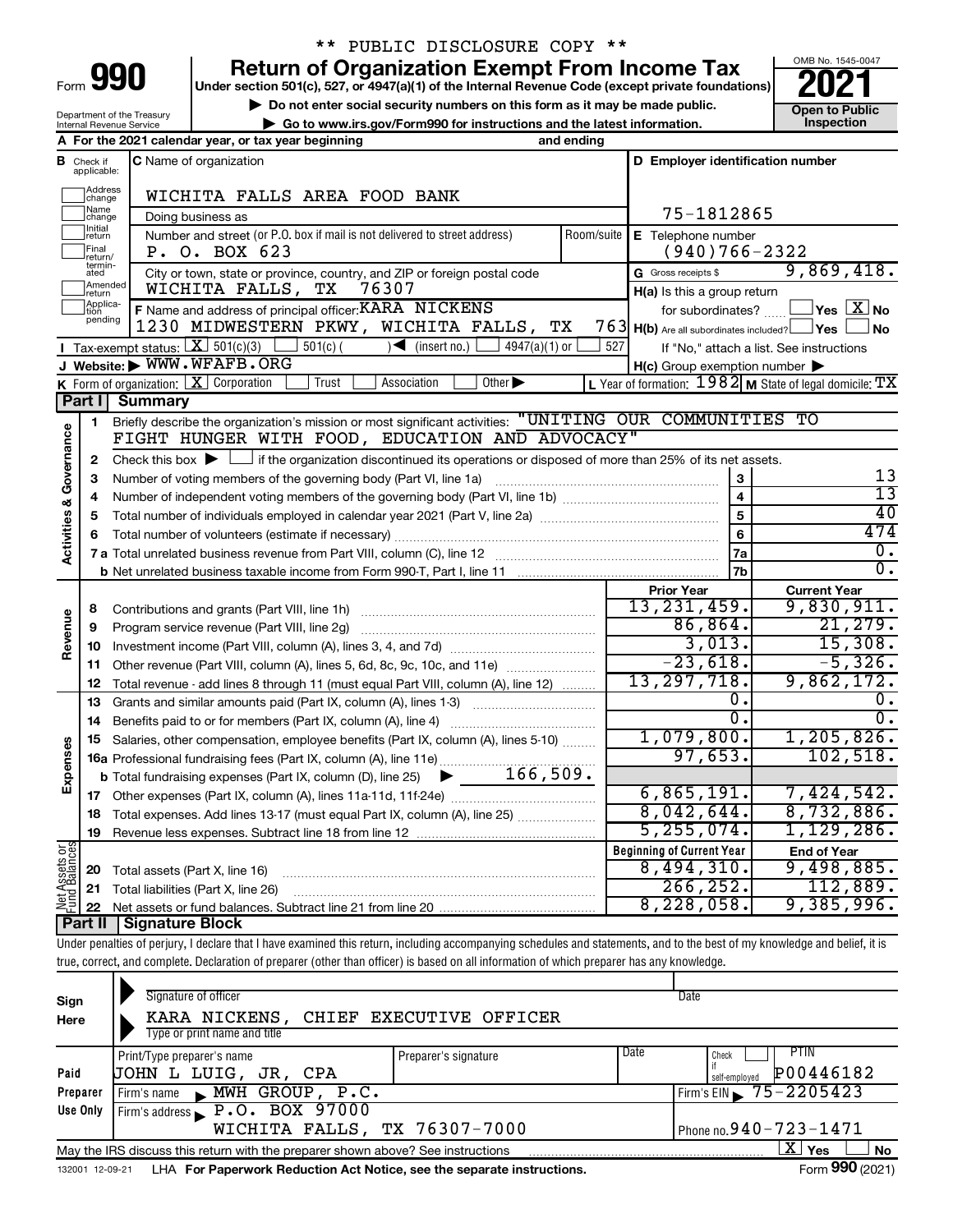\*\* PUBLIC DISCLOSURE COPY \*\*

# Form 990 — Return of Organization Exempt From Income Tax (2021)

Under section 501(c), 527, or 4947(a)(1) of the Internal Revenue Code (except private foundations)

▶ Do not enter social security numbers on this form as it may be made public.

▶ Go to www.irs.gov/Form990 for instructions and the latest information.

OMB No. 1545-0047 — Open to Public Inspection

Department of the Treasury, Internal Revenue Service

**A** For the 2021 calendar year, or tax year beginning and ending

**B** Check if applicable: Address change, Name change, Initial return, Final return/terminated, Amended return, Application pending

**C** Name of organization: WICHITA FALLS AREA FOOD BANK

Doing business as

Number and street (or P.O. box if mail is not delivered to street address): P. O. BOX 623

City or town, state or province, country, and ZIP or foreign postal code: WICHITA FALLS, TX 76307

**D** Employer identification number: 75-1812865

**E** Telephone number: (940)766-2322

**G** Gross receipts $ 9,869,418.

**F** Name and address of principal officer: KARA NICKENS, 1230 MIDWESTERN PKWY, WICHITA FALLS, TX 763

**H(a)** Is this a group return for subordinates? Yes [ ] No [X]

**H(b)** Are all subordinates included? Yes [ ] No [ ] If "No," attach a list. See instructions

**H(c)** Group exemption number ▶

**I** Tax-exempt status: [X] 501(c)(3) [ ] 501(c) ( ) ◀ (insert no.) [ ] 4947(a)(1) or [ ] 527

**J** Website: ▶ WWW.WFAFB.ORG

**K** Form of organization: [X] Corporation [ ] Trust [ ] Association [ ] Other ▶

**L** Year of formation: 1982 **M** State of legal domicile: TX

## Part I Summary

**Activities & Governance**

1. Briefly describe the organization's mission or most significant activities: "UNITING OUR COMMUNITIES TO FIGHT HUNGER WITH FOOD, EDUCATION AND ADVOCACY"
2. Check this box ▶ [ ] if the organization discontinued its operations or disposed of more than 25% of its net assets.

| Line | Description | | Value |
|---|---|---|---|
| 3 | Number of voting members of the governing body (Part VI, line 1a) | 3 | 13 |
| 4 | Number of independent voting members of the governing body (Part VI, line 1b) | 4 | 13 |
| 5 | Total number of individuals employed in calendar year 2021 (Part V, line 2a) | 5 | 40 |
| 6 | Total number of volunteers (estimate if necessary) | 6 | 474 |
| 7a | Total unrelated business revenue from Part VIII, column (C), line 12 | 7a | 0. |
| 7b | Net unrelated business taxable income from Form 990-T, Part I, line 11 | 7b | 0. |

| Line | Description | Prior Year | Current Year |
|---|---|---|---|
| **Revenue** | | | |
| 8 | Contributions and grants (Part VIII, line 1h) | 13,231,459. | 9,830,911. |
| 9 | Program service revenue (Part VIII, line 2g) | 86,864. | 21,279. |
| 10 | Investment income (Part VIII, column (A), lines 3, 4, and 7d) | 3,013. | 15,308. |
| 11 | Other revenue (Part VIII, column (A), lines 5, 6d, 8c, 9c, 10c, and 11e) | -23,618. | -5,326. |
| 12 | Total revenue - add lines 8 through 11 (must equal Part VIII, column (A), line 12) | 13,297,718. | 9,862,172. |
| **Expenses** | | | |
| 13 | Grants and similar amounts paid (Part IX, column (A), lines 1-3) | 0. | 0. |
| 14 | Benefits paid to or for members (Part IX, column (A), line 4) | 0. | 0. |
| 15 | Salaries, other compensation, employee benefits (Part IX, column (A), lines 5-10) | 1,079,800. | 1,205,826. |
| 16a | Professional fundraising fees (Part IX, column (A), line 11e) | 97,653. | 102,518. |
| b | Total fundraising expenses (Part IX, column (D), line 25) ▶ 166,509. | | |
| 17 | Other expenses (Part IX, column (A), lines 11a-11d, 11f-24e) | 6,865,191. | 7,424,542. |
| 18 | Total expenses. Add lines 13-17 (must equal Part IX, column (A), line 25) | 8,042,644. | 8,732,886. |
| 19 | Revenue less expenses. Subtract line 18 from line 12 | 5,255,074. | 1,129,286. |

| Line | Net Assets or Fund Balances | Beginning of Current Year | End of Year |
|---|---|---|---|
| 20 | Total assets (Part X, line 16) | 8,494,310. | 9,498,885. |
| 21 | Total liabilities (Part X, line 26) | 266,252. | 112,889. |
| 22 | Net assets or fund balances. Subtract line 21 from line 20 | 8,228,058. | 9,385,996. |

## Part II Signature Block

Under penalties of perjury, I declare that I have examined this return, including accompanying schedules and statements, and to the best of my knowledge and belief, it is true, correct, and complete. Declaration of preparer (other than officer) is based on all information of which preparer has any knowledge.

**Sign Here**

Signature of officer — Date

KARA NICKENS, CHIEF EXECUTIVE OFFICER

Type or print name and title

**Paid Preparer Use Only**

| Print/Type preparer's name | Preparer's signature | Date | Check if self-employed | PTIN |
|---|---|---|---|---|
| JOHN L LUIG, JR, CPA | | | | P00446182 |

Firm's name ▶ MWH GROUP, P.C. — Firm's EIN ▶ 75-2205423

Firm's address ▶ P.O. BOX 97000, WICHITA FALLS, TX 76307-7000 — Phone no. 940-723-1471

May the IRS discuss this return with the preparer shown above? See instructions [X] Yes [ ] No

132001 12-09-21 LHA For Paperwork Reduction Act Notice, see the separate instructions. Form **990** (2021)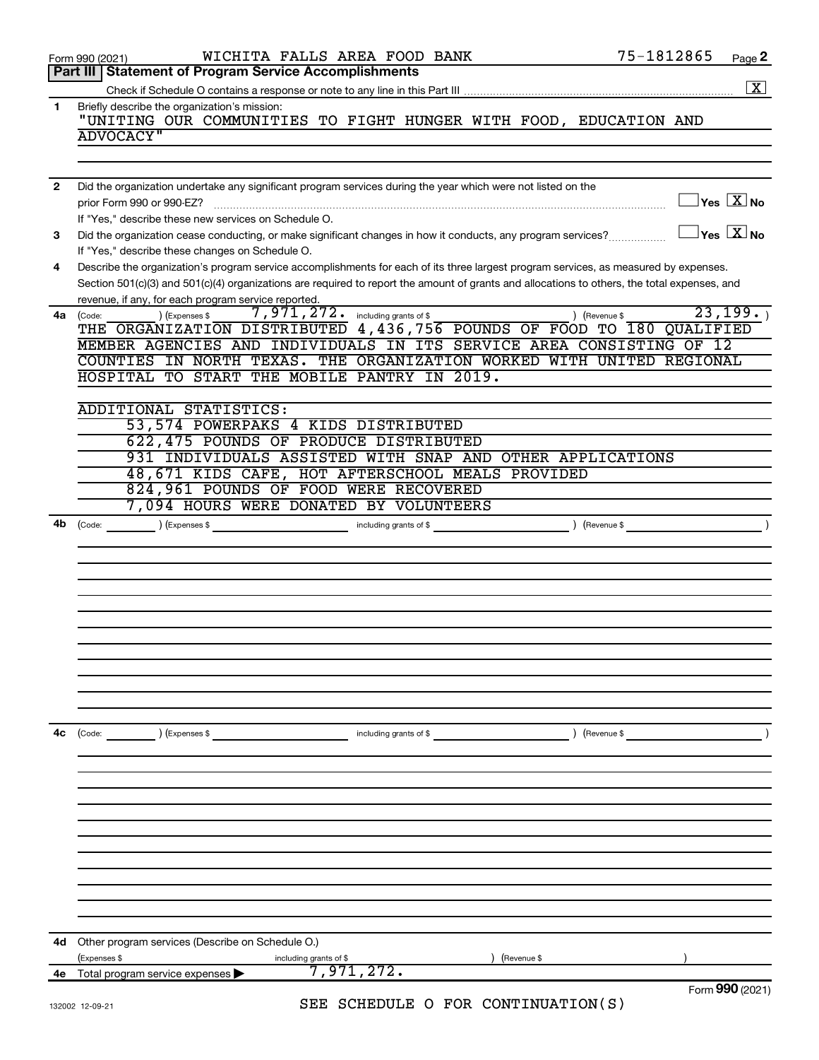Form 990 (2021) WICHITA FALLS AREA FOOD BANK 75-1812865 Page **2**

## Part III Statement of Program Service Accomplishments

Check if Schedule O contains a response or note to any line in this Part III .......... [X]

**1** Briefly describe the organization's mission:

"UNITING OUR COMMUNITIES TO FIGHT HUNGER WITH FOOD, EDUCATION AND ADVOCACY"

**2** Did the organization undertake any significant program services during the year which were not listed on the prior Form 990 or 990-EZ? .......... [ ] Yes [X] No

If "Yes," describe these new services on Schedule O.

**3** Did the organization cease conducting, or make significant changes in how it conducts, any program services? .......... [ ] Yes [X] No

If "Yes," describe these changes on Schedule O.

**4** Describe the organization's program service accomplishments for each of its three largest program services, as measured by expenses. Section 501(c)(3) and 501(c)(4) organizations are required to report the amount of grants and allocations to others, the total expenses, and revenue, if any, for each program service reported.

**4a** (Code: ) (Expenses $ 7,971,272. including grants of $ ) (Revenue $ 23,199. )

THE ORGANIZATION DISTRIBUTED 4,436,756 POUNDS OF FOOD TO 180 QUALIFIED MEMBER AGENCIES AND INDIVIDUALS IN ITS SERVICE AREA CONSISTING OF 12 COUNTIES IN NORTH TEXAS. THE ORGANIZATION WORKED WITH UNITED REGIONAL HOSPITAL TO START THE MOBILE PANTRY IN 2019.

ADDITIONAL STATISTICS:

- 53,574 POWERPAKS 4 KIDS DISTRIBUTED
- 622,475 POUNDS OF PRODUCE DISTRIBUTED
- 931 INDIVIDUALS ASSISTED WITH SNAP AND OTHER APPLICATIONS
- 48,671 KIDS CAFE, HOT AFTERSCHOOL MEALS PROVIDED
- 824,961 POUNDS OF FOOD WERE RECOVERED
- 7,094 HOURS WERE DONATED BY VOLUNTEERS

**4b** (Code: ) (Expenses $ including grants of $ ) (Revenue $ )

**4c** (Code: ) (Expenses $ including grants of $ ) (Revenue $ )

**4d** Other program services (Describe on Schedule O.)

(Expenses $ including grants of $ ) (Revenue $ )

**4e** Total program service expenses ▶ 7,971,272.

Form **990** (2021)

SEE SCHEDULE O FOR CONTINUATION(S)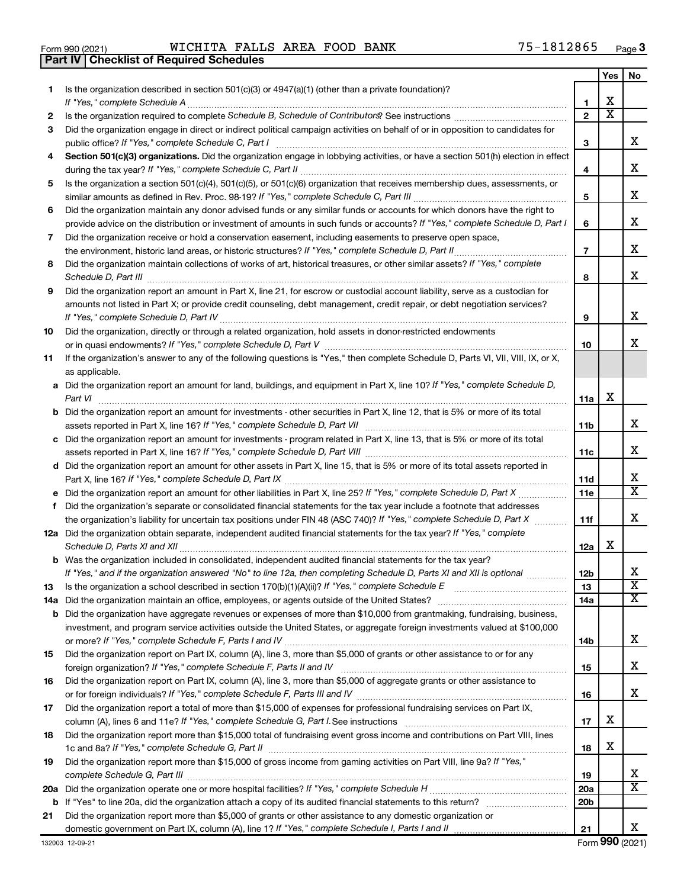Form 990 (2021) WICHITA FALLS AREA FOOD BANK 75-1812865

## Part IV | Checklist of Required Schedules

| | | | Yes | No |
|---|---|---|---|---|
| 1 | Is the organization described in section 501(c)(3) or 4947(a)(1) (other than a private foundation)? *If "Yes," complete Schedule A* | 1 | X | |
| 2 | Is the organization required to complete *Schedule B, Schedule of Contributors*? See instructions | 2 | X | |
| 3 | Did the organization engage in direct or indirect political campaign activities on behalf of or in opposition to candidates for public office? *If "Yes," complete Schedule C, Part I* | 3 | | X |
| 4 | **Section 501(c)(3) organizations.** Did the organization engage in lobbying activities, or have a section 501(h) election in effect during the tax year? *If "Yes," complete Schedule C, Part II* | 4 | | X |
| 5 | Is the organization a section 501(c)(4), 501(c)(5), or 501(c)(6) organization that receives membership dues, assessments, or similar amounts as defined in Rev. Proc. 98-19? *If "Yes," complete Schedule C, Part III* | 5 | | X |
| 6 | Did the organization maintain any donor advised funds or any similar funds or accounts for which donors have the right to provide advice on the distribution or investment of amounts in such funds or accounts? *If "Yes," complete Schedule D, Part I* | 6 | | X |
| 7 | Did the organization receive or hold a conservation easement, including easements to preserve open space, the environment, historic land areas, or historic structures? *If "Yes," complete Schedule D, Part II* | 7 | | X |
| 8 | Did the organization maintain collections of works of art, historical treasures, or other similar assets? *If "Yes," complete Schedule D, Part III* | 8 | | X |
| 9 | Did the organization report an amount in Part X, line 21, for escrow or custodial account liability, serve as a custodian for amounts not listed in Part X; or provide credit counseling, debt management, credit repair, or debt negotiation services? *If "Yes," complete Schedule D, Part IV* | 9 | | X |
| 10 | Did the organization, directly or through a related organization, hold assets in donor-restricted endowments or in quasi endowments? *If "Yes," complete Schedule D, Part V* | 10 | | X |
| 11 | If the organization's answer to any of the following questions is "Yes," then complete Schedule D, Parts VI, VII, VIII, IX, or X, as applicable. | | | |
| a | Did the organization report an amount for land, buildings, and equipment in Part X, line 10? *If "Yes," complete Schedule D, Part VI* | 11a | X | |
| b | Did the organization report an amount for investments - other securities in Part X, line 12, that is 5% or more of its total assets reported in Part X, line 16? *If "Yes," complete Schedule D, Part VII* | 11b | | X |
| c | Did the organization report an amount for investments - program related in Part X, line 13, that is 5% or more of its total assets reported in Part X, line 16? *If "Yes," complete Schedule D, Part VIII* | 11c | | X |
| d | Did the organization report an amount for other assets in Part X, line 15, that is 5% or more of its total assets reported in Part X, line 16? *If "Yes," complete Schedule D, Part IX* | 11d | | X |
| e | Did the organization report an amount for other liabilities in Part X, line 25? *If "Yes," complete Schedule D, Part X* | 11e | | X |
| f | Did the organization's separate or consolidated financial statements for the tax year include a footnote that addresses the organization's liability for uncertain tax positions under FIN 48 (ASC 740)? *If "Yes," complete Schedule D, Part X* | 11f | | X |
| 12a | Did the organization obtain separate, independent audited financial statements for the tax year? *If "Yes," complete Schedule D, Parts XI and XII* | 12a | X | |
| b | Was the organization included in consolidated, independent audited financial statements for the tax year? *If "Yes," and if the organization answered "No" to line 12a, then completing Schedule D, Parts XI and XII is optional* | 12b | | X |
| 13 | Is the organization a school described in section 170(b)(1)(A)(ii)? *If "Yes," complete Schedule E* | 13 | | X |
| 14a | Did the organization maintain an office, employees, or agents outside of the United States? | 14a | | X |
| b | Did the organization have aggregate revenues or expenses of more than $10,000 from grantmaking, fundraising, business, investment, and program service activities outside the United States, or aggregate foreign investments valued at $100,000 or more? *If "Yes," complete Schedule F, Parts I and IV* | 14b | | X |
| 15 | Did the organization report on Part IX, column (A), line 3, more than $5,000 of grants or other assistance to or for any foreign organization? *If "Yes," complete Schedule F, Parts II and IV* | 15 | | X |
| 16 | Did the organization report on Part IX, column (A), line 3, more than $5,000 of aggregate grants or other assistance to or for foreign individuals? *If "Yes," complete Schedule F, Parts III and IV* | 16 | | X |
| 17 | Did the organization report a total of more than $15,000 of expenses for professional fundraising services on Part IX, column (A), lines 6 and 11e? *If "Yes," complete Schedule G, Part I.* See instructions | 17 | X | |
| 18 | Did the organization report more than $15,000 total of fundraising event gross income and contributions on Part VIII, lines 1c and 8a? *If "Yes," complete Schedule G, Part II* | 18 | X | |
| 19 | Did the organization report more than $15,000 of gross income from gaming activities on Part VIII, line 9a? *If "Yes," complete Schedule G, Part III* | 19 | | X |
| 20a | Did the organization operate one or more hospital facilities? *If "Yes," complete Schedule H* | 20a | | X |
| b | If "Yes" to line 20a, did the organization attach a copy of its audited financial statements to this return? | 20b | | |
| 21 | Did the organization report more than $5,000 of grants or other assistance to any domestic organization or domestic government on Part IX, column (A), line 1? *If "Yes," complete Schedule I, Parts I and II* | 21 | | X |

132003 12-09-21 Form 990 (2021)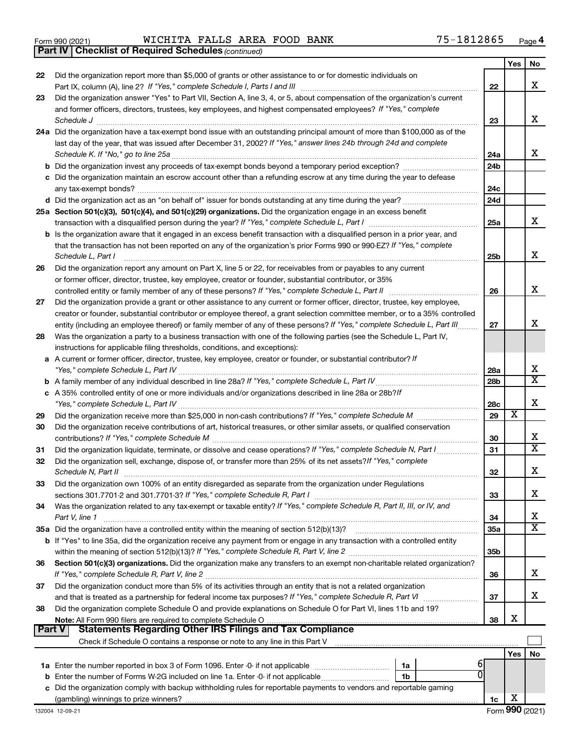Form 990 (2021) WICHITA FALLS AREA FOOD BANK 75-1812865 Page 4

**Part IV | Checklist of Required Schedules** *(continued)*

| | | | Yes | No |
|---|---|---|---|---|
| 22 | Did the organization report more than $5,000 of grants or other assistance to or for domestic individuals on Part IX, column (A), line 2? *If "Yes," complete Schedule I, Parts I and III* | 22 | | X |
| 23 | Did the organization answer "Yes" to Part VII, Section A, line 3, 4, or 5, about compensation of the organization's current and former officers, directors, trustees, key employees, and highest compensated employees? *If "Yes," complete Schedule J* | 23 | | X |
| 24a | Did the organization have a tax-exempt bond issue with an outstanding principal amount of more than $100,000 as of the last day of the year, that was issued after December 31, 2002? *If "Yes," answer lines 24b through 24d and complete Schedule K. If "No," go to line 25a* | 24a | | X |
| b | Did the organization invest any proceeds of tax-exempt bonds beyond a temporary period exception? | 24b | | |
| c | Did the organization maintain an escrow account other than a refunding escrow at any time during the year to defease any tax-exempt bonds? | 24c | | |
| d | Did the organization act as an "on behalf of" issuer for bonds outstanding at any time during the year? | 24d | | |
| 25a | **Section 501(c)(3), 501(c)(4), and 501(c)(29) organizations.** Did the organization engage in an excess benefit transaction with a disqualified person during the year? *If "Yes," complete Schedule L, Part I* | 25a | | X |
| b | Is the organization aware that it engaged in an excess benefit transaction with a disqualified person in a prior year, and that the transaction has not been reported on any of the organization's prior Forms 990 or 990-EZ? *If "Yes," complete Schedule L, Part I* | 25b | | X |
| 26 | Did the organization report any amount on Part X, line 5 or 22, for receivables from or payables to any current or former officer, director, trustee, key employee, creator or founder, substantial contributor, or 35% controlled entity or family member of any of these persons? *If "Yes," complete Schedule L, Part II* | 26 | | X |
| 27 | Did the organization provide a grant or other assistance to any current or former officer, director, trustee, key employee, creator or founder, substantial contributor or employee thereof, a grant selection committee member, or to a 35% controlled entity (including an employee thereof) or family member of any of these persons? *If "Yes," complete Schedule L, Part III* | 27 | | X |
| 28 | Was the organization a party to a business transaction with one of the following parties (see the Schedule L, Part IV, instructions for applicable filing thresholds, conditions, and exceptions): | | | |
| a | A current or former officer, director, trustee, key employee, creator or founder, or substantial contributor? *If "Yes," complete Schedule L, Part IV* | 28a | | X |
| b | A family member of any individual described in line 28a? *If "Yes," complete Schedule L, Part IV* | 28b | | X |
| c | A 35% controlled entity of one or more individuals and/or organizations described in line 28a or 28b? *If "Yes," complete Schedule L, Part IV* | 28c | | X |
| 29 | Did the organization receive more than $25,000 in non-cash contributions? *If "Yes," complete Schedule M* | 29 | X | |
| 30 | Did the organization receive contributions of art, historical treasures, or other similar assets, or qualified conservation contributions? *If "Yes," complete Schedule M* | 30 | | X |
| 31 | Did the organization liquidate, terminate, or dissolve and cease operations? *If "Yes," complete Schedule N, Part I* | 31 | | X |
| 32 | Did the organization sell, exchange, dispose of, or transfer more than 25% of its net assets? *If "Yes," complete Schedule N, Part II* | 32 | | X |
| 33 | Did the organization own 100% of an entity disregarded as separate from the organization under Regulations sections 301.7701-2 and 301.7701-3? *If "Yes," complete Schedule R, Part I* | 33 | | X |
| 34 | Was the organization related to any tax-exempt or taxable entity? *If "Yes," complete Schedule R, Part II, III, or IV, and Part V, line 1* | 34 | | X |
| 35a | Did the organization have a controlled entity within the meaning of section 512(b)(13)? | 35a | | X |
| b | If "Yes" to line 35a, did the organization receive any payment from or engage in any transaction with a controlled entity within the meaning of section 512(b)(13)? *If "Yes," complete Schedule R, Part V, line 2* | 35b | | |
| 36 | **Section 501(c)(3) organizations.** Did the organization make any transfers to an exempt non-charitable related organization? *If "Yes," complete Schedule R, Part V, line 2* | 36 | | X |
| 37 | Did the organization conduct more than 5% of its activities through an entity that is not a related organization and that is treated as a partnership for federal income tax purposes? *If "Yes," complete Schedule R, Part VI* | 37 | | X |
| 38 | Did the organization complete Schedule O and provide explanations on Schedule O for Part VI, lines 11b and 19? **Note:** All Form 990 filers are required to complete Schedule O | 38 | X | |

**Part V | Statements Regarding Other IRS Filings and Tax Compliance**

Check if Schedule O contains a response or note to any line in this Part V ☐

| | | | | Yes | No |
|---|---|---|---|---|---|
| 1a | Enter the number reported in box 3 of Form 1096. Enter -0- if not applicable | 1a | 6 | | |
| b | Enter the number of Forms W-2G included on line 1a. Enter -0- if not applicable | 1b | 0 | | |
| c | Did the organization comply with backup withholding rules for reportable payments to vendors and reportable gaming (gambling) winnings to prize winners? | | 1c | X | |

132004 12-09-21 Form **990** (2021)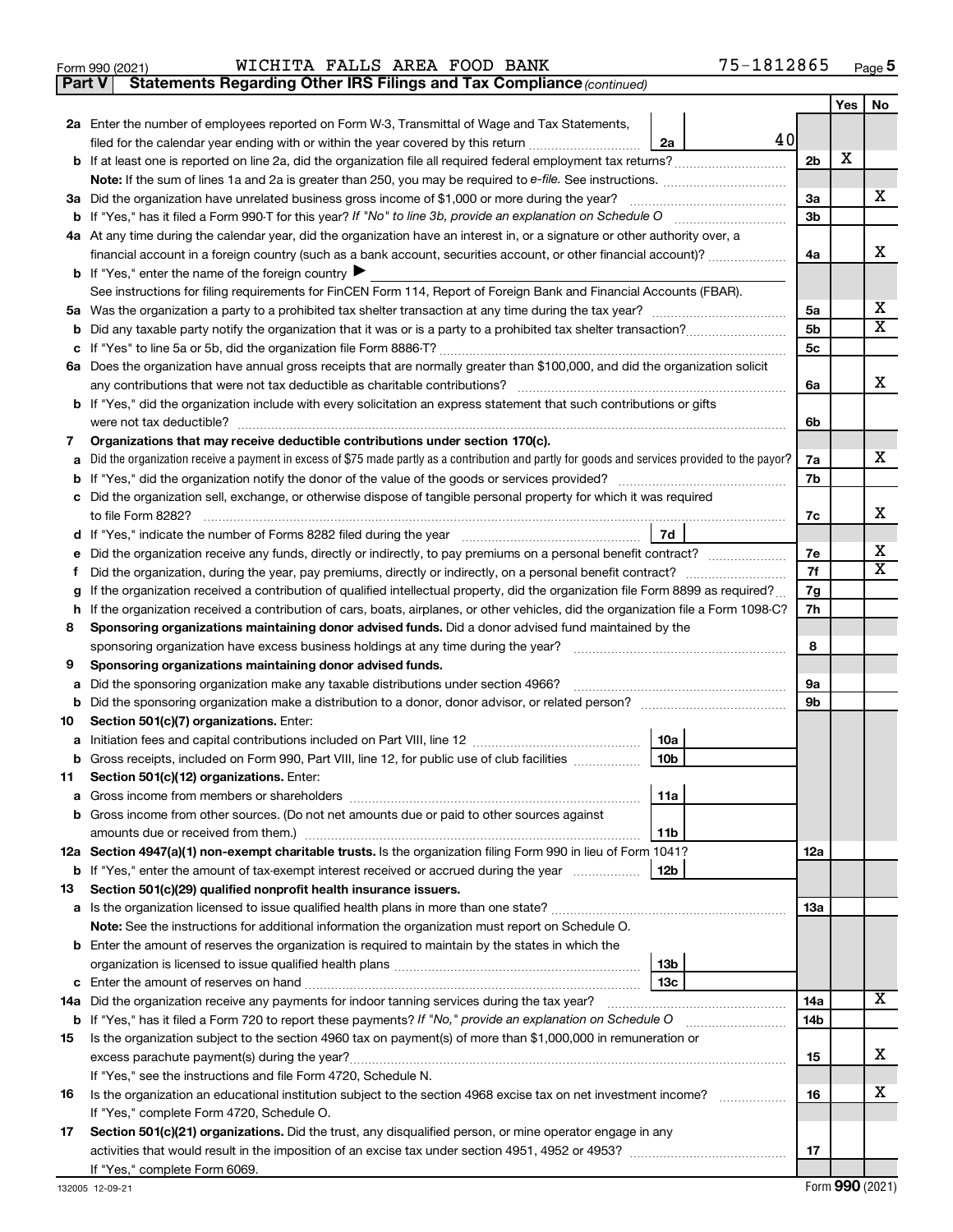Form 990 (2021) WICHITA FALLS AREA FOOD BANK 75-1812865

## Part V Statements Regarding Other IRS Filings and Tax Compliance *(continued)*

| | | | | Yes | No |
|---|---|---|---|---|---|
| **2a** | Enter the number of employees reported on Form W-3, Transmittal of Wage and Tax Statements, filed for the calendar year ending with or within the year covered by this return | 2a 40 | | | |
| **b** | If at least one is reported on line 2a, did the organization file all required federal employment tax returns? | | 2b | X | |
| | **Note:** If the sum of lines 1a and 2a is greater than 250, you may be required to *e-file.* See instructions. | | | | |
| **3a** | Did the organization have unrelated business gross income of $1,000 or more during the year? | | 3a | | X |
| **b** | If "Yes," has it filed a Form 990-T for this year? *If "No" to line 3b, provide an explanation on Schedule O* | | 3b | | |
| **4a** | At any time during the calendar year, did the organization have an interest in, or a signature or other authority over, a financial account in a foreign country (such as a bank account, securities account, or other financial account)? | | 4a | | X |
| **b** | If "Yes," enter the name of the foreign country ▶ | | | | |
| | See instructions for filing requirements for FinCEN Form 114, Report of Foreign Bank and Financial Accounts (FBAR). | | | | |
| **5a** | Was the organization a party to a prohibited tax shelter transaction at any time during the tax year? | | 5a | | X |
| **b** | Did any taxable party notify the organization that it was or is a party to a prohibited tax shelter transaction? | | 5b | | X |
| **c** | If "Yes" to line 5a or 5b, did the organization file Form 8886-T? | | 5c | | |
| **6a** | Does the organization have annual gross receipts that are normally greater than $100,000, and did the organization solicit any contributions that were not tax deductible as charitable contributions? | | 6a | | X |
| **b** | If "Yes," did the organization include with every solicitation an express statement that such contributions or gifts were not tax deductible? | | 6b | | |
| **7** | **Organizations that may receive deductible contributions under section 170(c).** | | | | |
| **a** | Did the organization receive a payment in excess of $75 made partly as a contribution and partly for goods and services provided to the payor? | | 7a | | X |
| **b** | If "Yes," did the organization notify the donor of the value of the goods or services provided? | | 7b | | |
| **c** | Did the organization sell, exchange, or otherwise dispose of tangible personal property for which it was required to file Form 8282? | | 7c | | X |
| **d** | If "Yes," indicate the number of Forms 8282 filed during the year | 7d | | | |
| **e** | Did the organization receive any funds, directly or indirectly, to pay premiums on a personal benefit contract? | | 7e | | X |
| **f** | Did the organization, during the year, pay premiums, directly or indirectly, on a personal benefit contract? | | 7f | | X |
| **g** | If the organization received a contribution of qualified intellectual property, did the organization file Form 8899 as required? | | 7g | | |
| **h** | If the organization received a contribution of cars, boats, airplanes, or other vehicles, did the organization file a Form 1098-C? | | 7h | | |
| **8** | **Sponsoring organizations maintaining donor advised funds.** Did a donor advised fund maintained by the sponsoring organization have excess business holdings at any time during the year? | | 8 | | |
| **9** | **Sponsoring organizations maintaining donor advised funds.** | | | | |
| **a** | Did the sponsoring organization make any taxable distributions under section 4966? | | 9a | | |
| **b** | Did the sponsoring organization make a distribution to a donor, donor advisor, or related person? | | 9b | | |
| **10** | **Section 501(c)(7) organizations.** Enter: | | | | |
| **a** | Initiation fees and capital contributions included on Part VIII, line 12 | 10a | | | |
| **b** | Gross receipts, included on Form 990, Part VIII, line 12, for public use of club facilities | 10b | | | |
| **11** | **Section 501(c)(12) organizations.** Enter: | | | | |
| **a** | Gross income from members or shareholders | 11a | | | |
| **b** | Gross income from other sources. (Do not net amounts due or paid to other sources against amounts due or received from them.) | 11b | | | |
| **12a** | **Section 4947(a)(1) non-exempt charitable trusts.** Is the organization filing Form 990 in lieu of Form 1041? | | 12a | | |
| **b** | If "Yes," enter the amount of tax-exempt interest received or accrued during the year | 12b | | | |
| **13** | **Section 501(c)(29) qualified nonprofit health insurance issuers.** | | | | |
| **a** | Is the organization licensed to issue qualified health plans in more than one state? | | 13a | | |
| | **Note:** See the instructions for additional information the organization must report on Schedule O. | | | | |
| **b** | Enter the amount of reserves the organization is required to maintain by the states in which the organization is licensed to issue qualified health plans | 13b | | | |
| **c** | Enter the amount of reserves on hand | 13c | | | |
| **14a** | Did the organization receive any payments for indoor tanning services during the tax year? | | 14a | | X |
| **b** | If "Yes," has it filed a Form 720 to report these payments? *If "No," provide an explanation on Schedule O* | | 14b | | |
| **15** | Is the organization subject to the section 4960 tax on payment(s) of more than $1,000,000 in remuneration or excess parachute payment(s) during the year? | | 15 | | X |
| | If "Yes," see the instructions and file Form 4720, Schedule N. | | | | |
| **16** | Is the organization an educational institution subject to the section 4968 excise tax on net investment income? | | 16 | | X |
| | If "Yes," complete Form 4720, Schedule O. | | | | |
| **17** | **Section 501(c)(21) organizations.** Did the trust, any disqualified person, or mine operator engage in any activities that would result in the imposition of an excise tax under section 4951, 4952 or 4953? | | 17 | | |
| | If "Yes," complete Form 6069. | | | | |

132005 12-09-21 Form **990** (2021)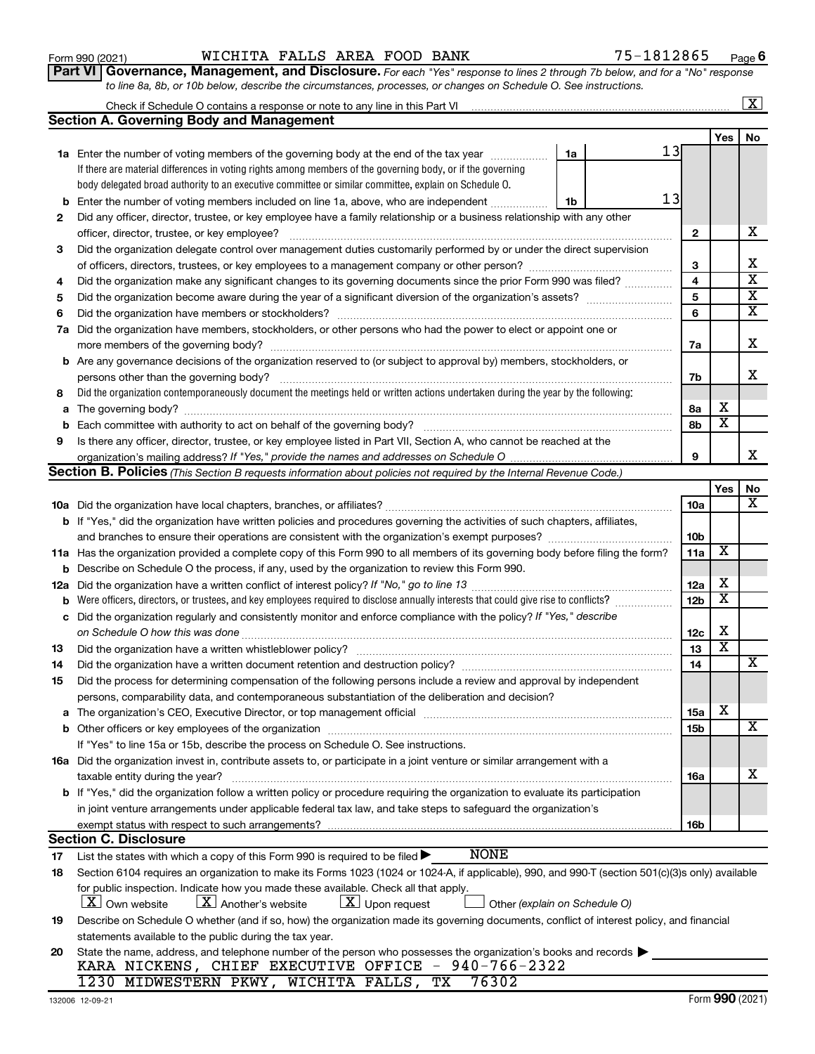Form 990 (2021) WICHITA FALLS AREA FOOD BANK 75-1812865 Page **6**

## Part VI Governance, Management, and Disclosure.

*For each "Yes" response to lines 2 through 7b below, and for a "No" response to line 8a, 8b, or 10b below, describe the circumstances, processes, or changes on Schedule O. See instructions.*

Check if Schedule O contains a response or note to any line in this Part VI .................. [X]

### Section A. Governing Body and Management

| | | | | Yes | No |
|---|---|---|---|---|---|
| **1a** | Enter the number of voting members of the governing body at the end of the tax year ... **1a** 13. If there are material differences in voting rights among members of the governing body, or if the governing body delegated broad authority to an executive committee or similar committee, explain on Schedule O. | | | | |
| **b** | Enter the number of voting members included on line 1a, above, who are independent ... **1b** 13 | | | | |
| **2** | Did any officer, director, trustee, or key employee have a family relationship or a business relationship with any other officer, director, trustee, or key employee? | **2** | | | X |
| **3** | Did the organization delegate control over management duties customarily performed by or under the direct supervision of officers, directors, trustees, or key employees to a management company or other person? | **3** | | | X |
| **4** | Did the organization make any significant changes to its governing documents since the prior Form 990 was filed? | **4** | | | X |
| **5** | Did the organization become aware during the year of a significant diversion of the organization's assets? | **5** | | | X |
| **6** | Did the organization have members or stockholders? | **6** | | | X |
| **7a** | Did the organization have members, stockholders, or other persons who had the power to elect or appoint one or more members of the governing body? | **7a** | | | X |
| **b** | Are any governance decisions of the organization reserved to (or subject to approval by) members, stockholders, or persons other than the governing body? | **7b** | | | X |
| **8** | Did the organization contemporaneously document the meetings held or written actions undertaken during the year by the following: | | | | |
| **a** | The governing body? | **8a** | | X | |
| **b** | Each committee with authority to act on behalf of the governing body? | **8b** | | X | |
| **9** | Is there any officer, director, trustee, or key employee listed in Part VII, Section A, who cannot be reached at the organization's mailing address? *If "Yes," provide the names and addresses on Schedule O* | **9** | | | X |

### Section B. Policies *(This Section B requests information about policies not required by the Internal Revenue Code.)*

| | | | Yes | No |
|---|---|---|---|---|
| **10a** | Did the organization have local chapters, branches, or affiliates? | **10a** | | X |
| **b** | If "Yes," did the organization have written policies and procedures governing the activities of such chapters, affiliates, and branches to ensure their operations are consistent with the organization's exempt purposes? | **10b** | | |
| **11a** | Has the organization provided a complete copy of this Form 990 to all members of its governing body before filing the form? | **11a** | X | |
| **b** | Describe on Schedule O the process, if any, used by the organization to review this Form 990. | | | |
| **12a** | Did the organization have a written conflict of interest policy? *If "No," go to line 13* | **12a** | X | |
| **b** | Were officers, directors, or trustees, and key employees required to disclose annually interests that could give rise to conflicts? | **12b** | X | |
| **c** | Did the organization regularly and consistently monitor and enforce compliance with the policy? *If "Yes," describe on Schedule O how this was done* | **12c** | X | |
| **13** | Did the organization have a written whistleblower policy? | **13** | X | |
| **14** | Did the organization have a written document retention and destruction policy? | **14** | | X |
| **15** | Did the process for determining compensation of the following persons include a review and approval by independent persons, comparability data, and contemporaneous substantiation of the deliberation and decision? | | | |
| **a** | The organization's CEO, Executive Director, or top management official | **15a** | X | |
| **b** | Other officers or key employees of the organization | **15b** | | X |
| | If "Yes" to line 15a or 15b, describe the process on Schedule O. See instructions. | | | |
| **16a** | Did the organization invest in, contribute assets to, or participate in a joint venture or similar arrangement with a taxable entity during the year? | **16a** | | X |
| **b** | If "Yes," did the organization follow a written policy or procedure requiring the organization to evaluate its participation in joint venture arrangements under applicable federal tax law, and take steps to safeguard the organization's exempt status with respect to such arrangements? | **16b** | | |

### Section C. Disclosure

**17** List the states with which a copy of this Form 990 is required to be filed ▶ NONE

**18** Section 6104 requires an organization to make its Forms 1023 (1024 or 1024-A, if applicable), 990, and 990-T (section 501(c)(3)s only) available for public inspection. Indicate how you made these available. Check all that apply.

[X] Own website [X] Another's website [X] Upon request [ ] Other *(explain on Schedule O)*

**19** Describe on Schedule O whether (and if so, how) the organization made its governing documents, conflict of interest policy, and financial statements available to the public during the tax year.

**20** State the name, address, and telephone number of the person who possesses the organization's books and records ▶

KARA NICKENS, CHIEF EXECUTIVE OFFICE - 940-766-2322
1230 MIDWESTERN PKWY, WICHITA FALLS, TX 76302

132006 12-09-21 Form **990** (2021)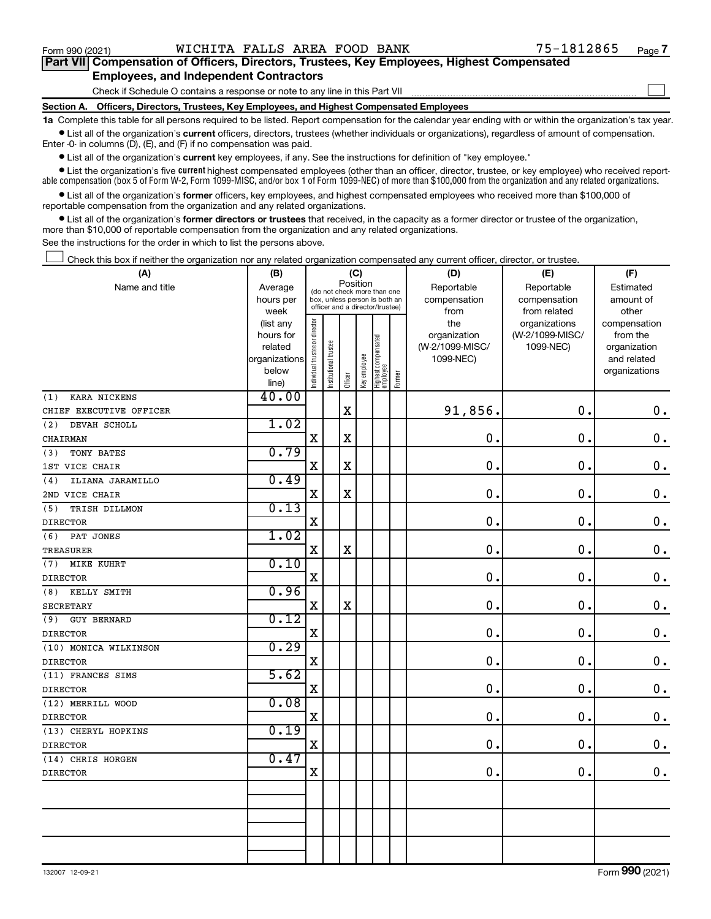Form 990 (2021) WICHITA FALLS AREA FOOD BANK 75-1812865

## Part VII Compensation of Officers, Directors, Trustees, Key Employees, Highest Compensated Employees, and Independent Contractors

Check if Schedule O contains a response or note to any line in this Part VII ☐

### Section A. Officers, Directors, Trustees, Key Employees, and Highest Compensated Employees

**1a** Complete this table for all persons required to be listed. Report compensation for the calendar year ending with or within the organization's tax year.

- List all of the organization's **current** officers, directors, trustees (whether individuals or organizations), regardless of amount of compensation. Enter -0- in columns (D), (E), and (F) if no compensation was paid.
- List all of the organization's **current** key employees, if any. See the instructions for definition of "key employee."
- List the organization's five **current** highest compensated employees (other than an officer, director, trustee, or key employee) who received reportable compensation (box 5 of Form W-2, Form 1099-MISC, and/or box 1 of Form 1099-NEC) of more than $100,000 from the organization and any related organizations.
- List all of the organization's **former** officers, key employees, and highest compensated employees who received more than $100,000 of reportable compensation from the organization and any related organizations.
- List all of the organization's **former directors or trustees** that received, in the capacity as a former director or trustee of the organization, more than $10,000 of reportable compensation from the organization and any related organizations.

See the instructions for the order in which to list the persons above.

☐ Check this box if neither the organization nor any related organization compensated any current officer, director, or trustee.

| (A) Name and title | (B) Average hours per week (list any hours for related organizations below line) | (C) Position: Individual trustee or director | Institutional trustee | Officer | Key employee | Highest compensated employee | Former | (D) Reportable compensation from the organization (W-2/1099-MISC/1099-NEC) | (E) Reportable compensation from related organizations (W-2/1099-MISC/1099-NEC) | (F) Estimated amount of other compensation from the organization and related organizations |
|---|---|---|---|---|---|---|---|---|---|---|
| (1) KARA NICKENS<br>CHIEF EXECUTIVE OFFICER | 40.00 | | | X | | | | 91,856. | 0. | 0. |
| (2) DEVAH SCHOLL<br>CHAIRMAN | 1.02 | X | | X | | | | 0. | 0. | 0. |
| (3) TONY BATES<br>1ST VICE CHAIR | 0.79 | X | | X | | | | 0. | 0. | 0. |
| (4) ILIANA JARAMILLO<br>2ND VICE CHAIR | 0.49 | X | | X | | | | 0. | 0. | 0. |
| (5) TRISH DILLMON<br>DIRECTOR | 0.13 | X | | | | | | 0. | 0. | 0. |
| (6) PAT JONES<br>TREASURER | 1.02 | X | | X | | | | 0. | 0. | 0. |
| (7) MIKE KUHRT<br>DIRECTOR | 0.10 | X | | | | | | 0. | 0. | 0. |
| (8) KELLY SMITH<br>SECRETARY | 0.96 | X | | X | | | | 0. | 0. | 0. |
| (9) GUY BERNARD<br>DIRECTOR | 0.12 | X | | | | | | 0. | 0. | 0. |
| (10) MONICA WILKINSON<br>DIRECTOR | 0.29 | X | | | | | | 0. | 0. | 0. |
| (11) FRANCES SIMS<br>DIRECTOR | 5.62 | X | | | | | | 0. | 0. | 0. |
| (12) MERRILL WOOD<br>DIRECTOR | 0.08 | X | | | | | | 0. | 0. | 0. |
| (13) CHERYL HOPKINS<br>DIRECTOR | 0.19 | X | | | | | | 0. | 0. | 0. |
| (14) CHRIS HORGEN<br>DIRECTOR | 0.47 | X | | | | | | 0. | 0. | 0. |
| | | | | | | | | | | |
| | | | | | | | | | | |
| | | | | | | | | | | |

132007 12-09-21 Form 990 (2021)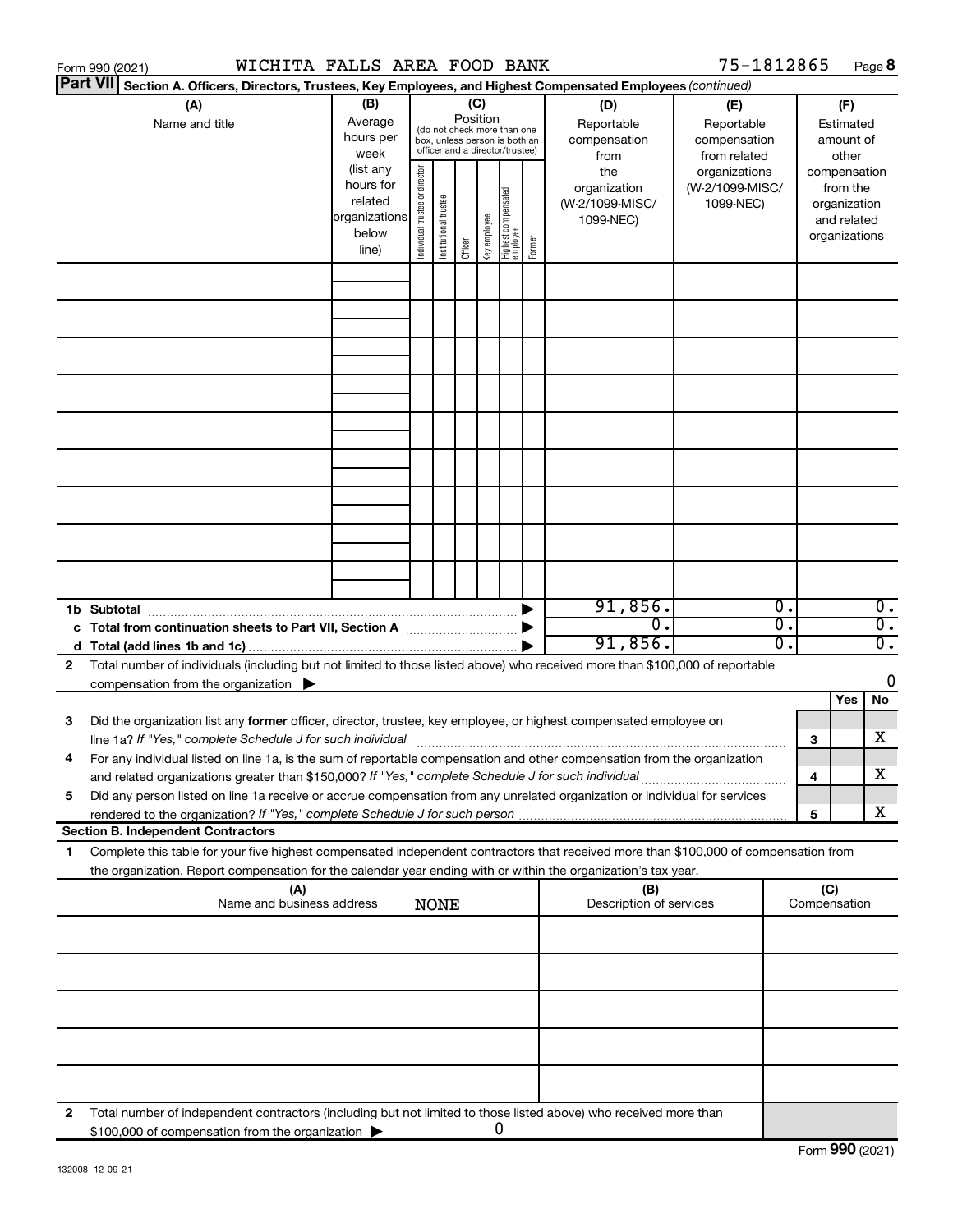Form 990 (2021) WICHITA FALLS AREA FOOD BANK 75-1812865 Page 8

**Part VII** **Section A. Officers, Directors, Trustees, Key Employees, and Highest Compensated Employees** *(continued)*

| (A) Name and title | (B) Average hours per week (list any hours for related organizations below line) | (C) Position (do not check more than one box, unless person is both an officer and a director/trustee): Individual trustee or director | Institutional trustee | Officer | Key employee | Highest compensated employee | Former | (D) Reportable compensation from the organization (W-2/1099-MISC/ 1099-NEC) | (E) Reportable compensation from related organizations (W-2/1099-MISC/ 1099-NEC) | (F) Estimated amount of other compensation from the organization and related organizations |
|---|---|---|---|---|---|---|---|---|---|---|
| | | | | | | | | | | |
| | | | | | | | | | | |
| | | | | | | | | | | |
| | | | | | | | | | | |
| | | | | | | | | | | |
| | | | | | | | | | | |
| | | | | | | | | | | |
| | | | | | | | | | | |
| | | | | | | | | | | |
| **1b Subtotal** | | | | | | | ▶ | 91,856. | 0. | 0. |
| **c Total from continuation sheets to Part VII, Section A** | | | | | | | ▶ | 0. | 0. | 0. |
| **d Total (add lines 1b and 1c)** | | | | | | | ▶ | 91,856. | 0. | 0. |

**2** Total number of individuals (including but not limited to those listed above) who received more than $100,000 of reportable compensation from the organization ▶ 0

| | | | Yes | No |
|---|---|---|---|---|
| **3** | Did the organization list any **former** officer, director, trustee, key employee, or highest compensated employee on line 1a? *If "Yes," complete Schedule J for such individual* | 3 | | X |
| **4** | For any individual listed on line 1a, is the sum of reportable compensation and other compensation from the organization and related organizations greater than $150,000? *If "Yes," complete Schedule J for such individual* | 4 | | X |
| **5** | Did any person listed on line 1a receive or accrue compensation from any unrelated organization or individual for services rendered to the organization? *If "Yes," complete Schedule J for such person* | 5 | | X |

**Section B. Independent Contractors**

**1** Complete this table for your five highest compensated independent contractors that received more than $100,000 of compensation from the organization. Report compensation for the calendar year ending with or within the organization's tax year.

| (A) Name and business address | (B) Description of services | (C) Compensation |
|---|---|---|
| NONE | | |
| | | |
| | | |
| | | |
| | | |

**2** Total number of independent contractors (including but not limited to those listed above) who received more than $100,000 of compensation from the organization ▶ 0

Form **990** (2021)

132008 12-09-21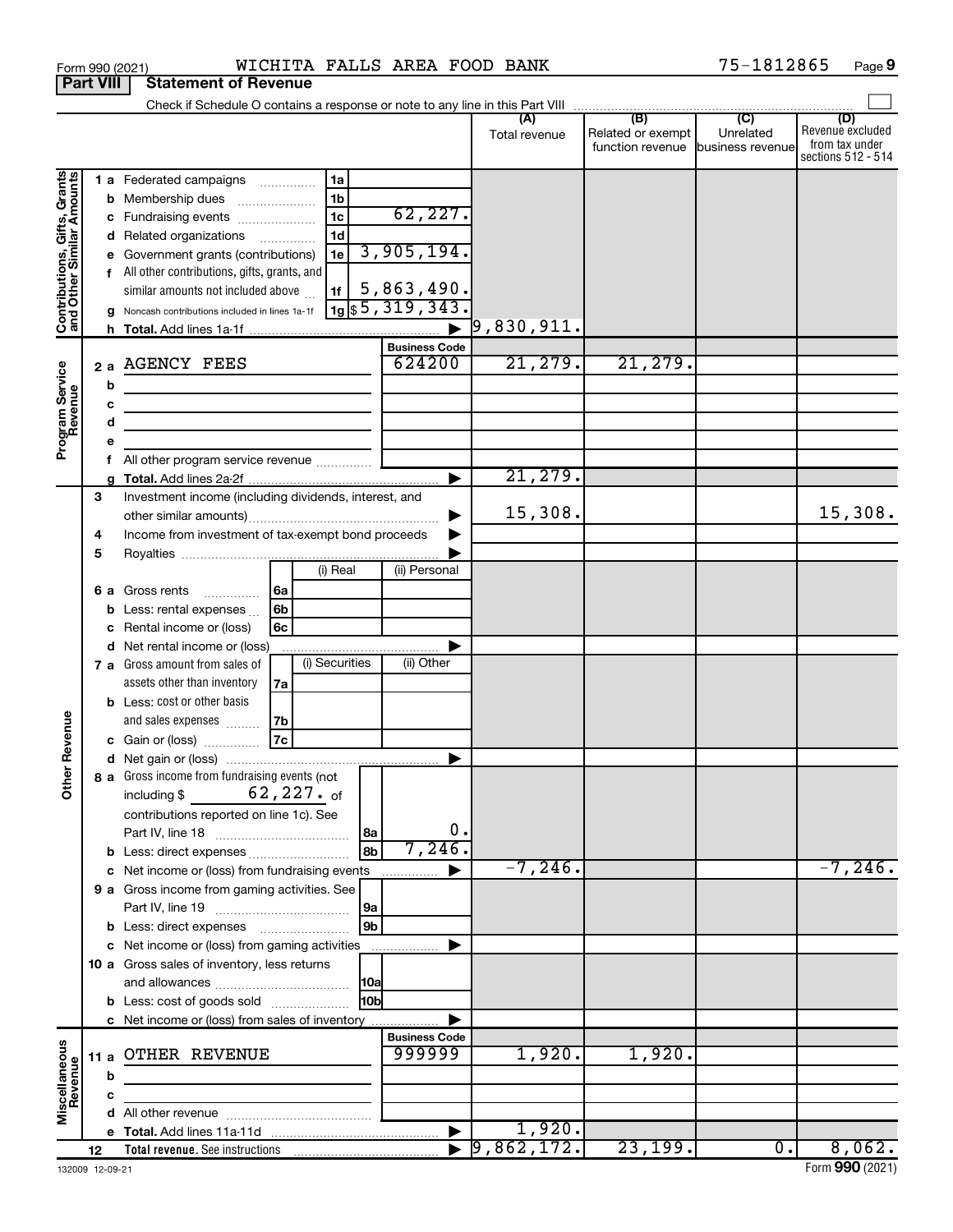Form 990 (2021) WICHITA FALLS AREA FOOD BANK 75-1812865

**Part VIII Statement of Revenue**

Check if Schedule O contains a response or note to any line in this Part VIII

| | | | (A) Total revenue | (B) Related or exempt function revenue | (C) Unrelated business revenue | (D) Revenue excluded from tax under sections 512 - 514 |
|---|---|---|---|---|---|---|
| **Contributions, Gifts, Grants and Other Similar Amounts** | 1a Federated campaigns | 1a | | | | |
| | b Membership dues | 1b | | | | |
| | c Fundraising events | 1c 62,227. | | | | |
| | d Related organizations | 1d | | | | |
| | e Government grants (contributions) | 1e 3,905,194. | | | | |
| | f All other contributions, gifts, grants, and similar amounts not included above | 1f 5,863,490. | | | | |
| | g Noncash contributions included in lines 1a-1f | 1g $5,319,343. | | | | |
| | h Total. Add lines 1a-1f | | 9,830,911. | | | |
| **Program Service Revenue** | | Business Code | | | | |
| | 2a AGENCY FEES | 624200 | 21,279. | 21,279. | | |
| | b | | | | | |
| | c | | | | | |
| | d | | | | | |
| | e | | | | | |
| | f All other program service revenue | | | | | |
| | g Total. Add lines 2a-2f | | 21,279. | | | |
| **Other Revenue** | 3 Investment income (including dividends, interest, and other similar amounts) | | 15,308. | | | 15,308. |
| | 4 Income from investment of tax-exempt bond proceeds | | | | | |
| | 5 Royalties | | | | | |
| | 6a Gross rents (i) Real / (ii) Personal | 6a | | | | |
| | b Less: rental expenses | 6b | | | | |
| | c Rental income or (loss) | 6c | | | | |
| | d Net rental income or (loss) | | | | | |
| | 7a Gross amount from sales of assets other than inventory (i) Securities / (ii) Other | 7a | | | | |
| | b Less: cost or other basis and sales expenses | 7b | | | | |
| | c Gain or (loss) | 7c | | | | |
| | d Net gain or (loss) | | | | | |
| | 8a Gross income from fundraising events (not including $ 62,227. of contributions reported on line 1c). See Part IV, line 18 | 8a 0. | | | | |
| | b Less: direct expenses | 8b 7,246. | | | | |
| | c Net income or (loss) from fundraising events | | -7,246. | | | -7,246. |
| | 9a Gross income from gaming activities. See Part IV, line 19 | 9a | | | | |
| | b Less: direct expenses | 9b | | | | |
| | c Net income or (loss) from gaming activities | | | | | |
| | 10a Gross sales of inventory, less returns and allowances | 10a | | | | |
| | b Less: cost of goods sold | 10b | | | | |
| | c Net income or (loss) from sales of inventory | | | | | |
| **Miscellaneous Revenue** | | Business Code | | | | |
| | 11a OTHER REVENUE | 999999 | 1,920. | 1,920. | | |
| | b | | | | | |
| | c | | | | | |
| | d All other revenue | | | | | |
| | e Total. Add lines 11a-11d | | 1,920. | | | |
| | 12 Total revenue. See instructions | | 9,862,172. | 23,199. | 0. | 8,062. |

132009 12-09-21 Form **990** (2021)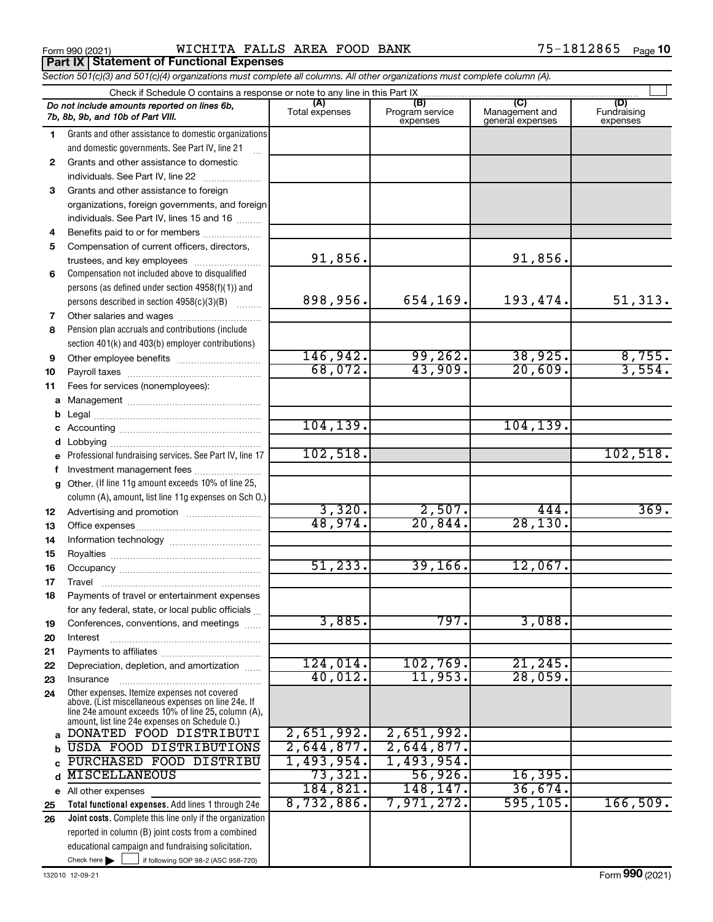Form 990 (2021) WICHITA FALLS AREA FOOD BANK 75-1812865

**Part IX Statement of Functional Expenses**

*Section 501(c)(3) and 501(c)(4) organizations must complete all columns. All other organizations must complete column (A).*

Check if Schedule O contains a response or note to any line in this Part IX

| | *Do not include amounts reported on lines 6b, 7b, 8b, 9b, and 10b of Part VIII.* | (A) Total expenses | (B) Program service expenses | (C) Management and general expenses | (D) Fundraising expenses |
|---|---|---|---|---|---|
| 1 | Grants and other assistance to domestic organizations and domestic governments. See Part IV, line 21 | | | | |
| 2 | Grants and other assistance to domestic individuals. See Part IV, line 22 | | | | |
| 3 | Grants and other assistance to foreign organizations, foreign governments, and foreign individuals. See Part IV, lines 15 and 16 | | | | |
| 4 | Benefits paid to or for members | | | | |
| 5 | Compensation of current officers, directors, trustees, and key employees | 91,856. | | 91,856. | |
| 6 | Compensation not included above to disqualified persons (as defined under section 4958(f)(1)) and persons described in section 4958(c)(3)(B) | 898,956. | 654,169. | 193,474. | 51,313. |
| 7 | Other salaries and wages | | | | |
| 8 | Pension plan accruals and contributions (include section 401(k) and 403(b) employer contributions) | | | | |
| 9 | Other employee benefits | 146,942. | 99,262. | 38,925. | 8,755. |
| 10 | Payroll taxes | 68,072. | 43,909. | 20,609. | 3,554. |
| 11 | Fees for services (nonemployees): | | | | |
| a | Management | | | | |
| b | Legal | | | | |
| c | Accounting | 104,139. | | 104,139. | |
| d | Lobbying | | | | |
| e | Professional fundraising services. See Part IV, line 17 | 102,518. | | | 102,518. |
| f | Investment management fees | | | | |
| g | Other. (If line 11g amount exceeds 10% of line 25, column (A), amount, list line 11g expenses on Sch O.) | | | | |
| 12 | Advertising and promotion | 3,320. | 2,507. | 444. | 369. |
| 13 | Office expenses | 48,974. | 20,844. | 28,130. | |
| 14 | Information technology | | | | |
| 15 | Royalties | | | | |
| 16 | Occupancy | 51,233. | 39,166. | 12,067. | |
| 17 | Travel | | | | |
| 18 | Payments of travel or entertainment expenses for any federal, state, or local public officials | | | | |
| 19 | Conferences, conventions, and meetings | 3,885. | 797. | 3,088. | |
| 20 | Interest | | | | |
| 21 | Payments to affiliates | | | | |
| 22 | Depreciation, depletion, and amortization | 124,014. | 102,769. | 21,245. | |
| 23 | Insurance | 40,012. | 11,953. | 28,059. | |
| 24 | Other expenses. Itemize expenses not covered above. (List miscellaneous expenses on line 24e. If line 24e amount exceeds 10% of line 25, column (A), amount, list line 24e expenses on Schedule O.) | | | | |
| a | DONATED FOOD DISTRIBUTI | 2,651,992. | 2,651,992. | | |
| b | USDA FOOD DISTRIBUTIONS | 2,644,877. | 2,644,877. | | |
| c | PURCHASED FOOD DISTRIBU | 1,493,954. | 1,493,954. | | |
| d | MISCELLANEOUS | 73,321. | 56,926. | 16,395. | |
| e | All other expenses | 184,821. | 148,147. | 36,674. | |
| 25 | **Total functional expenses.** Add lines 1 through 24e | 8,732,886. | 7,971,272. | 595,105. | 166,509. |
| 26 | **Joint costs.** Complete this line only if the organization reported in column (B) joint costs from a combined educational campaign and fundraising solicitation. Check here ☐ if following SOP 98-2 (ASC 958-720) | | | | |

132010 12-09-21 Form **990** (2021)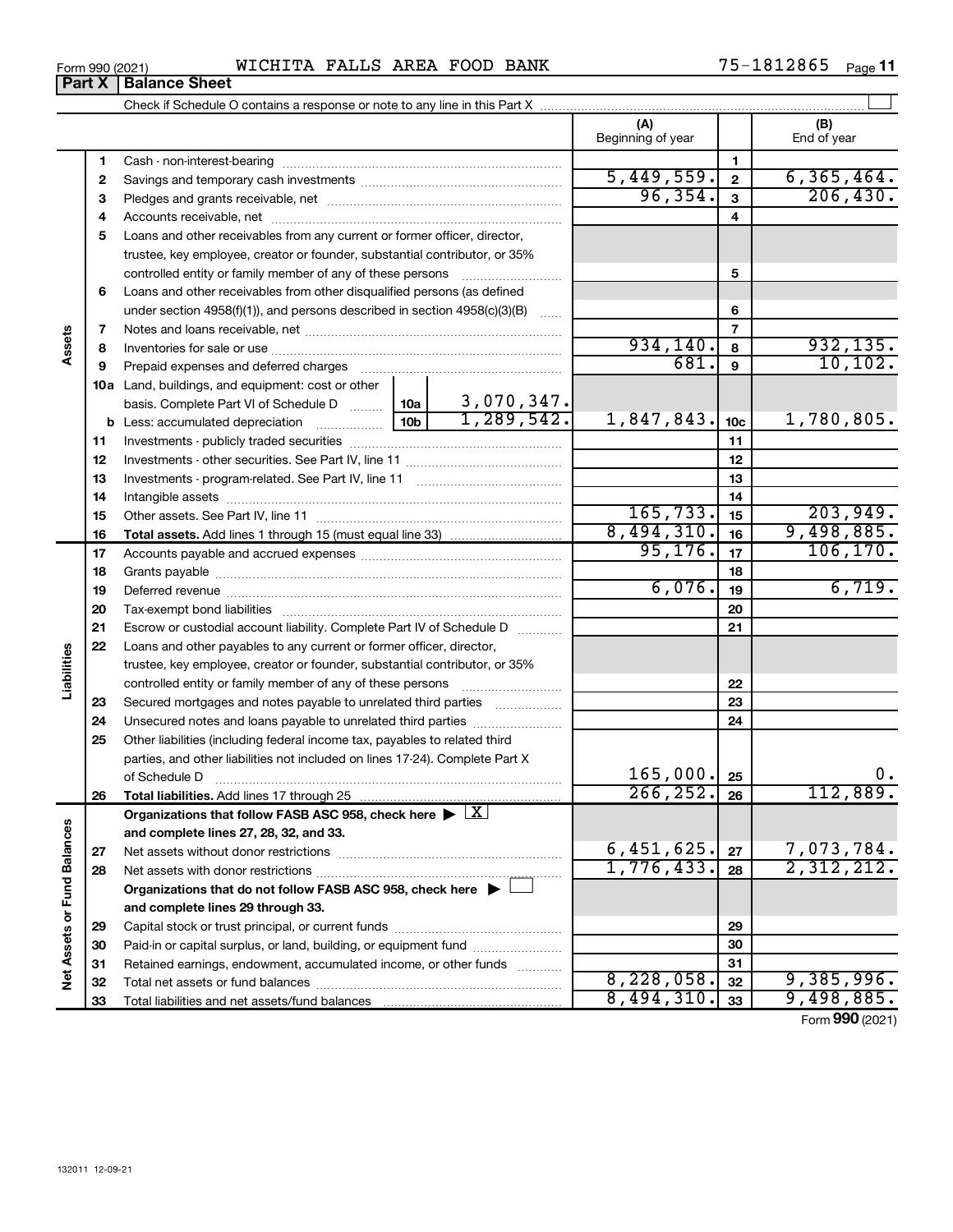Form 990 (2021) WICHITA FALLS AREA FOOD BANK 75-1812865

## Part X | Balance Sheet

Check if Schedule O contains a response or note to any line in this Part X

| | | | | (A) Beginning of year | | (B) End of year |
|---|---|---|---|---|---|---|
| Assets | 1 | Cash - non-interest-bearing | | | 1 | |
| | 2 | Savings and temporary cash investments | | 5,449,559. | 2 | 6,365,464. |
| | 3 | Pledges and grants receivable, net | | 96,354. | 3 | 206,430. |
| | 4 | Accounts receivable, net | | | 4 | |
| | 5 | Loans and other receivables from any current or former officer, director, trustee, key employee, creator or founder, substantial contributor, or 35% controlled entity or family member of any of these persons | | | 5 | |
| | 6 | Loans and other receivables from other disqualified persons (as defined under section 4958(f)(1)), and persons described in section 4958(c)(3)(B) | | | 6 | |
| | 7 | Notes and loans receivable, net | | | 7 | |
| | 8 | Inventories for sale or use | | 934,140. | 8 | 932,135. |
| | 9 | Prepaid expenses and deferred charges | | 681. | 9 | 10,102. |
| | 10a | Land, buildings, and equipment: cost or other basis. Complete Part VI of Schedule D | 10a 3,070,347. | | | |
| | b | Less: accumulated depreciation | 10b 1,289,542. | 1,847,843. | 10c | 1,780,805. |
| | 11 | Investments - publicly traded securities | | | 11 | |
| | 12 | Investments - other securities. See Part IV, line 11 | | | 12 | |
| | 13 | Investments - program-related. See Part IV, line 11 | | | 13 | |
| | 14 | Intangible assets | | | 14 | |
| | 15 | Other assets. See Part IV, line 11 | | 165,733. | 15 | 203,949. |
| | 16 | **Total assets.** Add lines 1 through 15 (must equal line 33) | | 8,494,310. | 16 | 9,498,885. |
| Liabilities | 17 | Accounts payable and accrued expenses | | 95,176. | 17 | 106,170. |
| | 18 | Grants payable | | | 18 | |
| | 19 | Deferred revenue | | 6,076. | 19 | 6,719. |
| | 20 | Tax-exempt bond liabilities | | | 20 | |
| | 21 | Escrow or custodial account liability. Complete Part IV of Schedule D | | | 21 | |
| | 22 | Loans and other payables to any current or former officer, director, trustee, key employee, creator or founder, substantial contributor, or 35% controlled entity or family member of any of these persons | | | 22 | |
| | 23 | Secured mortgages and notes payable to unrelated third parties | | | 23 | |
| | 24 | Unsecured notes and loans payable to unrelated third parties | | | 24 | |
| | 25 | Other liabilities (including federal income tax, payables to related third parties, and other liabilities not included on lines 17-24). Complete Part X of Schedule D | | 165,000. | 25 | 0. |
| | 26 | **Total liabilities.** Add lines 17 through 25 | | 266,252. | 26 | 112,889. |
| Net Assets or Fund Balances | | **Organizations that follow FASB ASC 958, check here** ▶ [X] **and complete lines 27, 28, 32, and 33.** | | | | |
| | 27 | Net assets without donor restrictions | | 6,451,625. | 27 | 7,073,784. |
| | 28 | Net assets with donor restrictions | | 1,776,433. | 28 | 2,312,212. |
| | | **Organizations that do not follow FASB ASC 958, check here** ▶ [ ] **and complete lines 29 through 33.** | | | | |
| | 29 | Capital stock or trust principal, or current funds | | | 29 | |
| | 30 | Paid-in or capital surplus, or land, building, or equipment fund | | | 30 | |
| | 31 | Retained earnings, endowment, accumulated income, or other funds | | | 31 | |
| | 32 | Total net assets or fund balances | | 8,228,058. | 32 | 9,385,996. |
| | 33 | Total liabilities and net assets/fund balances | | 8,494,310. | 33 | 9,498,885. |

Form **990** (2021)

132011 12-09-21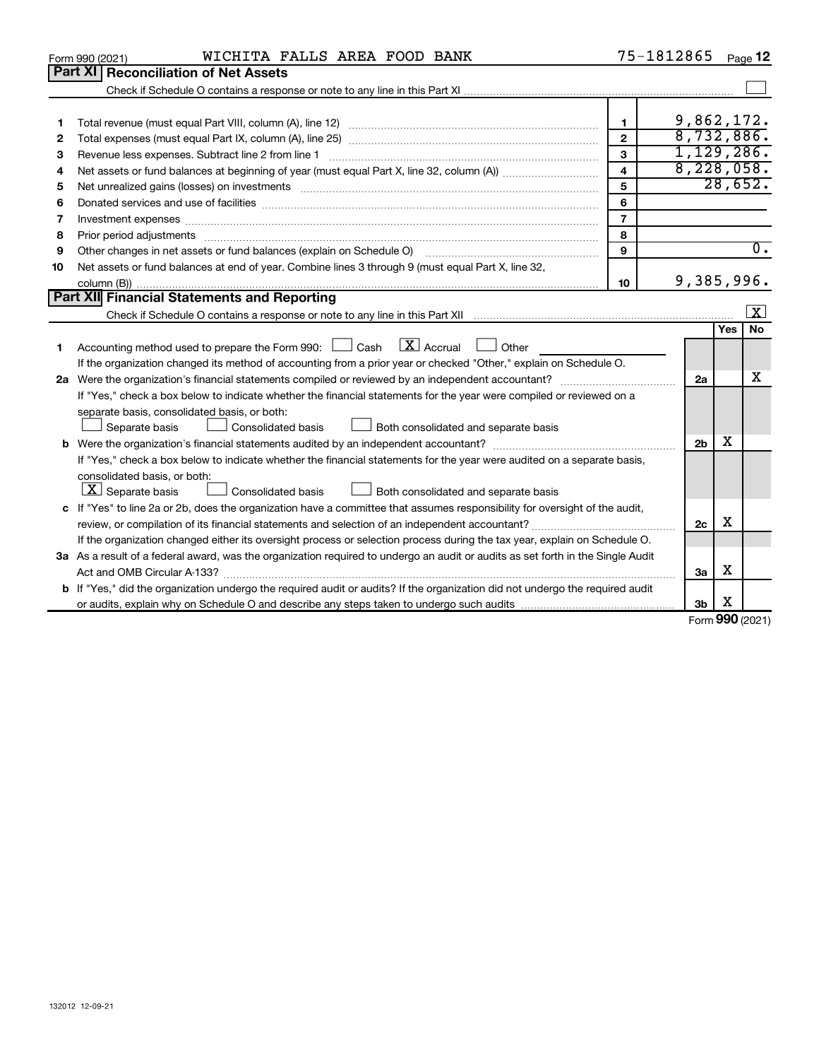Form 990 (2021) WICHITA FALLS AREA FOOD BANK 75-1812865

## Part XI Reconciliation of Net Assets

Check if Schedule O contains a response or note to any line in this Part XI ☐

| | | | |
|---|---|---|---|
| 1 | Total revenue (must equal Part VIII, column (A), line 12) | 1 | 9,862,172. |
| 2 | Total expenses (must equal Part IX, column (A), line 25) | 2 | 8,732,886. |
| 3 | Revenue less expenses. Subtract line 2 from line 1 | 3 | 1,129,286. |
| 4 | Net assets or fund balances at beginning of year (must equal Part X, line 32, column (A)) | 4 | 8,228,058. |
| 5 | Net unrealized gains (losses) on investments | 5 | 28,652. |
| 6 | Donated services and use of facilities | 6 | |
| 7 | Investment expenses | 7 | |
| 8 | Prior period adjustments | 8 | |
| 9 | Other changes in net assets or fund balances (explain on Schedule O) | 9 | 0. |
| 10 | Net assets or fund balances at end of year. Combine lines 3 through 9 (must equal Part X, line 32, column (B)) | 10 | 9,385,996. |

## Part XII Financial Statements and Reporting

Check if Schedule O contains a response or note to any line in this Part XII ☒

| | | | Yes | No |
|---|---|---|---|---|
| 1 | Accounting method used to prepare the Form 990: ☐ Cash ☒ Accrual ☐ Other<br>If the organization changed its method of accounting from a prior year or checked "Other," explain on Schedule O. | | | |
| 2a | Were the organization's financial statements compiled or reviewed by an independent accountant?<br>If "Yes," check a box below to indicate whether the financial statements for the year were compiled or reviewed on a separate basis, consolidated basis, or both:<br>☐ Separate basis ☐ Consolidated basis ☐ Both consolidated and separate basis | 2a | | X |
| b | Were the organization's financial statements audited by an independent accountant?<br>If "Yes," check a box below to indicate whether the financial statements for the year were audited on a separate basis, consolidated basis, or both:<br>☒ Separate basis ☐ Consolidated basis ☐ Both consolidated and separate basis | 2b | X | |
| c | If "Yes" to line 2a or 2b, does the organization have a committee that assumes responsibility for oversight of the audit, review, or compilation of its financial statements and selection of an independent accountant?<br>If the organization changed either its oversight process or selection process during the tax year, explain on Schedule O. | 2c | X | |
| 3a | As a result of a federal award, was the organization required to undergo an audit or audits as set forth in the Single Audit Act and OMB Circular A-133? | 3a | X | |
| b | If "Yes," did the organization undergo the required audit or audits? If the organization did not undergo the required audit or audits, explain why on Schedule O and describe any steps taken to undergo such audits | 3b | X | |

Form 990 (2021)

132012 12-09-21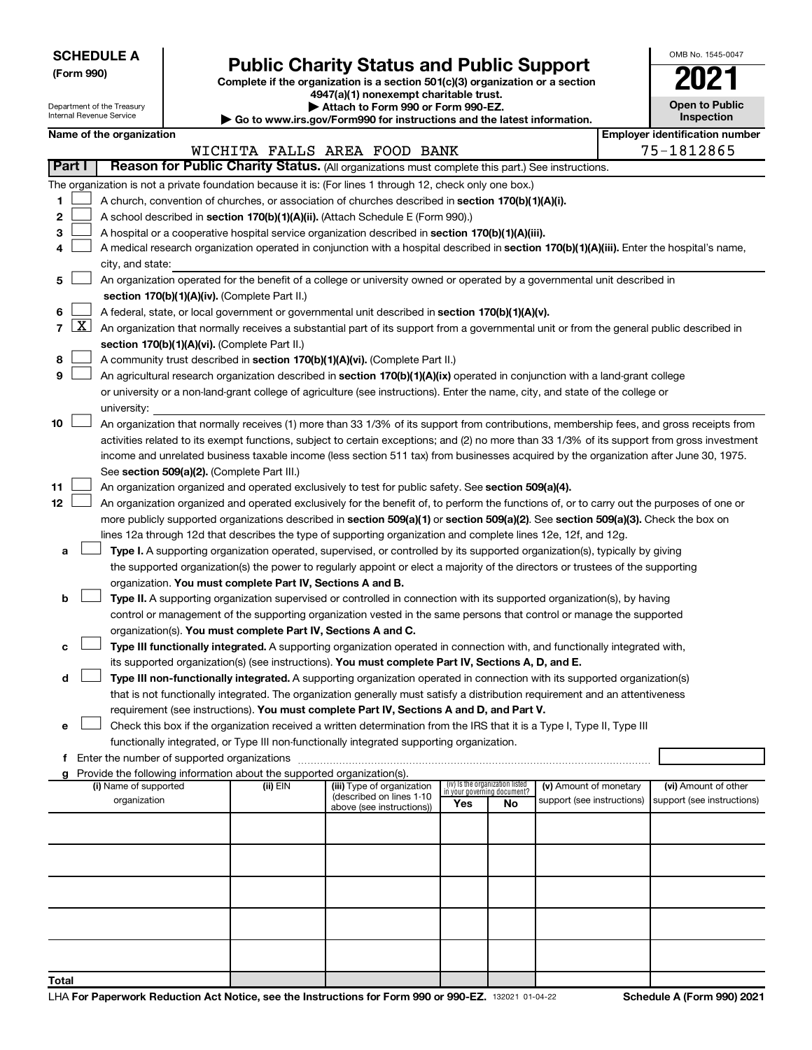**SCHEDULE A**
**(Form 990)**

Department of the Treasury
Internal Revenue Service

# Public Charity Status and Public Support

**Complete if the organization is a section 501(c)(3) organization or a section 4947(a)(1) nonexempt charitable trust.**
**▶ Attach to Form 990 or Form 990-EZ.**
**▶ Go to www.irs.gov/Form990 for instructions and the latest information.**

OMB No. 1545-0047

**2021**

**Open to Public Inspection**

| Name of the organization | Employer identification number |
|---|---|
| WICHITA FALLS AREA FOOD BANK | 75-1812865 |

**Part I** **Reason for Public Charity Status.** (All organizations must complete this part.) See instructions.

The organization is not a private foundation because it is: (For lines 1 through 12, check only one box.)

1 [ ] A church, convention of churches, or association of churches described in **section 170(b)(1)(A)(i).**

2 [ ] A school described in **section 170(b)(1)(A)(ii).** (Attach Schedule E (Form 990).)

3 [ ] A hospital or a cooperative hospital service organization described in **section 170(b)(1)(A)(iii).**

4 [ ] A medical research organization operated in conjunction with a hospital described in **section 170(b)(1)(A)(iii).** Enter the hospital's name, city, and state:

5 [ ] An organization operated for the benefit of a college or university owned or operated by a governmental unit described in **section 170(b)(1)(A)(iv).** (Complete Part II.)

6 [ ] A federal, state, or local government or governmental unit described in **section 170(b)(1)(A)(v).**

7 [X] An organization that normally receives a substantial part of its support from a governmental unit or from the general public described in **section 170(b)(1)(A)(vi).** (Complete Part II.)

8 [ ] A community trust described in **section 170(b)(1)(A)(vi).** (Complete Part II.)

9 [ ] An agricultural research organization described in **section 170(b)(1)(A)(ix)** operated in conjunction with a land-grant college or university or a non-land-grant college of agriculture (see instructions). Enter the name, city, and state of the college or university:

10 [ ] An organization that normally receives (1) more than 33 1/3% of its support from contributions, membership fees, and gross receipts from activities related to its exempt functions, subject to certain exceptions; and (2) no more than 33 1/3% of its support from gross investment income and unrelated business taxable income (less section 511 tax) from businesses acquired by the organization after June 30, 1975. See **section 509(a)(2).** (Complete Part III.)

11 [ ] An organization organized and operated exclusively to test for public safety. See **section 509(a)(4).**

12 [ ] An organization organized and operated exclusively for the benefit of, to perform the functions of, or to carry out the purposes of one or more publicly supported organizations described in **section 509(a)(1)** or **section 509(a)(2).** See **section 509(a)(3).** Check the box on lines 12a through 12d that describes the type of supporting organization and complete lines 12e, 12f, and 12g.

a [ ] **Type I.** A supporting organization operated, supervised, or controlled by its supported organization(s), typically by giving the supported organization(s) the power to regularly appoint or elect a majority of the directors or trustees of the supporting organization. **You must complete Part IV, Sections A and B.**

b [ ] **Type II.** A supporting organization supervised or controlled in connection with its supported organization(s), by having control or management of the supporting organization vested in the same persons that control or manage the supported organization(s). **You must complete Part IV, Sections A and C.**

c [ ] **Type III functionally integrated.** A supporting organization operated in connection with, and functionally integrated with, its supported organization(s) (see instructions). **You must complete Part IV, Sections A, D, and E.**

d [ ] **Type III non-functionally integrated.** A supporting organization operated in connection with its supported organization(s) that is not functionally integrated. The organization generally must satisfy a distribution requirement and an attentiveness requirement (see instructions). **You must complete Part IV, Sections A and D, and Part V.**

e [ ] Check this box if the organization received a written determination from the IRS that it is a Type I, Type II, Type III functionally integrated, or Type III non-functionally integrated supporting organization.

f Enter the number of supported organizations

g Provide the following information about the supported organization(s).

| (i) Name of supported organization | (ii) EIN | (iii) Type of organization (described on lines 1-10 above (see instructions)) | (iv) Is the organization listed in your governing document? Yes | No | (v) Amount of monetary support (see instructions) | (vi) Amount of other support (see instructions) |
|---|---|---|---|---|---|---|
| | | | | | | |
| | | | | | | |
| | | | | | | |
| | | | | | | |
| | | | | | | |
| **Total** | | | | | | |

LHA **For Paperwork Reduction Act Notice, see the Instructions for Form 990 or 990-EZ.** 132021 01-04-22 **Schedule A (Form 990) 2021**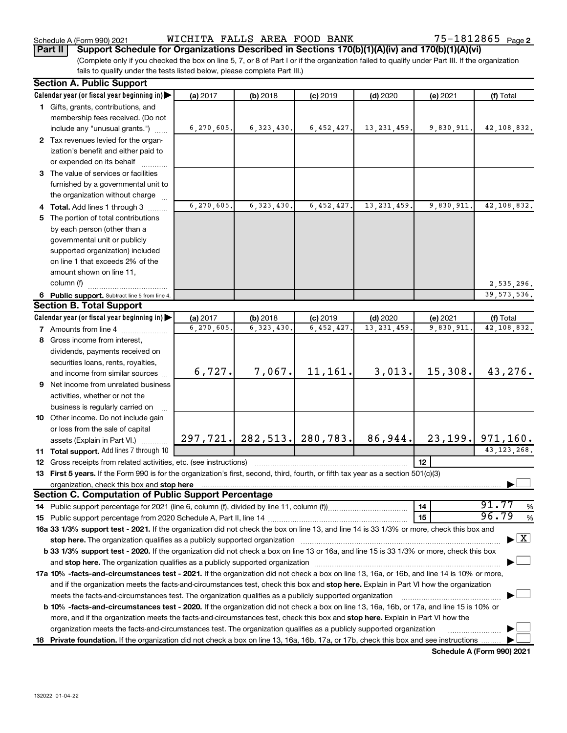Schedule A (Form 990) 2021 WICHITA FALLS AREA FOOD BANK 75-1812865 Page 2

**Part II** **Support Schedule for Organizations Described in Sections 170(b)(1)(A)(iv) and 170(b)(1)(A)(vi)**

(Complete only if you checked the box on line 5, 7, or 8 of Part I or if the organization failed to qualify under Part III. If the organization fails to qualify under the tests listed below, please complete Part III.)

### Section A. Public Support

| Calendar year (or fiscal year beginning in) ▶ | (a) 2017 | (b) 2018 | (c) 2019 | (d) 2020 | (e) 2021 | (f) Total |
|---|---|---|---|---|---|---|
| **1** Gifts, grants, contributions, and membership fees received. (Do not include any "unusual grants.") | 6,270,605. | 6,323,430. | 6,452,427. | 13,231,459. | 9,830,911. | 42,108,832. |
| **2** Tax revenues levied for the organization's benefit and either paid to or expended on its behalf | | | | | | |
| **3** The value of services or facilities furnished by a governmental unit to the organization without charge | | | | | | |
| **4 Total.** Add lines 1 through 3 | 6,270,605. | 6,323,430. | 6,452,427. | 13,231,459. | 9,830,911. | 42,108,832. |
| **5** The portion of total contributions by each person (other than a governmental unit or publicly supported organization) included on line 1 that exceeds 2% of the amount shown on line 11, column (f) | | | | | | 2,535,296. |
| **6 Public support.** Subtract line 5 from line 4. | | | | | | 39,573,536. |

### Section B. Total Support

| Calendar year (or fiscal year beginning in) ▶ | (a) 2017 | (b) 2018 | (c) 2019 | (d) 2020 | (e) 2021 | (f) Total |
|---|---|---|---|---|---|---|
| **7** Amounts from line 4 | 6,270,605. | 6,323,430. | 6,452,427. | 13,231,459. | 9,830,911. | 42,108,832. |
| **8** Gross income from interest, dividends, payments received on securities loans, rents, royalties, and income from similar sources | 6,727. | 7,067. | 11,161. | 3,013. | 15,308. | 43,276. |
| **9** Net income from unrelated business activities, whether or not the business is regularly carried on | | | | | | |
| **10** Other income. Do not include gain or loss from the sale of capital assets (Explain in Part VI.) | 297,721. | 282,513. | 280,783. | 86,944. | 23,199. | 971,160. |
| **11 Total support.** Add lines 7 through 10 | | | | | | 43,123,268. |

**12** Gross receipts from related activities, etc. (see instructions) | **12** |

**13 First 5 years.** If the Form 990 is for the organization's first, second, third, fourth, or fifth tax year as a section 501(c)(3) organization, check this box and **stop here** ▶ ☐

### Section C. Computation of Public Support Percentage

**14** Public support percentage for 2021 (line 6, column (f), divided by line 11, column (f)) | **14** | 91.77 %

**15** Public support percentage from 2020 Schedule A, Part II, line 14 | **15** | 96.79 %

**16a 33 1/3% support test - 2021.** If the organization did not check the box on line 13, and line 14 is 33 1/3% or more, check this box and **stop here.** The organization qualifies as a publicly supported organization ▶ ☒

**b 33 1/3% support test - 2020.** If the organization did not check a box on line 13 or 16a, and line 15 is 33 1/3% or more, check this box and **stop here.** The organization qualifies as a publicly supported organization ▶ ☐

**17a 10% -facts-and-circumstances test - 2021.** If the organization did not check a box on line 13, 16a, or 16b, and line 14 is 10% or more, and if the organization meets the facts-and-circumstances test, check this box and **stop here.** Explain in Part VI how the organization meets the facts-and-circumstances test. The organization qualifies as a publicly supported organization ▶ ☐

**b 10% -facts-and-circumstances test - 2020.** If the organization did not check a box on line 13, 16a, 16b, or 17a, and line 15 is 10% or more, and if the organization meets the facts-and-circumstances test, check this box and **stop here.** Explain in Part VI how the organization meets the facts-and-circumstances test. The organization qualifies as a publicly supported organization ▶ ☐

**18 Private foundation.** If the organization did not check a box on line 13, 16a, 16b, 17a, or 17b, check this box and see instructions ▶ ☐

**Schedule A (Form 990) 2021**

132022 01-04-22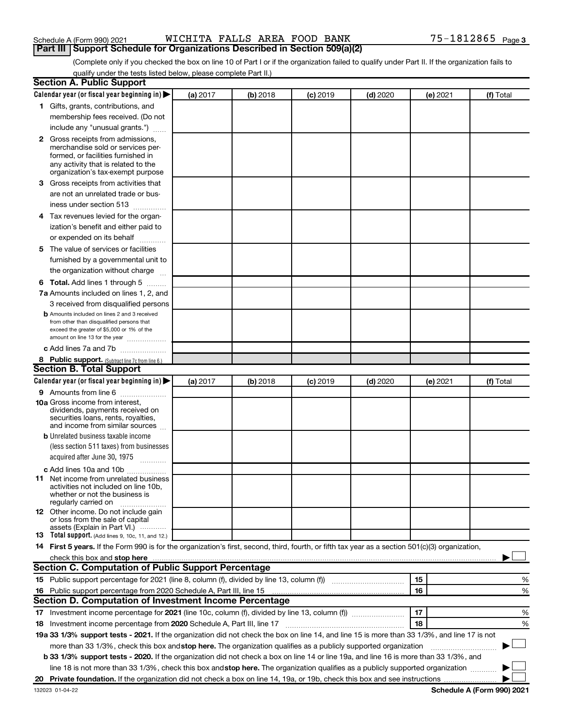Schedule A (Form 990) 2021 WICHITA FALLS AREA FOOD BANK 75-1812865 Page 3

## Part III Support Schedule for Organizations Described in Section 509(a)(2)

(Complete only if you checked the box on line 10 of Part I or if the organization failed to qualify under Part II. If the organization fails to qualify under the tests listed below, please complete Part II.)

### Section A. Public Support

| Calendar year (or fiscal year beginning in) ▶ | (a) 2017 | (b) 2018 | (c) 2019 | (d) 2020 | (e) 2021 | (f) Total |
|---|---|---|---|---|---|---|
| **1** Gifts, grants, contributions, and membership fees received. (Do not include any "unusual grants.") | | | | | | |
| **2** Gross receipts from admissions, merchandise sold or services performed, or facilities furnished in any activity that is related to the organization's tax-exempt purpose | | | | | | |
| **3** Gross receipts from activities that are not an unrelated trade or business under section 513 | | | | | | |
| **4** Tax revenues levied for the organization's benefit and either paid to or expended on its behalf | | | | | | |
| **5** The value of services or facilities furnished by a governmental unit to the organization without charge | | | | | | |
| **6 Total.** Add lines 1 through 5 | | | | | | |
| **7a** Amounts included on lines 1, 2, and 3 received from disqualified persons | | | | | | |
| **b** Amounts included on lines 2 and 3 received from other than disqualified persons that exceed the greater of $5,000 or 1% of the amount on line 13 for the year | | | | | | |
| **c** Add lines 7a and 7b | | | | | | |
| **8 Public support.** (Subtract line 7c from line 6.) | | | | | | |

### Section B. Total Support

| Calendar year (or fiscal year beginning in) ▶ | (a) 2017 | (b) 2018 | (c) 2019 | (d) 2020 | (e) 2021 | (f) Total |
|---|---|---|---|---|---|---|
| **9** Amounts from line 6 | | | | | | |
| **10a** Gross income from interest, dividends, payments received on securities loans, rents, royalties, and income from similar sources | | | | | | |
| **b** Unrelated business taxable income (less section 511 taxes) from businesses acquired after June 30, 1975 | | | | | | |
| **c** Add lines 10a and 10b | | | | | | |
| **11** Net income from unrelated business activities not included on line 10b, whether or not the business is regularly carried on | | | | | | |
| **12** Other income. Do not include gain or loss from the sale of capital assets (Explain in Part VI.) | | | | | | |
| **13 Total support.** (Add lines 9, 10c, 11, and 12.) | | | | | | |

**14 First 5 years.** If the Form 990 is for the organization's first, second, third, fourth, or fifth tax year as a section 501(c)(3) organization, check this box and **stop here** ▶ ☐

### Section C. Computation of Public Support Percentage

| | | | |
|---|---|---|---|
| **15** Public support percentage for 2021 (line 8, column (f), divided by line 13, column (f)) | 15 | | % |
| **16** Public support percentage from 2020 Schedule A, Part III, line 15 | 16 | | % |

### Section D. Computation of Investment Income Percentage

| | | | |
|---|---|---|---|
| **17** Investment income percentage for **2021** (line 10c, column (f), divided by line 13, column (f)) | 17 | | % |
| **18** Investment income percentage from **2020** Schedule A, Part III, line 17 | 18 | | % |

**19a 33 1/3% support tests - 2021.** If the organization did not check the box on line 14, and line 15 is more than 33 1/3%, and line 17 is not more than 33 1/3%, check this box and **stop here.** The organization qualifies as a publicly supported organization ▶ ☐

**b 33 1/3% support tests - 2020.** If the organization did not check a box on line 14 or line 19a, and line 16 is more than 33 1/3%, and line 18 is not more than 33 1/3%, check this box and **stop here.** The organization qualifies as a publicly supported organization ▶ ☐

**20 Private foundation.** If the organization did not check a box on line 14, 19a, or 19b, check this box and see instructions ▶ ☐

132023 01-04-22 **Schedule A (Form 990) 2021**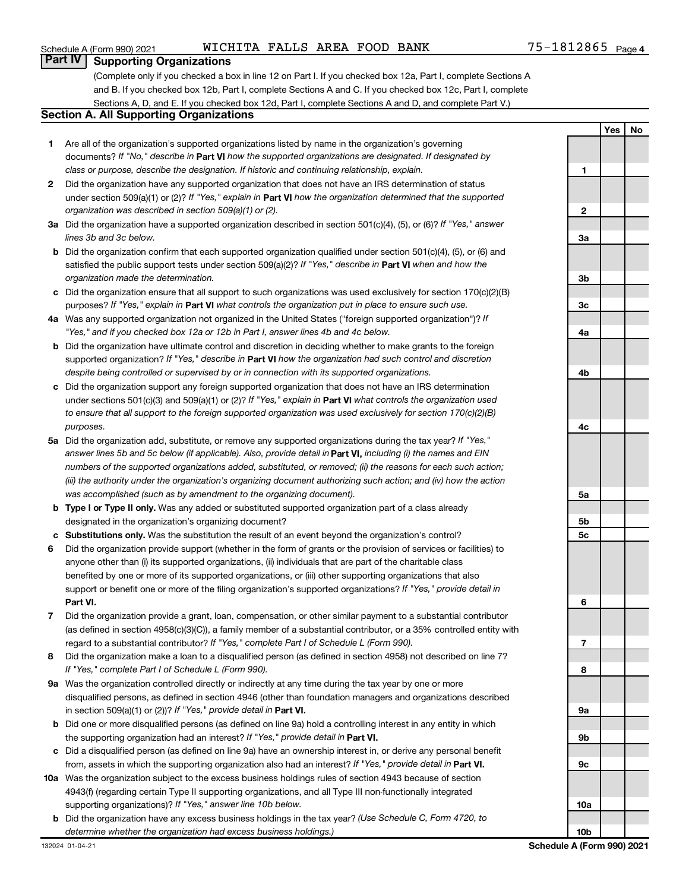Schedule A (Form 990) 2021 WICHITA FALLS AREA FOOD BANK 75-1812865 Page 4

## Part IV Supporting Organizations

(Complete only if you checked a box in line 12 on Part I. If you checked box 12a, Part I, complete Sections A and B. If you checked box 12b, Part I, complete Sections A and C. If you checked box 12c, Part I, complete Sections A, D, and E. If you checked box 12d, Part I, complete Sections A and D, and complete Part V.)

### Section A. All Supporting Organizations

| | | | Yes | No |
|---|---|---|---|---|
| **1** | Are all of the organization's supported organizations listed by name in the organization's governing documents? *If "No," describe in* **Part VI** *how the supported organizations are designated. If designated by class or purpose, describe the designation. If historic and continuing relationship, explain.* | 1 | | |
| **2** | Did the organization have any supported organization that does not have an IRS determination of status under section 509(a)(1) or (2)? *If "Yes," explain in* **Part VI** *how the organization determined that the supported organization was described in section 509(a)(1) or (2).* | 2 | | |
| **3a** | Did the organization have a supported organization described in section 501(c)(4), (5), or (6)? *If "Yes," answer lines 3b and 3c below.* | 3a | | |
| **b** | Did the organization confirm that each supported organization qualified under section 501(c)(4), (5), or (6) and satisfied the public support tests under section 509(a)(2)? *If "Yes," describe in* **Part VI** *when and how the organization made the determination.* | 3b | | |
| **c** | Did the organization ensure that all support to such organizations was used exclusively for section 170(c)(2)(B) purposes? *If "Yes," explain in* **Part VI** *what controls the organization put in place to ensure such use.* | 3c | | |
| **4a** | Was any supported organization not organized in the United States ("foreign supported organization")? *If "Yes," and if you checked box 12a or 12b in Part I, answer lines 4b and 4c below.* | 4a | | |
| **b** | Did the organization have ultimate control and discretion in deciding whether to make grants to the foreign supported organization? *If "Yes," describe in* **Part VI** *how the organization had such control and discretion despite being controlled or supervised by or in connection with its supported organizations.* | 4b | | |
| **c** | Did the organization support any foreign supported organization that does not have an IRS determination under sections 501(c)(3) and 509(a)(1) or (2)? *If "Yes," explain in* **Part VI** *what controls the organization used to ensure that all support to the foreign supported organization was used exclusively for section 170(c)(2)(B) purposes.* | 4c | | |
| **5a** | Did the organization add, substitute, or remove any supported organizations during the tax year? *If "Yes," answer lines 5b and 5c below (if applicable). Also, provide detail in* **Part VI,** *including (i) the names and EIN numbers of the supported organizations added, substituted, or removed; (ii) the reasons for each such action; (iii) the authority under the organization's organizing document authorizing such action; and (iv) how the action was accomplished (such as by amendment to the organizing document).* | 5a | | |
| **b** | **Type I or Type II only.** Was any added or substituted supported organization part of a class already designated in the organization's organizing document? | 5b | | |
| **c** | **Substitutions only.** Was the substitution the result of an event beyond the organization's control? | 5c | | |
| **6** | Did the organization provide support (whether in the form of grants or the provision of services or facilities) to anyone other than (i) its supported organizations, (ii) individuals that are part of the charitable class benefited by one or more of its supported organizations, or (iii) other supporting organizations that also support or benefit one or more of the filing organization's supported organizations? *If "Yes," provide detail in* **Part VI.** | 6 | | |
| **7** | Did the organization provide a grant, loan, compensation, or other similar payment to a substantial contributor (as defined in section 4958(c)(3)(C)), a family member of a substantial contributor, or a 35% controlled entity with regard to a substantial contributor? *If "Yes," complete Part I of Schedule L (Form 990).* | 7 | | |
| **8** | Did the organization make a loan to a disqualified person (as defined in section 4958) not described on line 7? *If "Yes," complete Part I of Schedule L (Form 990).* | 8 | | |
| **9a** | Was the organization controlled directly or indirectly at any time during the tax year by one or more disqualified persons, as defined in section 4946 (other than foundation managers and organizations described in section 509(a)(1) or (2))? *If "Yes," provide detail in* **Part VI.** | 9a | | |
| **b** | Did one or more disqualified persons (as defined on line 9a) hold a controlling interest in any entity in which the supporting organization had an interest? *If "Yes," provide detail in* **Part VI.** | 9b | | |
| **c** | Did a disqualified person (as defined on line 9a) have an ownership interest in, or derive any personal benefit from, assets in which the supporting organization also had an interest? *If "Yes," provide detail in* **Part VI.** | 9c | | |
| **10a** | Was the organization subject to the excess business holdings rules of section 4943 because of section 4943(f) (regarding certain Type II supporting organizations, and all Type III non-functionally integrated supporting organizations)? *If "Yes," answer line 10b below.* | 10a | | |
| **b** | Did the organization have any excess business holdings in the tax year? *(Use Schedule C, Form 4720, to determine whether the organization had excess business holdings.)* | 10b | | |

132024 01-04-21 **Schedule A (Form 990) 2021**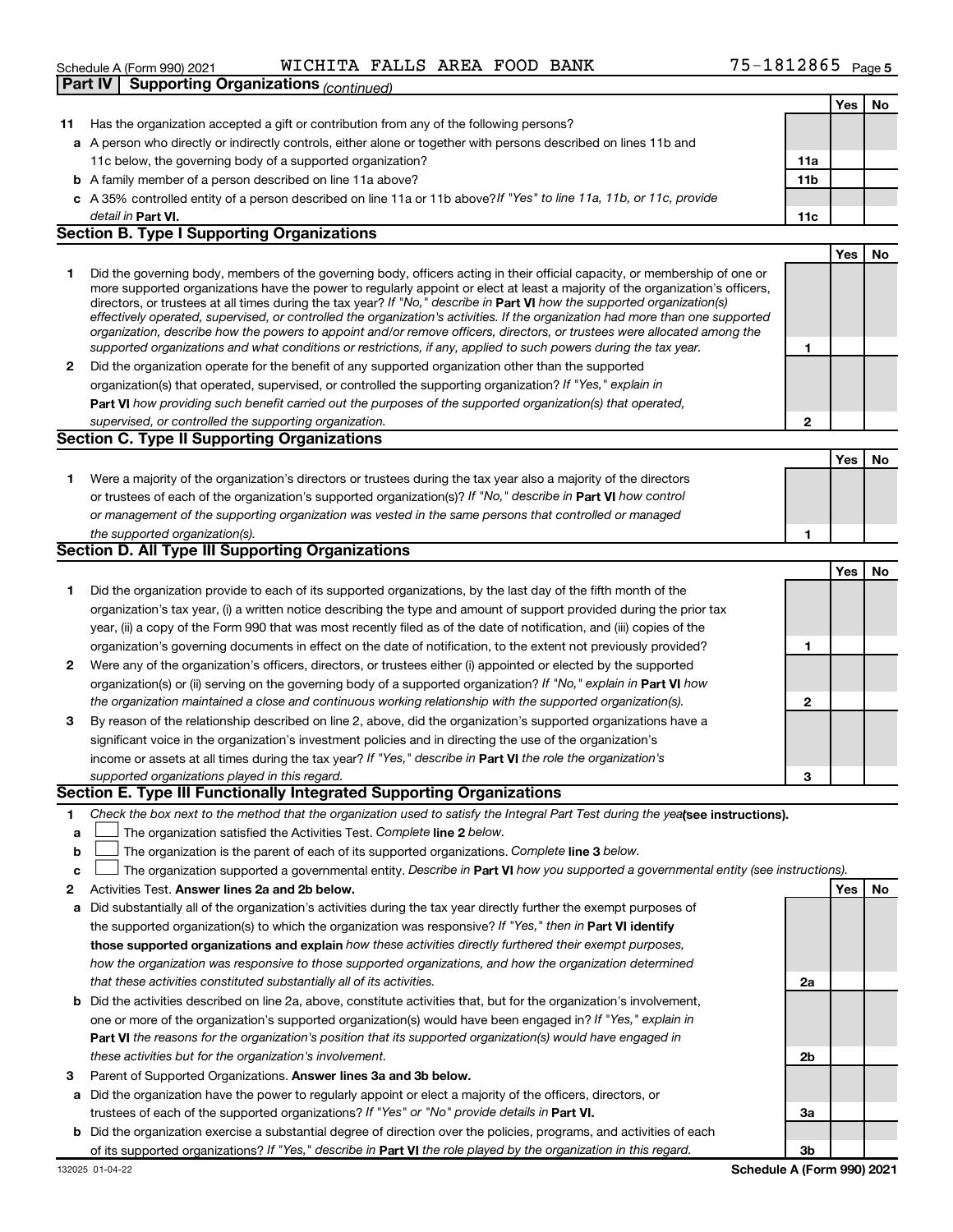Schedule A (Form 990) 2021 WICHITA FALLS AREA FOOD BANK 75-1812865

## Part IV Supporting Organizations *(continued)*

| | | | Yes | No |
|---|---|---|---|---|
| **11** | Has the organization accepted a gift or contribution from any of the following persons? | | | |
| **a** | A person who directly or indirectly controls, either alone or together with persons described on lines 11b and 11c below, the governing body of a supported organization? | **11a** | | |
| **b** | A family member of a person described on line 11a above? | **11b** | | |
| **c** | A 35% controlled entity of a person described on line 11a or 11b above? *If "Yes" to line 11a, 11b, or 11c, provide detail in* **Part VI.** | **11c** | | |

### Section B. Type I Supporting Organizations

| | | | Yes | No |
|---|---|---|---|---|
| **1** | Did the governing body, members of the governing body, officers acting in their official capacity, or membership of one or more supported organizations have the power to regularly appoint or elect at least a majority of the organization's officers, directors, or trustees at all times during the tax year? *If "No," describe in* **Part VI** *how the supported organization(s) effectively operated, supervised, or controlled the organization's activities. If the organization had more than one supported organization, describe how the powers to appoint and/or remove officers, directors, or trustees were allocated among the supported organizations and what conditions or restrictions, if any, applied to such powers during the tax year.* | **1** | | |
| **2** | Did the organization operate for the benefit of any supported organization other than the supported organization(s) that operated, supervised, or controlled the supporting organization? *If "Yes," explain in* **Part VI** *how providing such benefit carried out the purposes of the supported organization(s) that operated, supervised, or controlled the supporting organization.* | **2** | | |

### Section C. Type II Supporting Organizations

| | | | Yes | No |
|---|---|---|---|---|
| **1** | Were a majority of the organization's directors or trustees during the tax year also a majority of the directors or trustees of each of the organization's supported organization(s)? *If "No," describe in* **Part VI** *how control or management of the supporting organization was vested in the same persons that controlled or managed the supported organization(s).* | **1** | | |

### Section D. All Type III Supporting Organizations

| | | | Yes | No |
|---|---|---|---|---|
| **1** | Did the organization provide to each of its supported organizations, by the last day of the fifth month of the organization's tax year, (i) a written notice describing the type and amount of support provided during the prior tax year, (ii) a copy of the Form 990 that was most recently filed as of the date of notification, and (iii) copies of the organization's governing documents in effect on the date of notification, to the extent not previously provided? | **1** | | |
| **2** | Were any of the organization's officers, directors, or trustees either (i) appointed or elected by the supported organization(s) or (ii) serving on the governing body of a supported organization? *If "No," explain in* **Part VI** *how the organization maintained a close and continuous working relationship with the supported organization(s).* | **2** | | |
| **3** | By reason of the relationship described on line 2, above, did the organization's supported organizations have a significant voice in the organization's investment policies and in directing the use of the organization's income or assets at all times during the tax year? *If "Yes," describe in* **Part VI** *the role the organization's supported organizations played in this regard.* | **3** | | |

### Section E. Type III Functionally Integrated Supporting Organizations

**1** *Check the box next to the method that the organization used to satisfy the Integral Part Test during the year* **(see instructions).**

- **a** ☐ The organization satisfied the Activities Test. *Complete* **line 2** *below.*
- **b** ☐ The organization is the parent of each of its supported organizations. *Complete* **line 3** *below.*
- **c** ☐ The organization supported a governmental entity. *Describe in* **Part VI** *how you supported a governmental entity (see instructions).*

| | | | Yes | No |
|---|---|---|---|---|
| **2** | Activities Test. **Answer lines 2a and 2b below.** | | | |
| **a** | Did substantially all of the organization's activities during the tax year directly further the exempt purposes of the supported organization(s) to which the organization was responsive? *If "Yes," then in* **Part VI identify those supported organizations and explain** *how these activities directly furthered their exempt purposes, how the organization was responsive to those supported organizations, and how the organization determined that these activities constituted substantially all of its activities.* | **2a** | | |
| **b** | Did the activities described on line 2a, above, constitute activities that, but for the organization's involvement, one or more of the organization's supported organization(s) would have been engaged in? *If "Yes," explain in* **Part VI** *the reasons for the organization's position that its supported organization(s) would have engaged in these activities but for the organization's involvement.* | **2b** | | |
| **3** | Parent of Supported Organizations. **Answer lines 3a and 3b below.** | | | |
| **a** | Did the organization have the power to regularly appoint or elect a majority of the officers, directors, or trustees of each of the supported organizations? *If "Yes" or "No" provide details in* **Part VI.** | **3a** | | |
| **b** | Did the organization exercise a substantial degree of direction over the policies, programs, and activities of each of its supported organizations? *If "Yes," describe in* **Part VI** *the role played by the organization in this regard.* | **3b** | | |

132025 01-04-22 **Schedule A (Form 990) 2021**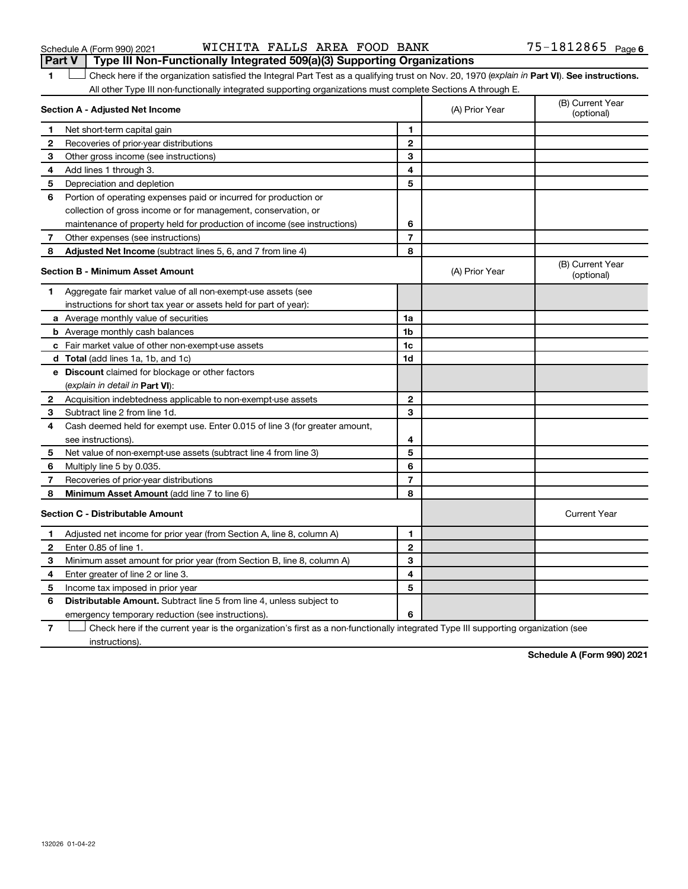Schedule A (Form 990) 2021 WICHITA FALLS AREA FOOD BANK 75-1812865 Page 6

**Part V | Type III Non-Functionally Integrated 509(a)(3) Supporting Organizations**

1 ☐ Check here if the organization satisfied the Integral Part Test as a qualifying trust on Nov. 20, 1970 (*explain in* **Part VI**). **See instructions.** All other Type III non-functionally integrated supporting organizations must complete Sections A through E.

| **Section A - Adjusted Net Income** | | | (A) Prior Year | (B) Current Year (optional) |
|---|---|---|---|---|
| 1 | Net short-term capital gain | 1 | | |
| 2 | Recoveries of prior-year distributions | 2 | | |
| 3 | Other gross income (see instructions) | 3 | | |
| 4 | Add lines 1 through 3. | 4 | | |
| 5 | Depreciation and depletion | 5 | | |
| 6 | Portion of operating expenses paid or incurred for production or collection of gross income or for management, conservation, or maintenance of property held for production of income (see instructions) | 6 | | |
| 7 | Other expenses (see instructions) | 7 | | |
| 8 | **Adjusted Net Income** (subtract lines 5, 6, and 7 from line 4) | 8 | | |

| **Section B - Minimum Asset Amount** | | | (A) Prior Year | (B) Current Year (optional) |
|---|---|---|---|---|
| 1 | Aggregate fair market value of all non-exempt-use assets (see instructions for short tax year or assets held for part of year): | | | |
| a | Average monthly value of securities | 1a | | |
| b | Average monthly cash balances | 1b | | |
| c | Fair market value of other non-exempt-use assets | 1c | | |
| d | **Total** (add lines 1a, 1b, and 1c) | 1d | | |
| e | **Discount** claimed for blockage or other factors (*explain in detail in* **Part VI**): | | | |
| 2 | Acquisition indebtedness applicable to non-exempt-use assets | 2 | | |
| 3 | Subtract line 2 from line 1d. | 3 | | |
| 4 | Cash deemed held for exempt use. Enter 0.015 of line 3 (for greater amount, see instructions). | 4 | | |
| 5 | Net value of non-exempt-use assets (subtract line 4 from line 3) | 5 | | |
| 6 | Multiply line 5 by 0.035. | 6 | | |
| 7 | Recoveries of prior-year distributions | 7 | | |
| 8 | **Minimum Asset Amount** (add line 7 to line 6) | 8 | | |

| **Section C - Distributable Amount** | | | | Current Year |
|---|---|---|---|---|
| 1 | Adjusted net income for prior year (from Section A, line 8, column A) | 1 | | |
| 2 | Enter 0.85 of line 1. | 2 | | |
| 3 | Minimum asset amount for prior year (from Section B, line 8, column A) | 3 | | |
| 4 | Enter greater of line 2 or line 3. | 4 | | |
| 5 | Income tax imposed in prior year | 5 | | |
| 6 | **Distributable Amount.** Subtract line 5 from line 4, unless subject to emergency temporary reduction (see instructions). | 6 | | |

7 ☐ Check here if the current year is the organization's first as a non-functionally integrated Type III supporting organization (see instructions).

**Schedule A (Form 990) 2021**

132026 01-04-22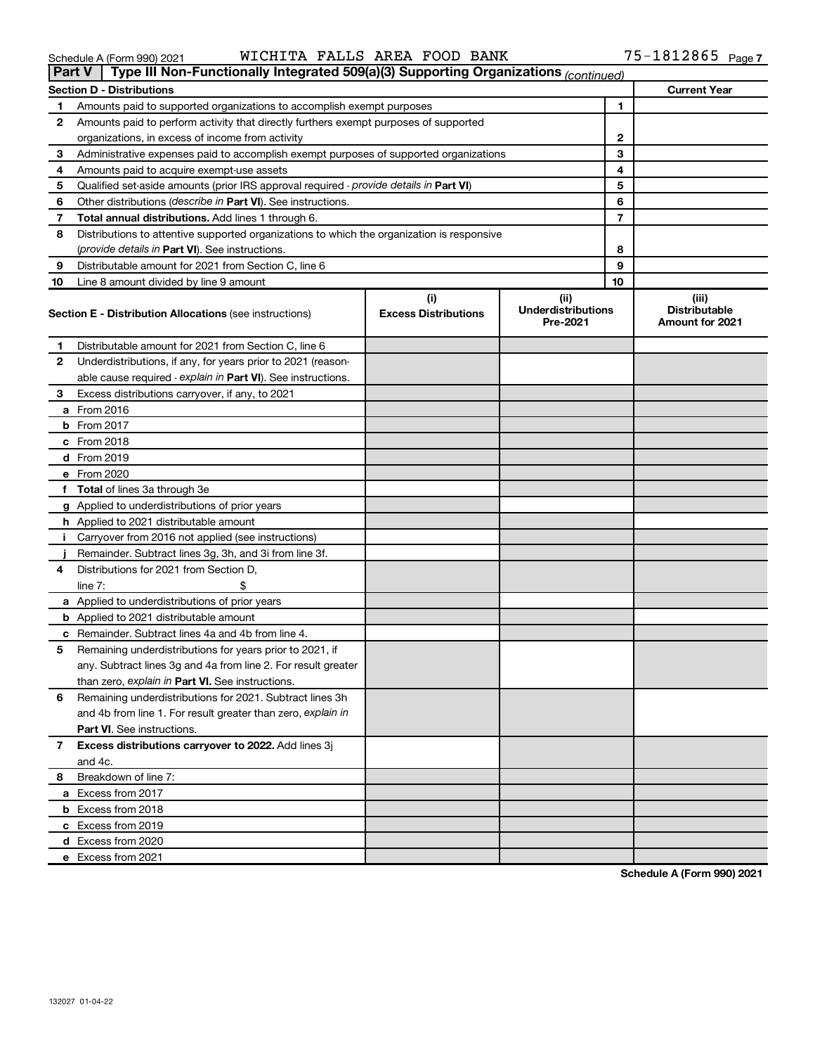Schedule A (Form 990) 2021 WICHITA FALLS AREA FOOD BANK 75-1812865 Page 7

## Part V Type III Non-Functionally Integrated 509(a)(3) Supporting Organizations *(continued)*

| Section D - Distributions | | | Current Year |
|---|---|---|---|
| 1 | Amounts paid to supported organizations to accomplish exempt purposes | 1 | |
| 2 | Amounts paid to perform activity that directly furthers exempt purposes of supported organizations, in excess of income from activity | 2 | |
| 3 | Administrative expenses paid to accomplish exempt purposes of supported organizations | 3 | |
| 4 | Amounts paid to acquire exempt-use assets | 4 | |
| 5 | Qualified set-aside amounts (prior IRS approval required - *provide details in* **Part VI**) | 5 | |
| 6 | Other distributions (*describe in* **Part VI**). See instructions. | 6 | |
| 7 | **Total annual distributions.** Add lines 1 through 6. | 7 | |
| 8 | Distributions to attentive supported organizations to which the organization is responsive (*provide details in* **Part VI**). See instructions. | 8 | |
| 9 | Distributable amount for 2021 from Section C, line 6 | 9 | |
| 10 | Line 8 amount divided by line 9 amount | 10 | |

| Section E - Distribution Allocations (see instructions) | (i) Excess Distributions | (ii) Underdistributions Pre-2021 | (iii) Distributable Amount for 2021 |
|---|---|---|---|
| **1** Distributable amount for 2021 from Section C, line 6 | | | |
| **2** Underdistributions, if any, for years prior to 2021 (reasonable cause required - *explain in* **Part VI**). See instructions. | | | |
| **3** Excess distributions carryover, if any, to 2021 | | | |
| **a** From 2016 | | | |
| **b** From 2017 | | | |
| **c** From 2018 | | | |
| **d** From 2019 | | | |
| **e** From 2020 | | | |
| **f Total** of lines 3a through 3e | | | |
| **g** Applied to underdistributions of prior years | | | |
| **h** Applied to 2021 distributable amount | | | |
| **i** Carryover from 2016 not applied (see instructions) | | | |
| **j** Remainder. Subtract lines 3g, 3h, and 3i from line 3f. | | | |
| **4** Distributions for 2021 from Section D, line 7: $ | | | |
| **a** Applied to underdistributions of prior years | | | |
| **b** Applied to 2021 distributable amount | | | |
| **c** Remainder. Subtract lines 4a and 4b from line 4. | | | |
| **5** Remaining underdistributions for years prior to 2021, if any. Subtract lines 3g and 4a from line 2. For result greater than zero, *explain in* **Part VI.** See instructions. | | | |
| **6** Remaining underdistributions for 2021. Subtract lines 3h and 4b from line 1. For result greater than zero, *explain in* **Part VI**. See instructions. | | | |
| **7 Excess distributions carryover to 2022.** Add lines 3j and 4c. | | | |
| **8** Breakdown of line 7: | | | |
| **a** Excess from 2017 | | | |
| **b** Excess from 2018 | | | |
| **c** Excess from 2019 | | | |
| **d** Excess from 2020 | | | |
| **e** Excess from 2021 | | | |

**Schedule A (Form 990) 2021**

132027 01-04-22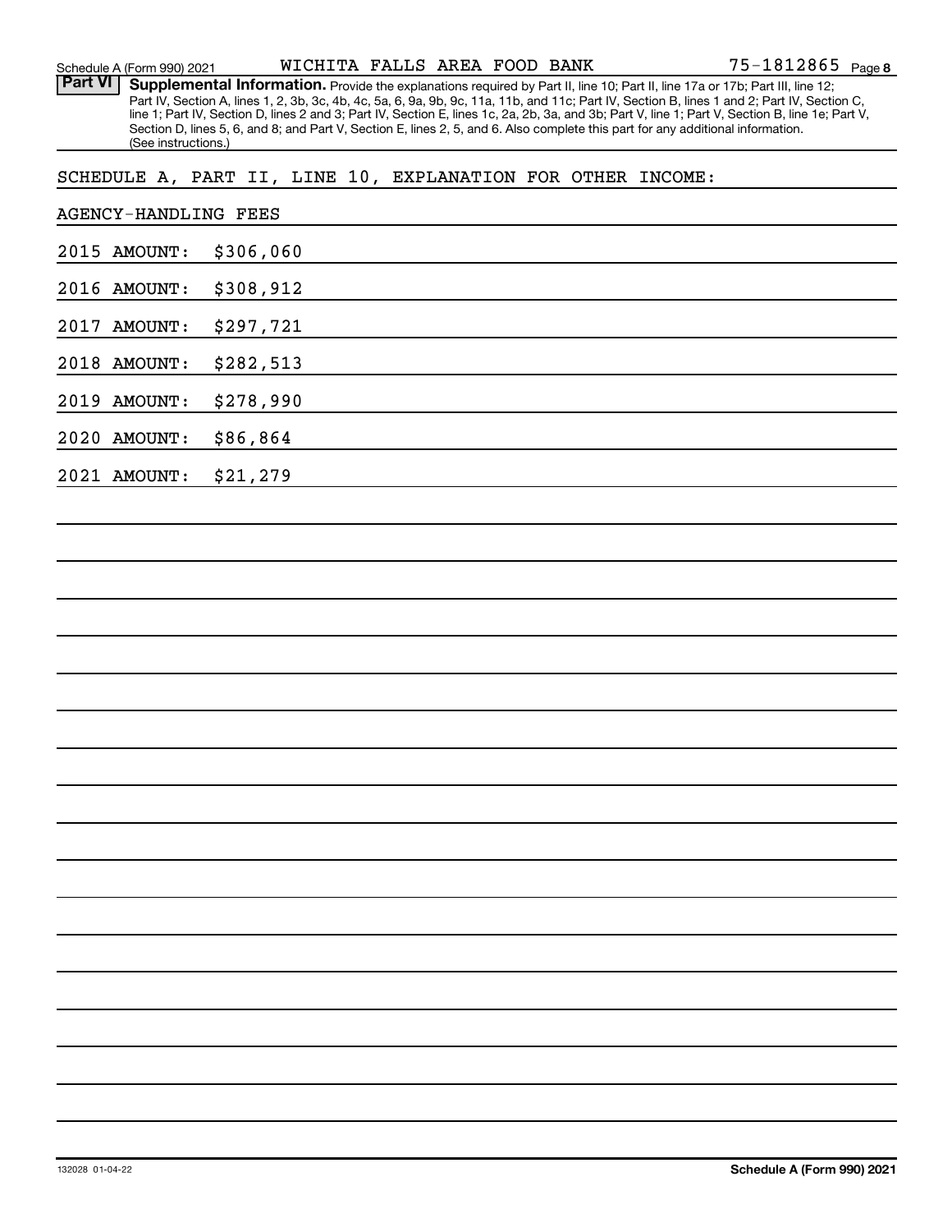Schedule A (Form 990) 2021 WICHITA FALLS AREA FOOD BANK 75-1812865 Page 8

**Part VI** **Supplemental Information.** Provide the explanations required by Part II, line 10; Part II, line 17a or 17b; Part III, line 12; Part IV, Section A, lines 1, 2, 3b, 3c, 4b, 4c, 5a, 6, 9a, 9b, 9c, 11a, 11b, and 11c; Part IV, Section B, lines 1 and 2; Part IV, Section C, line 1; Part IV, Section D, lines 2 and 3; Part IV, Section E, lines 1c, 2a, 2b, 3a, and 3b; Part V, line 1; Part V, Section B, line 1e; Part V, Section D, lines 5, 6, and 8; and Part V, Section E, lines 2, 5, and 6. Also complete this part for any additional information. (See instructions.)

SCHEDULE A, PART II, LINE 10, EXPLANATION FOR OTHER INCOME:

AGENCY-HANDLING FEES

2015 AMOUNT: $306,060

2016 AMOUNT: $308,912

2017 AMOUNT: $297,721

2018 AMOUNT: $282,513

2019 AMOUNT: $278,990

2020 AMOUNT: $86,864

2021 AMOUNT: $21,279

132028 01-04-22 **Schedule A (Form 990) 2021**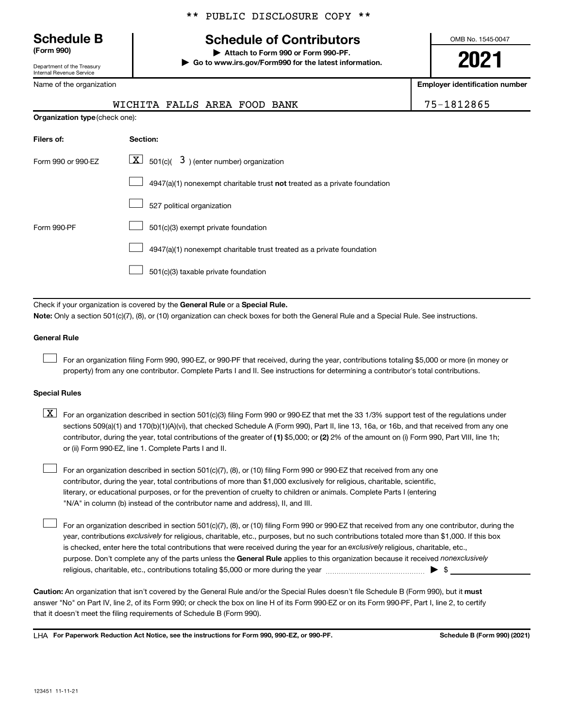\*\* PUBLIC DISCLOSURE COPY \*\*

# Schedule B
**(Form 990)**

Department of the Treasury
Internal Revenue Service

## Schedule of Contributors

▶ **Attach to Form 990 or Form 990-PF.**
▶ **Go to www.irs.gov/Form990 for the latest information.**

OMB No. 1545-0047

**2021**

| Name of the organization | Employer identification number |
|---|---|
| WICHITA FALLS AREA FOOD BANK | 75-1812865 |

**Organization type** (check one):

| Filers of: | Section: |
|---|---|
| Form 990 or 990-EZ | [X] 501(c)( 3 ) (enter number) organization |
| | [ ] 4947(a)(1) nonexempt charitable trust **not** treated as a private foundation |
| | [ ] 527 political organization |
| Form 990-PF | [ ] 501(c)(3) exempt private foundation |
| | [ ] 4947(a)(1) nonexempt charitable trust treated as a private foundation |
| | [ ] 501(c)(3) taxable private foundation |

Check if your organization is covered by the **General Rule** or a **Special Rule.**

**Note:** Only a section 501(c)(7), (8), or (10) organization can check boxes for both the General Rule and a Special Rule. See instructions.

### General Rule

[ ] For an organization filing Form 990, 990-EZ, or 990-PF that received, during the year, contributions totaling $5,000 or more (in money or property) from any one contributor. Complete Parts I and II. See instructions for determining a contributor's total contributions.

### Special Rules

[X] For an organization described in section 501(c)(3) filing Form 990 or 990-EZ that met the 33 1/3% support test of the regulations under sections 509(a)(1) and 170(b)(1)(A)(vi), that checked Schedule A (Form 990), Part II, line 13, 16a, or 16b, and that received from any one contributor, during the year, total contributions of the greater of **(1)** $5,000; or **(2)** 2% of the amount on (i) Form 990, Part VIII, line 1h; or (ii) Form 990-EZ, line 1. Complete Parts I and II.

[ ] For an organization described in section 501(c)(7), (8), or (10) filing Form 990 or 990-EZ that received from any one contributor, during the year, total contributions of more than $1,000 exclusively for religious, charitable, scientific, literary, or educational purposes, or for the prevention of cruelty to children or animals. Complete Parts I (entering "N/A" in column (b) instead of the contributor name and address), II, and III.

[ ] For an organization described in section 501(c)(7), (8), or (10) filing Form 990 or 990-EZ that received from any one contributor, during the year, contributions *exclusively* for religious, charitable, etc., purposes, but no such contributions totaled more than $1,000. If this box is checked, enter here the total contributions that were received during the year for an *exclusively* religious, charitable, etc., purpose. Don't complete any of the parts unless the **General Rule** applies to this organization because it received *nonexclusively* religious, charitable, etc., contributions totaling $5,000 or more during the year ▶ $ ____________

**Caution:** An organization that isn't covered by the General Rule and/or the Special Rules doesn't file Schedule B (Form 990), but it **must** answer "No" on Part IV, line 2, of its Form 990; or check the box on line H of its Form 990-EZ or on its Form 990-PF, Part I, line 2, to certify that it doesn't meet the filing requirements of Schedule B (Form 990).

LHA **For Paperwork Reduction Act Notice, see the instructions for Form 990, 990-EZ, or 990-PF.** **Schedule B (Form 990) (2021)**

123451 11-11-21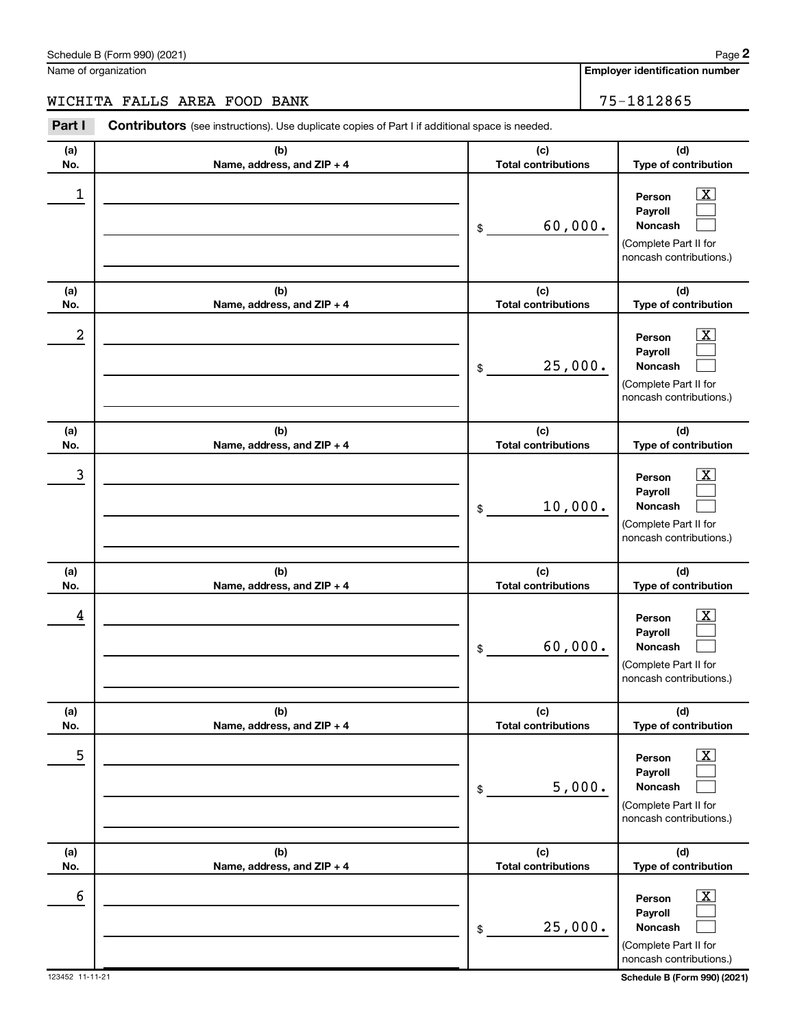Schedule B (Form 990) (2021)

Name of organization: WICHITA FALLS AREA FOOD BANK

Employer identification number: 75-1812865

**Part I** **Contributors** (see instructions). Use duplicate copies of Part I if additional space is needed.

| (a) No. | (b) Name, address, and ZIP + 4 | (c) Total contributions | (d) Type of contribution |
|---|---|---|---|
| 1 | | $ 60,000. | Person [X] Payroll [ ] Noncash [ ] (Complete Part II for noncash contributions.) |
| 2 | | $ 25,000. | Person [X] Payroll [ ] Noncash [ ] (Complete Part II for noncash contributions.) |
| 3 | | $ 10,000. | Person [X] Payroll [ ] Noncash [ ] (Complete Part II for noncash contributions.) |
| 4 | | $ 60,000. | Person [X] Payroll [ ] Noncash [ ] (Complete Part II for noncash contributions.) |
| 5 | | $ 5,000. | Person [X] Payroll [ ] Noncash [ ] (Complete Part II for noncash contributions.) |
| 6 | | $ 25,000. | Person [X] Payroll [ ] Noncash [ ] (Complete Part II for noncash contributions.) |

123452 11-11-21

Schedule B (Form 990) (2021)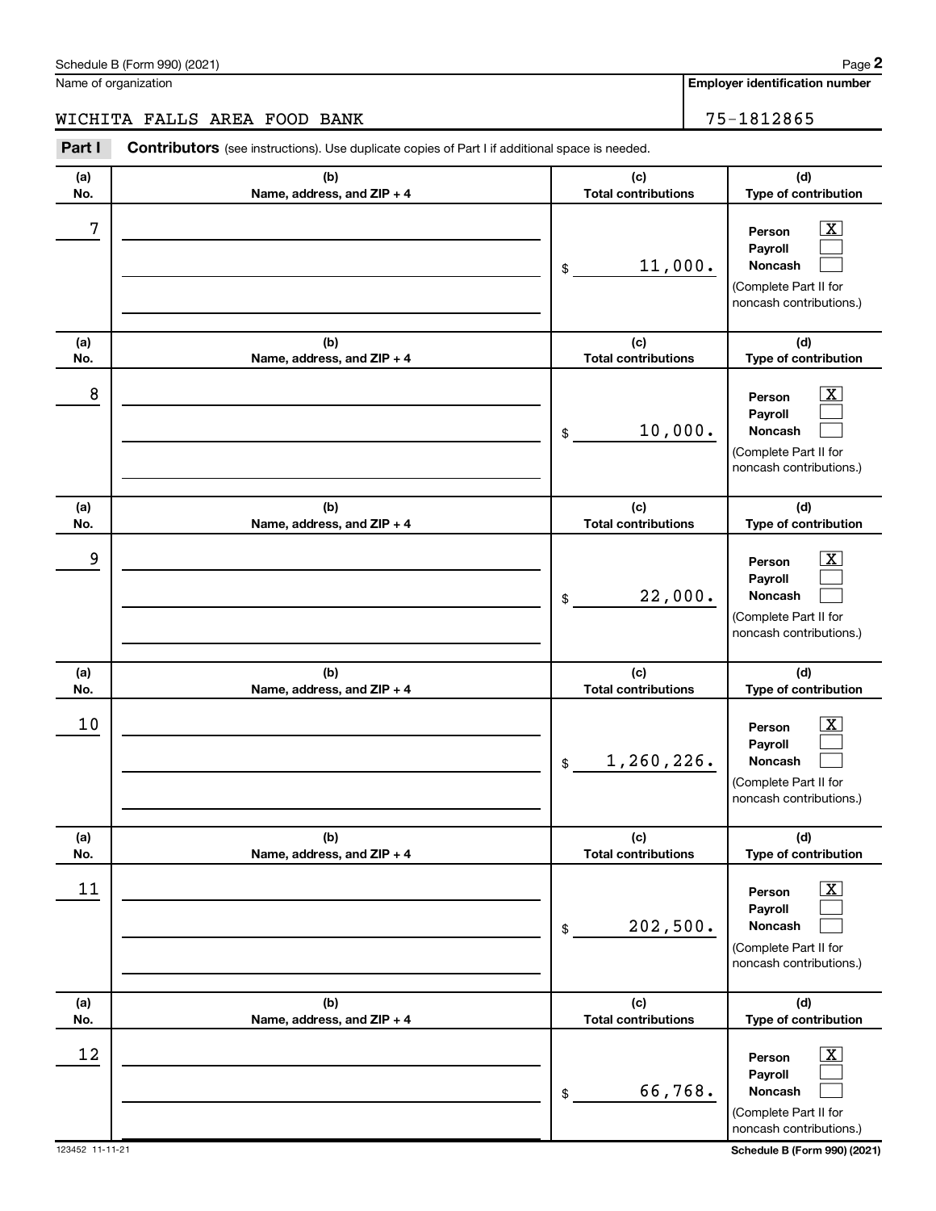Name of organization

WICHITA FALLS AREA FOOD BANK

**Employer identification number**

75-1812865

**Part I** **Contributors** (see instructions). Use duplicate copies of Part I if additional space is needed.

| (a) No. | (b) Name, address, and ZIP + 4 | (c) Total contributions | (d) Type of contribution |
|---|---|---|---|
| 7 | | $ 11,000. | Person [X] Payroll [ ] Noncash [ ] (Complete Part II for noncash contributions.) |
| 8 | | $ 10,000. | Person [X] Payroll [ ] Noncash [ ] (Complete Part II for noncash contributions.) |
| 9 | | $ 22,000. | Person [X] Payroll [ ] Noncash [ ] (Complete Part II for noncash contributions.) |
| 10 | | $ 1,260,226. | Person [X] Payroll [ ] Noncash [ ] (Complete Part II for noncash contributions.) |
| 11 | | $ 202,500. | Person [X] Payroll [ ] Noncash [ ] (Complete Part II for noncash contributions.) |
| 12 | | $ 66,768. | Person [X] Payroll [ ] Noncash [ ] (Complete Part II for noncash contributions.) |

123452 11-11-21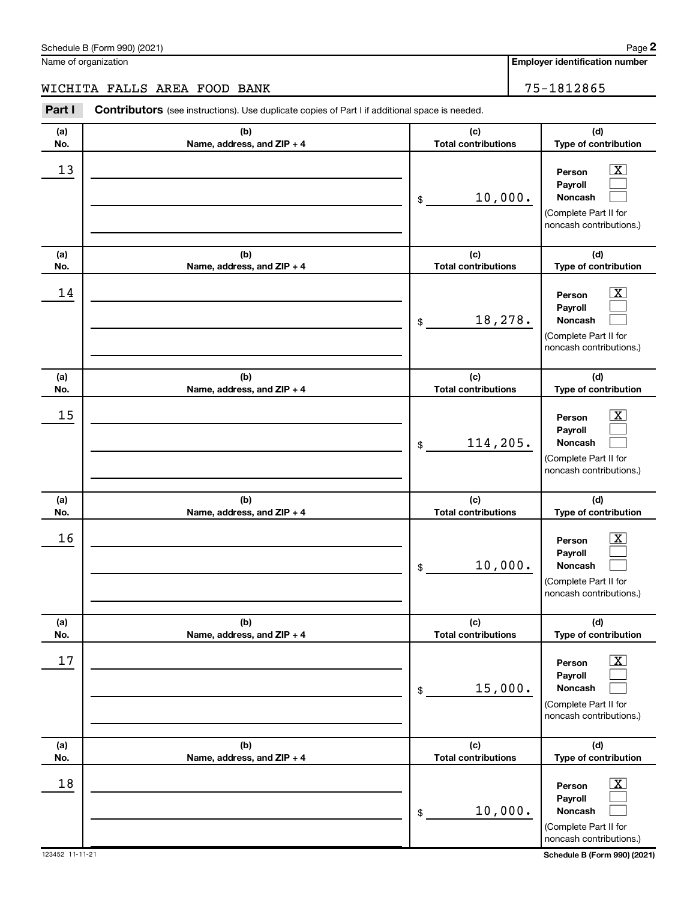Name of organization

WICHITA FALLS AREA FOOD BANK

Employer identification number

75-1812865

**Part I** **Contributors** (see instructions). Use duplicate copies of Part I if additional space is needed.

| (a) No. | (b) Name, address, and ZIP + 4 | (c) Total contributions | (d) Type of contribution |
|---|---|---|---|
| 13 | | $ 10,000. | Person [X] Payroll [ ] Noncash [ ] (Complete Part II for noncash contributions.) |
| 14 | | $ 18,278. | Person [X] Payroll [ ] Noncash [ ] (Complete Part II for noncash contributions.) |
| 15 | | $ 114,205. | Person [X] Payroll [ ] Noncash [ ] (Complete Part II for noncash contributions.) |
| 16 | | $ 10,000. | Person [X] Payroll [ ] Noncash [ ] (Complete Part II for noncash contributions.) |
| 17 | | $ 15,000. | Person [X] Payroll [ ] Noncash [ ] (Complete Part II for noncash contributions.) |
| 18 | | $ 10,000. | Person [X] Payroll [ ] Noncash [ ] (Complete Part II for noncash contributions.) |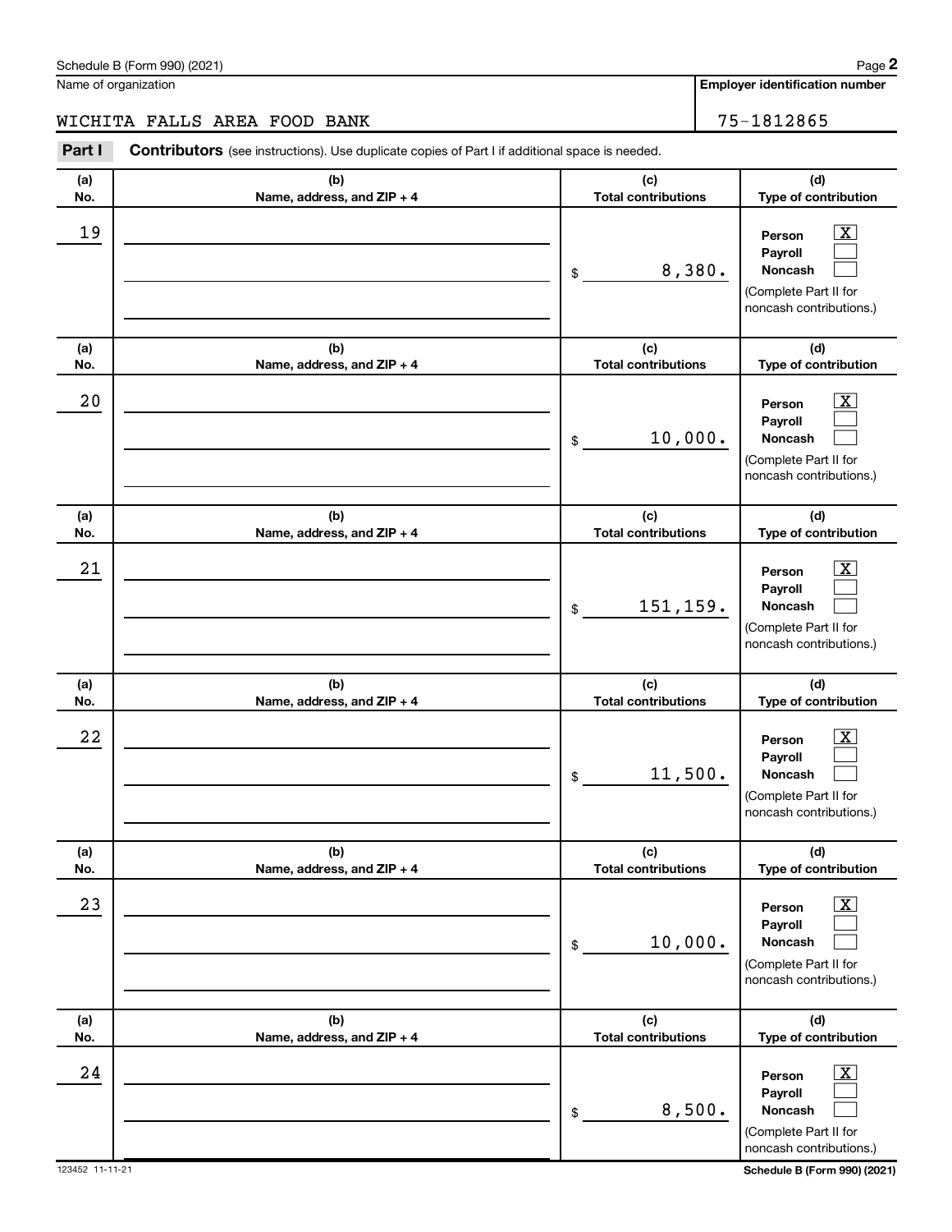Schedule B (Form 990) (2021) Page **2**

Name of organization: WICHITA FALLS AREA FOOD BANK

**Employer identification number:** 75-1812865

**Part I** **Contributors** (see instructions). Use duplicate copies of Part I if additional space is needed.

| (a) No. | (b) Name, address, and ZIP + 4 | (c) Total contributions | (d) Type of contribution |
|---|---|---|---|
| 19 | | $ 8,380. | Person [X] Payroll [ ] Noncash [ ] (Complete Part II for noncash contributions.) |
| 20 | | $ 10,000. | Person [X] Payroll [ ] Noncash [ ] (Complete Part II for noncash contributions.) |
| 21 | | $ 151,159. | Person [X] Payroll [ ] Noncash [ ] (Complete Part II for noncash contributions.) |
| 22 | | $ 11,500. | Person [X] Payroll [ ] Noncash [ ] (Complete Part II for noncash contributions.) |
| 23 | | $ 10,000. | Person [X] Payroll [ ] Noncash [ ] (Complete Part II for noncash contributions.) |
| 24 | | $ 8,500. | Person [X] Payroll [ ] Noncash [ ] (Complete Part II for noncash contributions.) |

123452 11-11-21 **Schedule B (Form 990) (2021)**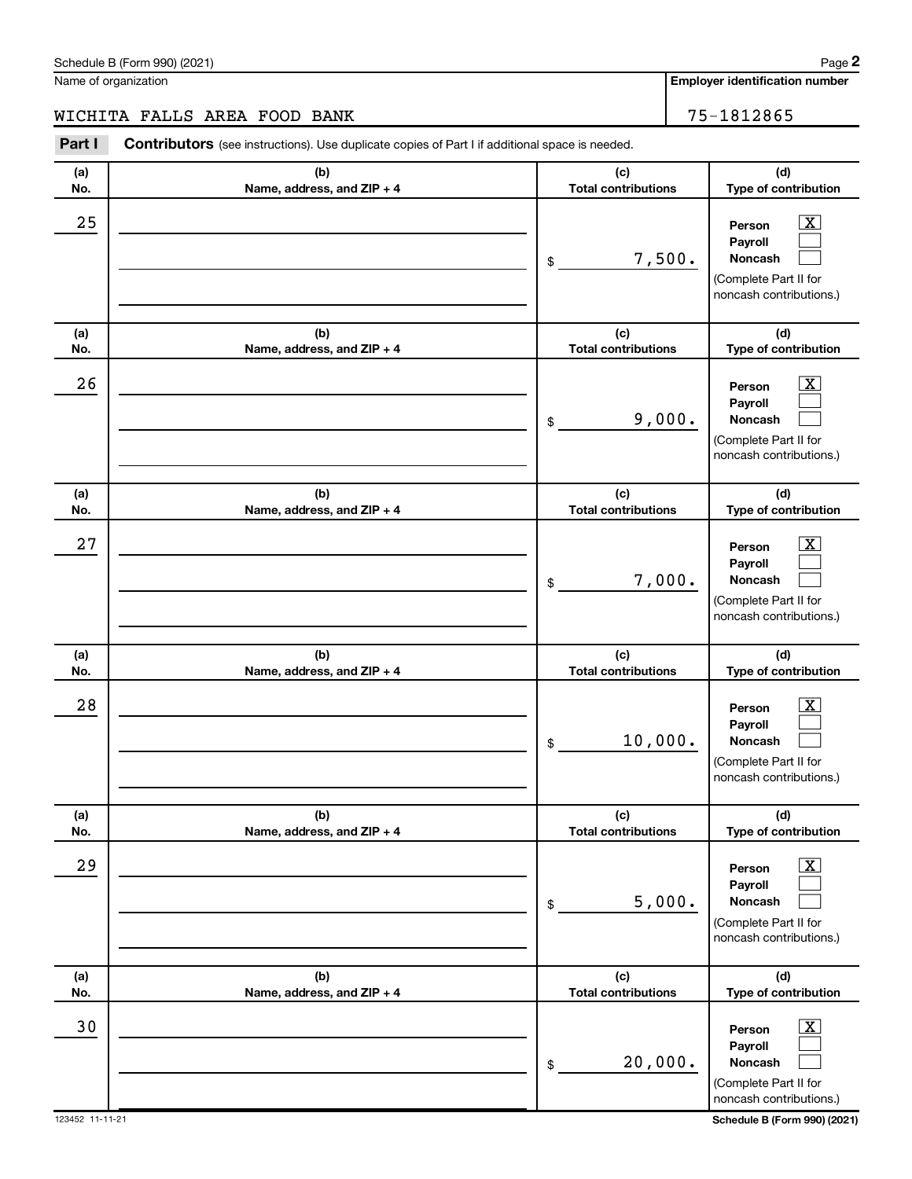Name of organization

WICHITA FALLS AREA FOOD BANK

**Employer identification number**

75-1812865

**Part I** **Contributors** (see instructions). Use duplicate copies of Part I if additional space is needed.

| (a) No. | (b) Name, address, and ZIP + 4 | (c) Total contributions | (d) Type of contribution |
|---|---|---|---|
| 25 | | $ 7,500. | Person [X] Payroll [ ] Noncash [ ] (Complete Part II for noncash contributions.) |
| 26 | | $ 9,000. | Person [X] Payroll [ ] Noncash [ ] (Complete Part II for noncash contributions.) |
| 27 | | $ 7,000. | Person [X] Payroll [ ] Noncash [ ] (Complete Part II for noncash contributions.) |
| 28 | | $ 10,000. | Person [X] Payroll [ ] Noncash [ ] (Complete Part II for noncash contributions.) |
| 29 | | $ 5,000. | Person [X] Payroll [ ] Noncash [ ] (Complete Part II for noncash contributions.) |
| 30 | | $ 20,000. | Person [X] Payroll [ ] Noncash [ ] (Complete Part II for noncash contributions.) |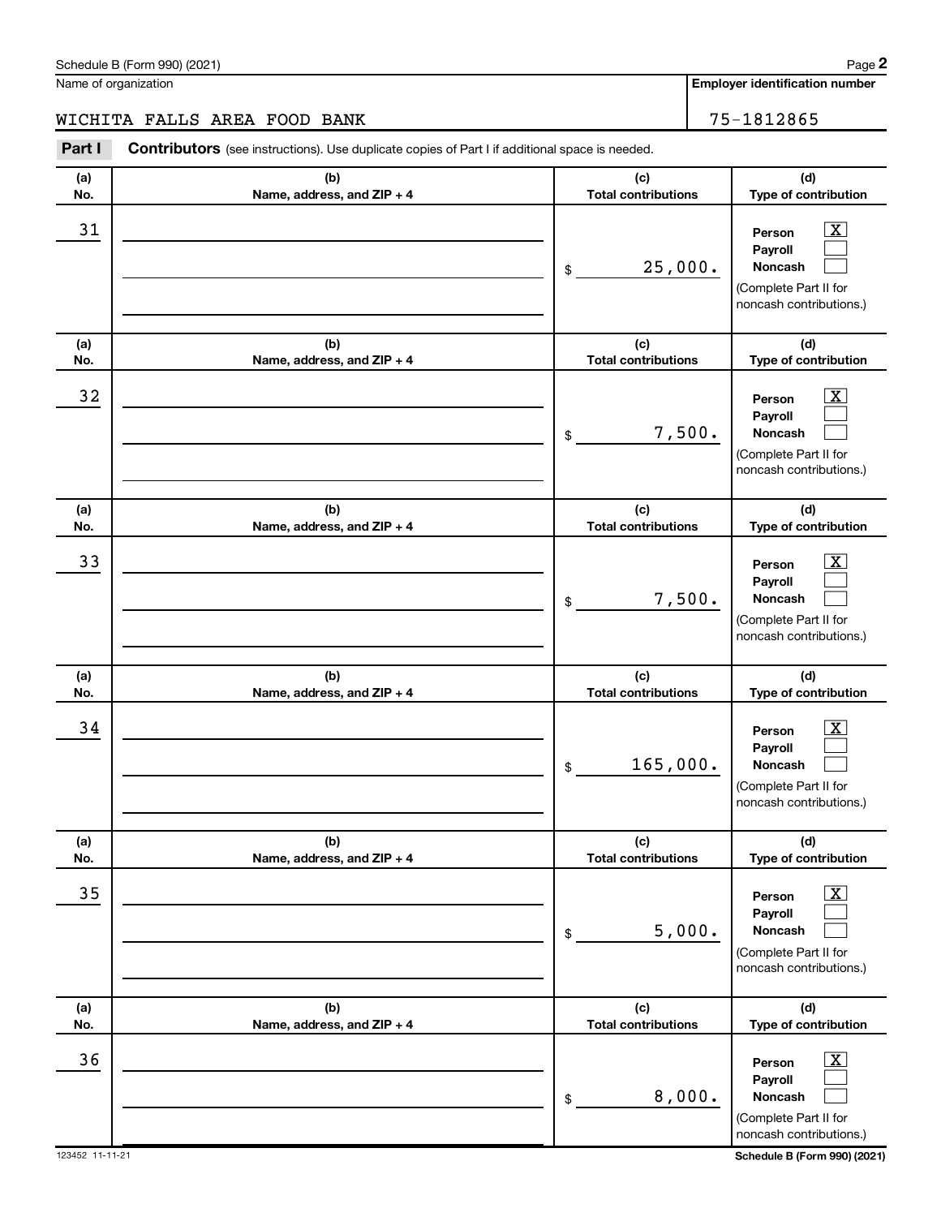Schedule B (Form 990) (2021) Page **2**

Name of organization

WICHITA FALLS AREA FOOD BANK

**Employer identification number**

75-1812865

**Part I** **Contributors** (see instructions). Use duplicate copies of Part I if additional space is needed.

| (a) No. | (b) Name, address, and ZIP + 4 | (c) Total contributions | (d) Type of contribution |
|---|---|---|---|
| 31 | | $ 25,000. | Person [X] Payroll [ ] Noncash [ ] (Complete Part II for noncash contributions.) |
| 32 | | $ 7,500. | Person [X] Payroll [ ] Noncash [ ] (Complete Part II for noncash contributions.) |
| 33 | | $ 7,500. | Person [X] Payroll [ ] Noncash [ ] (Complete Part II for noncash contributions.) |
| 34 | | $ 165,000. | Person [X] Payroll [ ] Noncash [ ] (Complete Part II for noncash contributions.) |
| 35 | | $ 5,000. | Person [X] Payroll [ ] Noncash [ ] (Complete Part II for noncash contributions.) |
| 36 | | $ 8,000. | Person [X] Payroll [ ] Noncash [ ] (Complete Part II for noncash contributions.) |

123452 11-11-21

**Schedule B (Form 990) (2021)**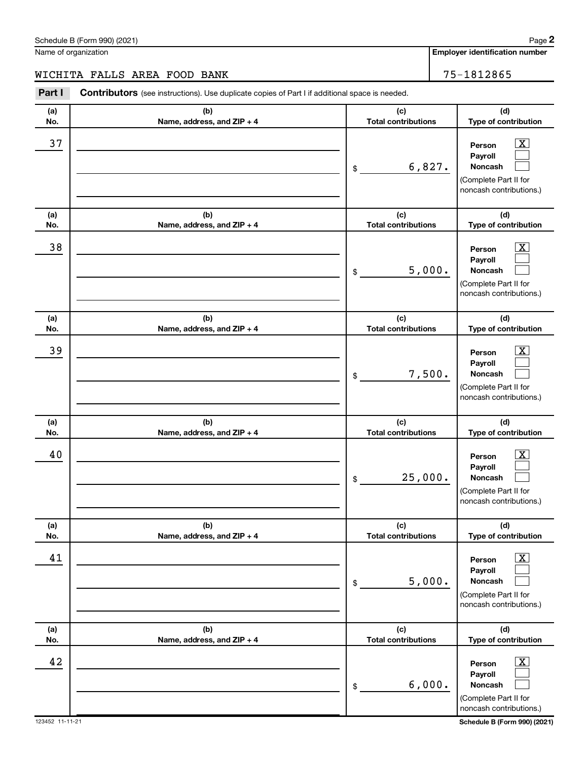Schedule B (Form 990) (2021)

Name of organization: WICHITA FALLS AREA FOOD BANK

**Employer identification number:** 75-1812865

**Part I** **Contributors** (see instructions). Use duplicate copies of Part I if additional space is needed.

| (a) No. | (b) Name, address, and ZIP + 4 | (c) Total contributions | (d) Type of contribution |
|---|---|---|---|
| 37 | | $ 6,827. | Person [X] Payroll [ ] Noncash [ ] (Complete Part II for noncash contributions.) |
| 38 | | $ 5,000. | Person [X] Payroll [ ] Noncash [ ] (Complete Part II for noncash contributions.) |
| 39 | | $ 7,500. | Person [X] Payroll [ ] Noncash [ ] (Complete Part II for noncash contributions.) |
| 40 | | $ 25,000. | Person [X] Payroll [ ] Noncash [ ] (Complete Part II for noncash contributions.) |
| 41 | | $ 5,000. | Person [X] Payroll [ ] Noncash [ ] (Complete Part II for noncash contributions.) |
| 42 | | $ 6,000. | Person [X] Payroll [ ] Noncash [ ] (Complete Part II for noncash contributions.) |

123452 11-11-21

Schedule B (Form 990) (2021)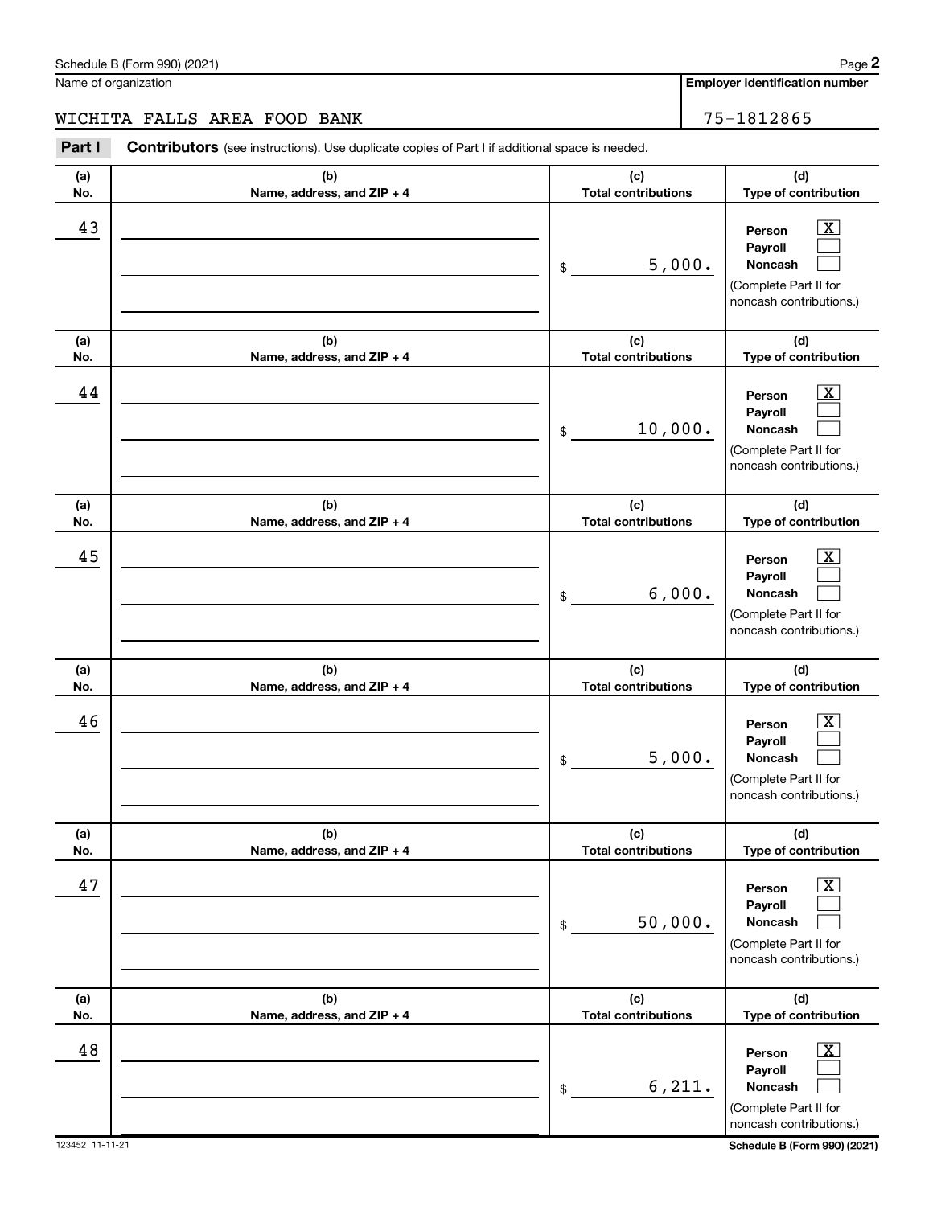Name of organization

**Employer identification number**

WICHITA FALLS AREA FOOD BANK

75-1812865

**Part I** **Contributors** (see instructions). Use duplicate copies of Part I if additional space is needed.

| (a) No. | (b) Name, address, and ZIP + 4 | (c) Total contributions | (d) Type of contribution |
|---|---|---|---|
| 43 | | $ 5,000. | Person [X] Payroll [ ] Noncash [ ] (Complete Part II for noncash contributions.) |
| 44 | | $ 10,000. | Person [X] Payroll [ ] Noncash [ ] (Complete Part II for noncash contributions.) |
| 45 | | $ 6,000. | Person [X] Payroll [ ] Noncash [ ] (Complete Part II for noncash contributions.) |
| 46 | | $ 5,000. | Person [X] Payroll [ ] Noncash [ ] (Complete Part II for noncash contributions.) |
| 47 | | $ 50,000. | Person [X] Payroll [ ] Noncash [ ] (Complete Part II for noncash contributions.) |
| 48 | | $ 6,211. | Person [X] Payroll [ ] Noncash [ ] (Complete Part II for noncash contributions.) |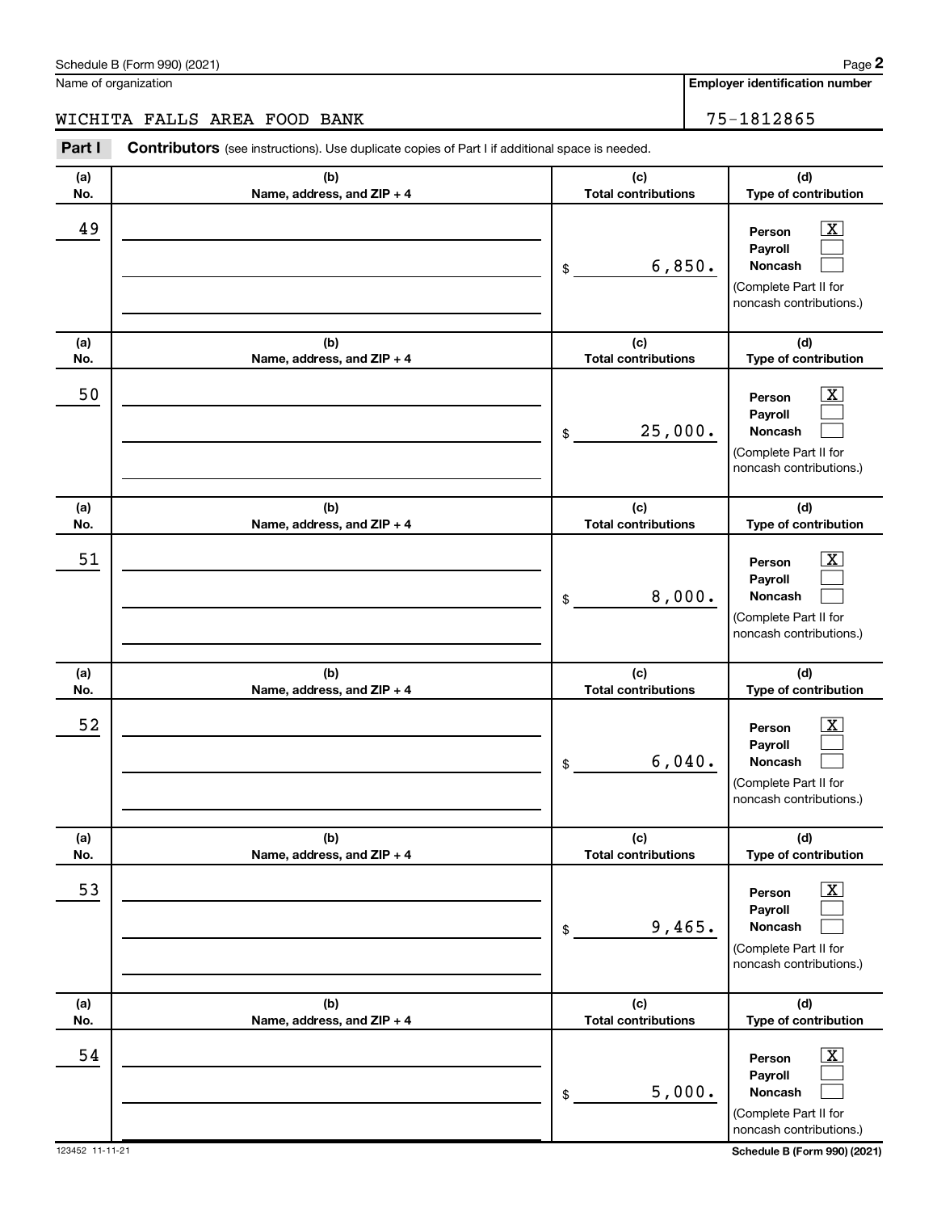Schedule B (Form 990) (2021)

Name of organization: WICHITA FALLS AREA FOOD BANK

Employer identification number: 75-1812865

**Part I** **Contributors** (see instructions). Use duplicate copies of Part I if additional space is needed.

| (a) No. | (b) Name, address, and ZIP + 4 | (c) Total contributions | (d) Type of contribution |
|---|---|---|---|
| 49 | | $ 6,850. | Person [X] Payroll [ ] Noncash [ ] (Complete Part II for noncash contributions.) |
| 50 | | $ 25,000. | Person [X] Payroll [ ] Noncash [ ] (Complete Part II for noncash contributions.) |
| 51 | | $ 8,000. | Person [X] Payroll [ ] Noncash [ ] (Complete Part II for noncash contributions.) |
| 52 | | $ 6,040. | Person [X] Payroll [ ] Noncash [ ] (Complete Part II for noncash contributions.) |
| 53 | | $ 9,465. | Person [X] Payroll [ ] Noncash [ ] (Complete Part II for noncash contributions.) |
| 54 | | $ 5,000. | Person [X] Payroll [ ] Noncash [ ] (Complete Part II for noncash contributions.) |

123452 11-11-21

Schedule B (Form 990) (2021)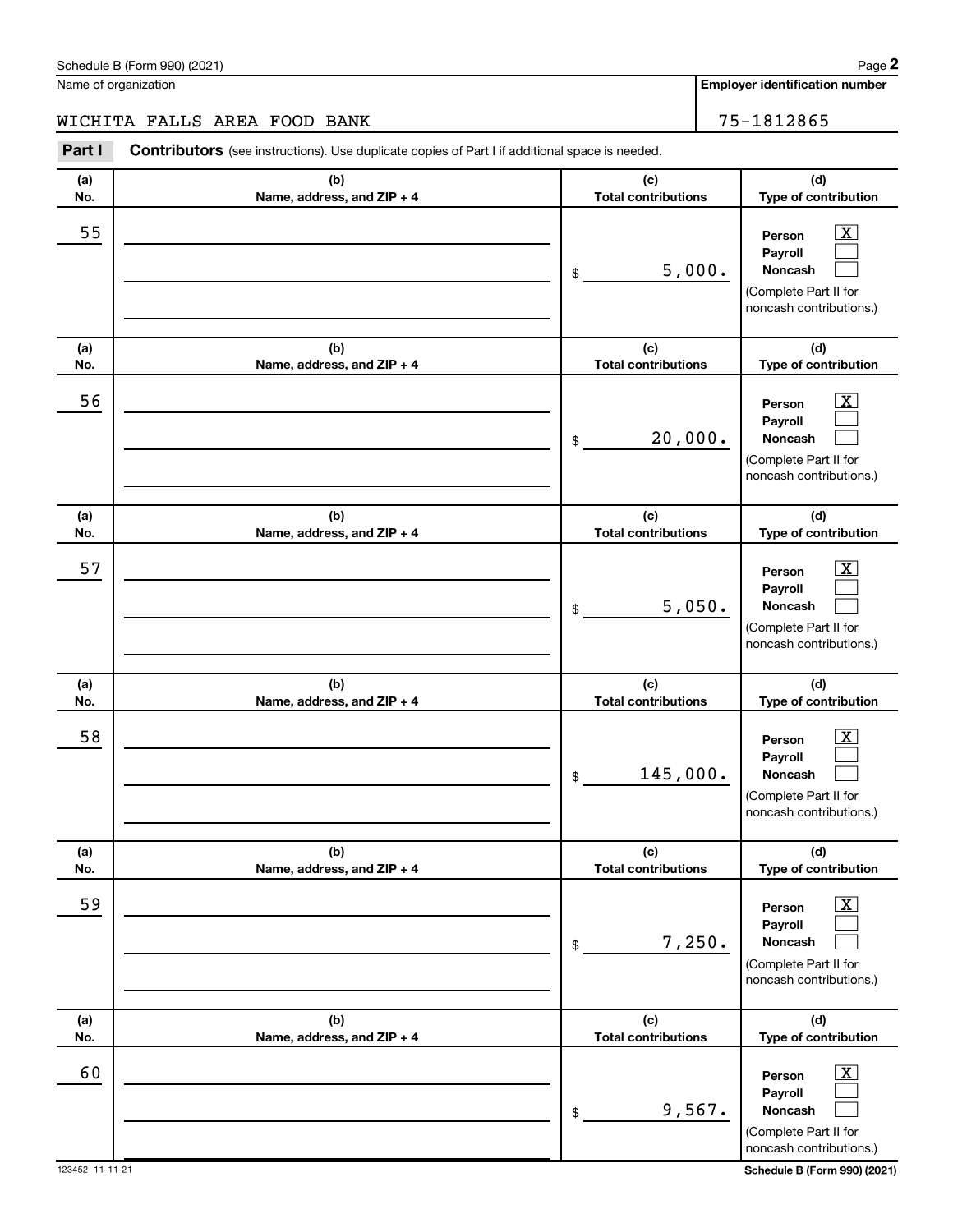Name of organization

WICHITA FALLS AREA FOOD BANK

**Employer identification number**

75-1812865

**Part I** **Contributors** (see instructions). Use duplicate copies of Part I if additional space is needed.

| (a) No. | (b) Name, address, and ZIP + 4 | (c) Total contributions | (d) Type of contribution |
|---|---|---|---|
| 55 | | $ 5,000. | Person [X] Payroll [ ] Noncash [ ] (Complete Part II for noncash contributions.) |
| 56 | | $ 20,000. | Person [X] Payroll [ ] Noncash [ ] (Complete Part II for noncash contributions.) |
| 57 | | $ 5,050. | Person [X] Payroll [ ] Noncash [ ] (Complete Part II for noncash contributions.) |
| 58 | | $ 145,000. | Person [X] Payroll [ ] Noncash [ ] (Complete Part II for noncash contributions.) |
| 59 | | $ 7,250. | Person [X] Payroll [ ] Noncash [ ] (Complete Part II for noncash contributions.) |
| 60 | | $ 9,567. | Person [X] Payroll [ ] Noncash [ ] (Complete Part II for noncash contributions.) |

123452 11-11-21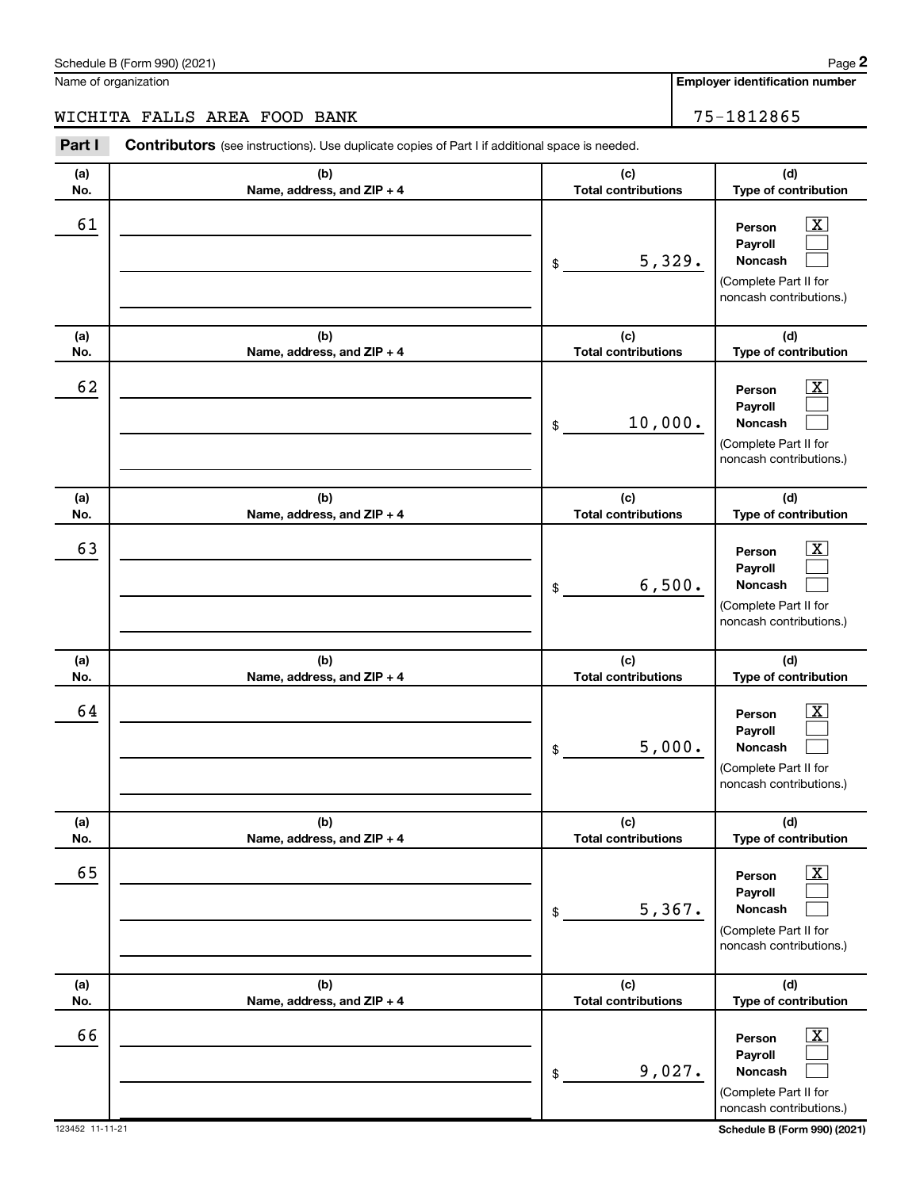Name of organization

WICHITA FALLS AREA FOOD BANK

**Employer identification number**

75-1812865

**Part I** **Contributors** (see instructions). Use duplicate copies of Part I if additional space is needed.

| (a) No. | (b) Name, address, and ZIP + 4 | (c) Total contributions | (d) Type of contribution |
|---|---|---|---|
| 61 | | $ 5,329. | Person [X] Payroll [ ] Noncash [ ] (Complete Part II for noncash contributions.) |
| 62 | | $ 10,000. | Person [X] Payroll [ ] Noncash [ ] (Complete Part II for noncash contributions.) |
| 63 | | $ 6,500. | Person [X] Payroll [ ] Noncash [ ] (Complete Part II for noncash contributions.) |
| 64 | | $ 5,000. | Person [X] Payroll [ ] Noncash [ ] (Complete Part II for noncash contributions.) |
| 65 | | $ 5,367. | Person [X] Payroll [ ] Noncash [ ] (Complete Part II for noncash contributions.) |
| 66 | | $ 9,027. | Person [X] Payroll [ ] Noncash [ ] (Complete Part II for noncash contributions.) |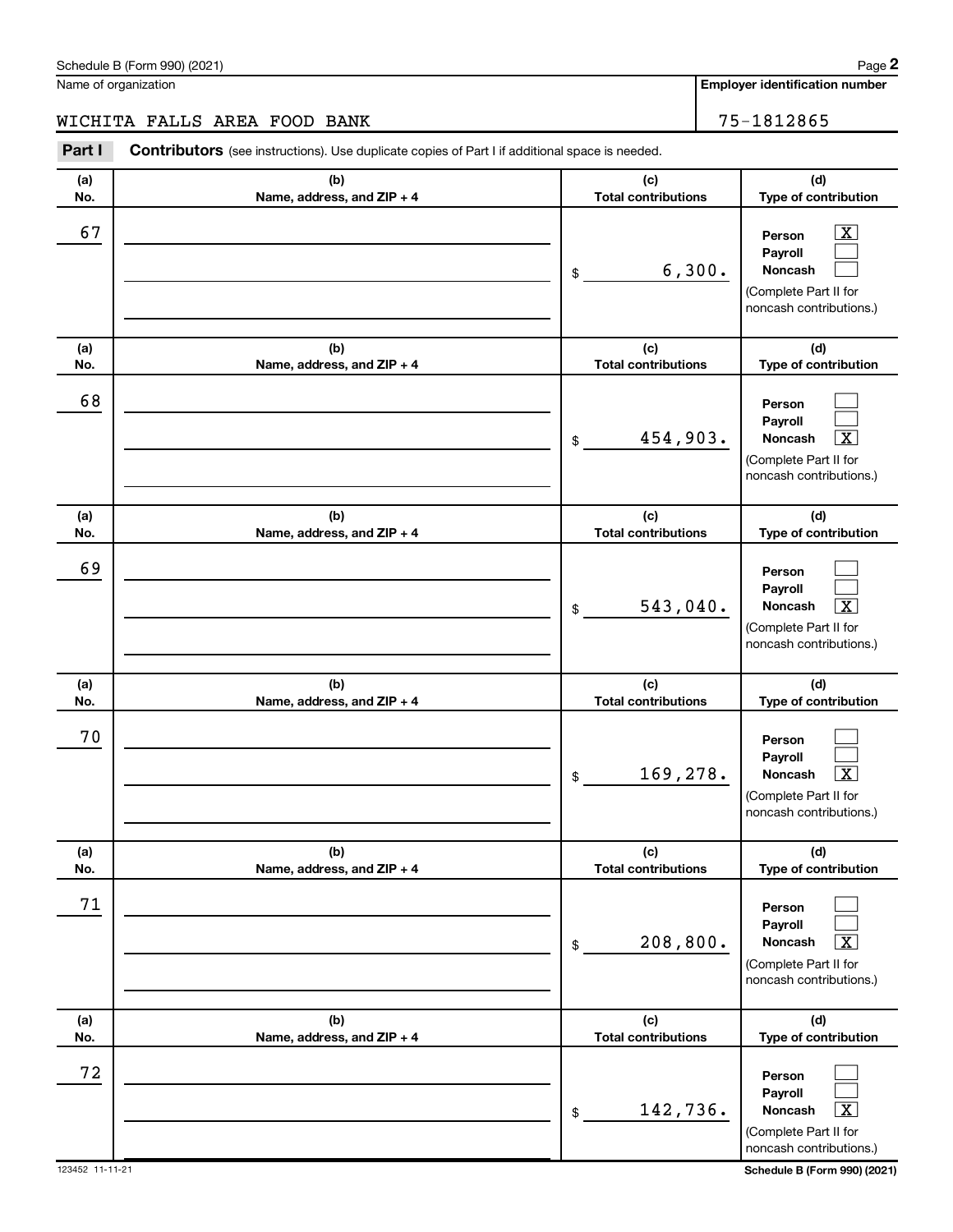Name of organization

WICHITA FALLS AREA FOOD BANK

Employer identification number

75-1812865

## Part I Contributors (see instructions). Use duplicate copies of Part I if additional space is needed.

| (a) No. | (b) Name, address, and ZIP + 4 | (c) Total contributions | (d) Type of contribution |
|---|---|---|---|
| 67 | | $ 6,300. | Person [X] Payroll [ ] Noncash [ ] (Complete Part II for noncash contributions.) |
| 68 | | $ 454,903. | Person [ ] Payroll [ ] Noncash [X] (Complete Part II for noncash contributions.) |
| 69 | | $ 543,040. | Person [ ] Payroll [ ] Noncash [X] (Complete Part II for noncash contributions.) |
| 70 | | $ 169,278. | Person [ ] Payroll [ ] Noncash [X] (Complete Part II for noncash contributions.) |
| 71 | | $ 208,800. | Person [ ] Payroll [ ] Noncash [X] (Complete Part II for noncash contributions.) |
| 72 | | $ 142,736. | Person [ ] Payroll [ ] Noncash [X] (Complete Part II for noncash contributions.) |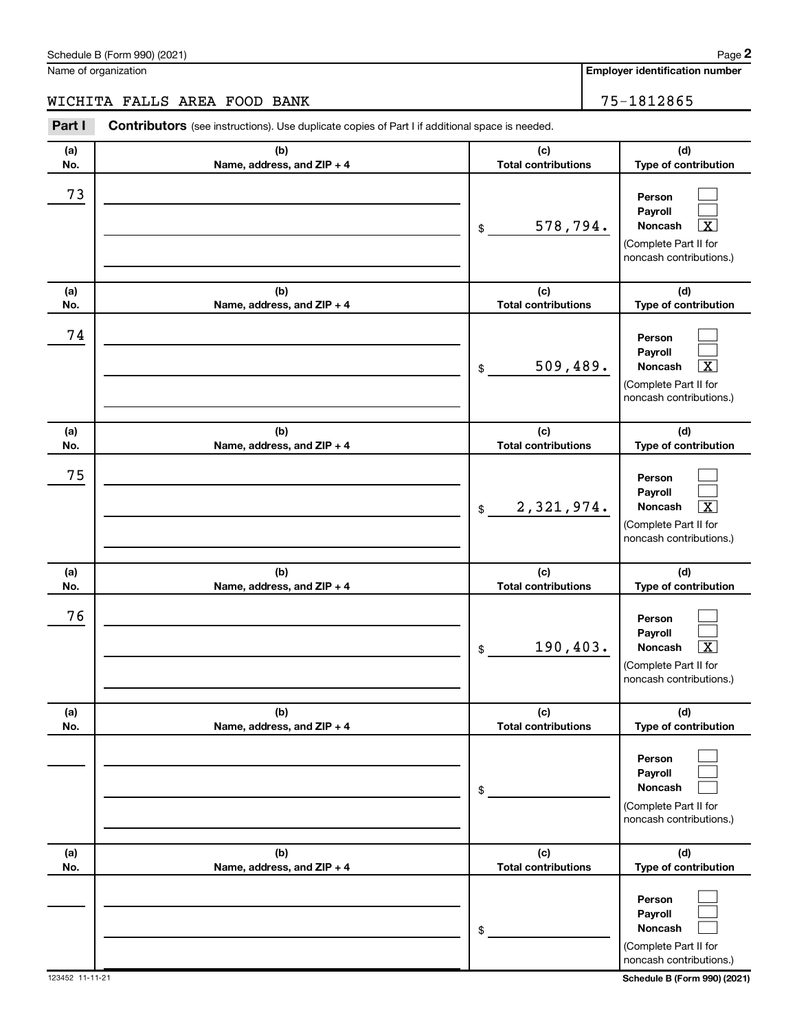Name of organization

WICHITA FALLS AREA FOOD BANK

**Employer identification number**

75-1812865

**Part I** **Contributors** (see instructions). Use duplicate copies of Part I if additional space is needed.

| (a) No. | (b) Name, address, and ZIP + 4 | (c) Total contributions | (d) Type of contribution |
|---|---|---|---|
| 73 | | $ 578,794. | Person [ ] Payroll [ ] Noncash [X] (Complete Part II for noncash contributions.) |
| 74 | | $ 509,489. | Person [ ] Payroll [ ] Noncash [X] (Complete Part II for noncash contributions.) |
| 75 | | $ 2,321,974. | Person [ ] Payroll [ ] Noncash [X] (Complete Part II for noncash contributions.) |
| 76 | | $ 190,403. | Person [ ] Payroll [ ] Noncash [X] (Complete Part II for noncash contributions.) |
| | | $ | Person [ ] Payroll [ ] Noncash [ ] (Complete Part II for noncash contributions.) |
| | | $ | Person [ ] Payroll [ ] Noncash [ ] (Complete Part II for noncash contributions.) |

123452 11-11-21

**Schedule B (Form 990) (2021)**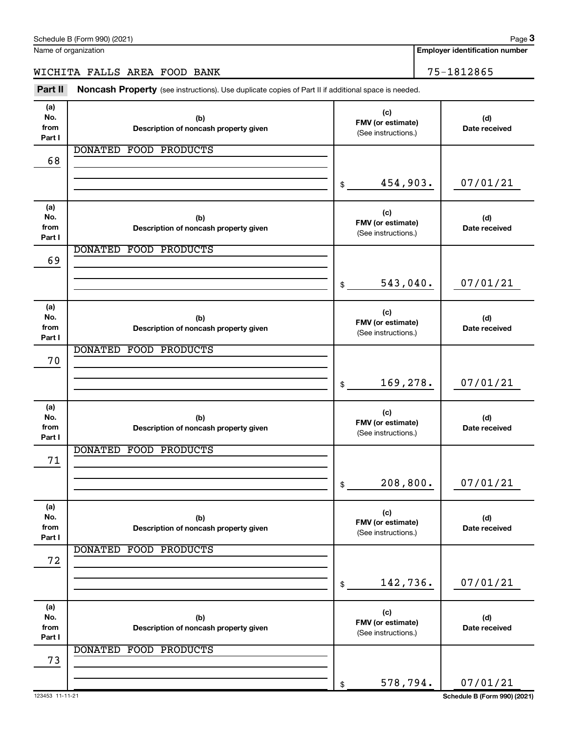Name of organization

WICHITA FALLS AREA FOOD BANK

**Employer identification number**

75-1812865

## Part II **Noncash Property** (see instructions). Use duplicate copies of Part II if additional space is needed.

| (a) No. from Part I | (b) Description of noncash property given | (c) FMV (or estimate) (See instructions.) | (d) Date received |
|---|---|---|---|
| 68 | DONATED FOOD PRODUCTS | $ 454,903. | 07/01/21 |
| 69 | DONATED FOOD PRODUCTS | $ 543,040. | 07/01/21 |
| 70 | DONATED FOOD PRODUCTS | $ 169,278. | 07/01/21 |
| 71 | DONATED FOOD PRODUCTS | $ 208,800. | 07/01/21 |
| 72 | DONATED FOOD PRODUCTS | $ 142,736. | 07/01/21 |
| 73 | DONATED FOOD PRODUCTS | $ 578,794. | 07/01/21 |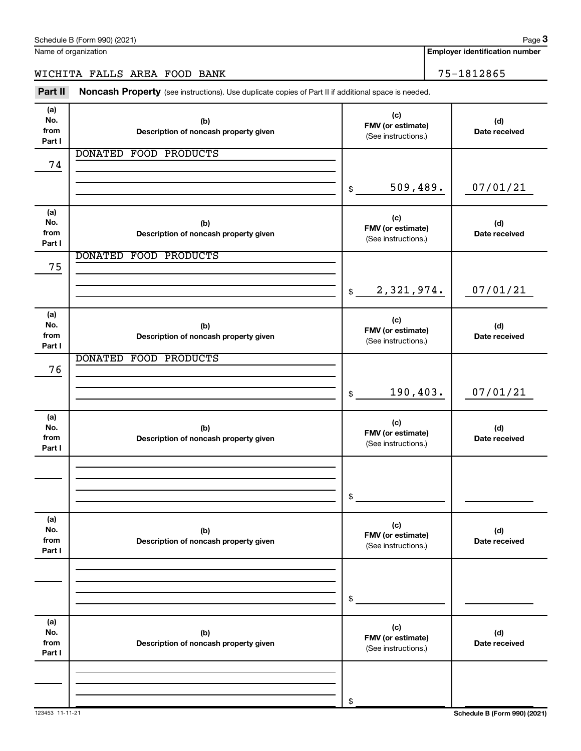Name of organization

WICHITA FALLS AREA FOOD BANK

**Employer identification number**

75-1812865

**Part II** **Noncash Property** (see instructions). Use duplicate copies of Part II if additional space is needed.

| (a) No. from Part I | (b) Description of noncash property given | (c) FMV (or estimate) (See instructions.) | (d) Date received |
|---|---|---|---|
| 74 | DONATED FOOD PRODUCTS | $ 509,489. | 07/01/21 |
| 75 | DONATED FOOD PRODUCTS | $ 2,321,974. | 07/01/21 |
| 76 | DONATED FOOD PRODUCTS | $ 190,403. | 07/01/21 |
| | | $ | |
| | | $ | |
| | | $ | |

123453 11-11-21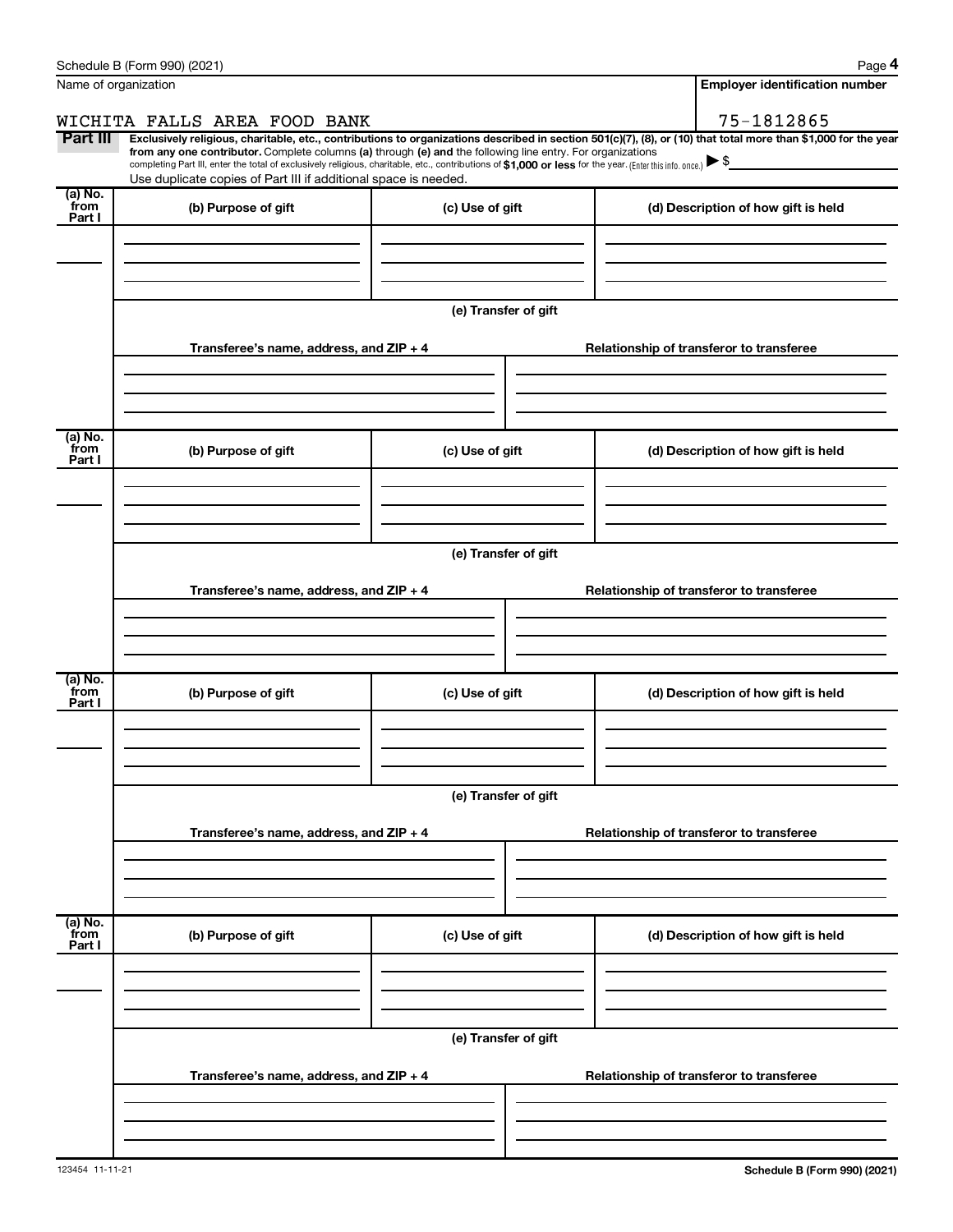Name of organization

WICHITA FALLS AREA FOOD BANK

**Employer identification number**

75-1812865

**Part III** **Exclusively religious, charitable, etc., contributions to organizations described in section 501(c)(7), (8), or (10) that total more than $1,000 for the year from any one contributor.** Complete columns **(a)** through **(e)** and the following line entry. For organizations completing Part III, enter the total of exclusively religious, charitable, etc., contributions of **$1,000 or less** for the year. (Enter this info. once.) ▶ $

Use duplicate copies of Part III if additional space is needed.

| (a) No. from Part I | (b) Purpose of gift | (c) Use of gift | (d) Description of how gift is held |
|---|---|---|---|
| | | | |

(e) Transfer of gift

| Transferee's name, address, and ZIP + 4 | Relationship of transferor to transferee |
|---|---|
| | |

| (a) No. from Part I | (b) Purpose of gift | (c) Use of gift | (d) Description of how gift is held |
|---|---|---|---|
| | | | |

(e) Transfer of gift

| Transferee's name, address, and ZIP + 4 | Relationship of transferor to transferee |
|---|---|
| | |

| (a) No. from Part I | (b) Purpose of gift | (c) Use of gift | (d) Description of how gift is held |
|---|---|---|---|
| | | | |

(e) Transfer of gift

| Transferee's name, address, and ZIP + 4 | Relationship of transferor to transferee |
|---|---|
| | |

| (a) No. from Part I | (b) Purpose of gift | (c) Use of gift | (d) Description of how gift is held |
|---|---|---|---|
| | | | |

(e) Transfer of gift

| Transferee's name, address, and ZIP + 4 | Relationship of transferor to transferee |
|---|---|
| | |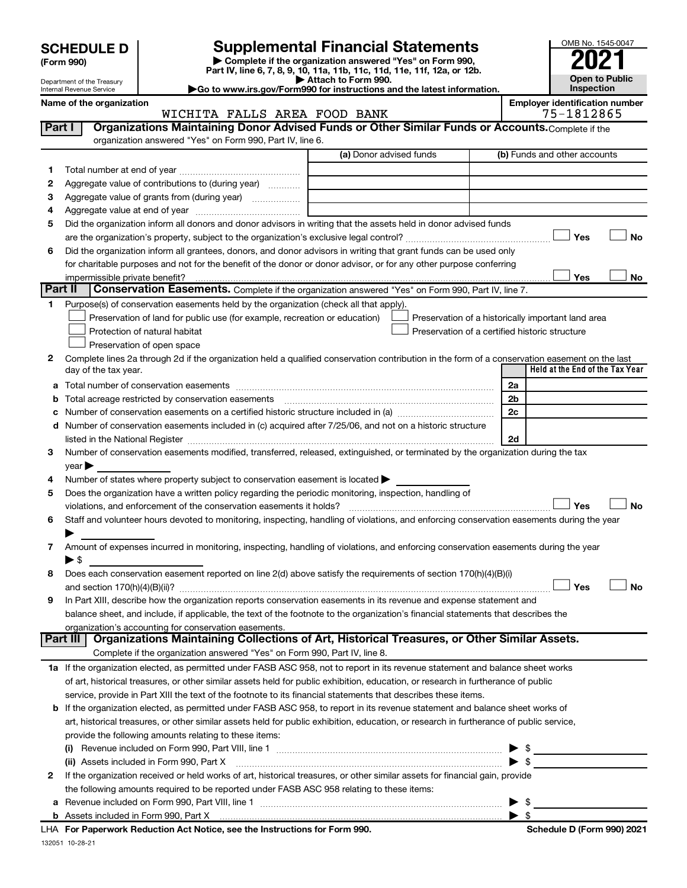# SCHEDULE D (Form 990)

Department of the Treasury
Internal Revenue Service

## Supplemental Financial Statements

▶ Complete if the organization answered "Yes" on Form 990, Part IV, line 6, 7, 8, 9, 10, 11a, 11b, 11c, 11d, 11e, 11f, 12a, or 12b.
▶ Attach to Form 990.
▶Go to www.irs.gov/Form990 for instructions and the latest information.

OMB No. 1545-0047
**2021**
**Open to Public Inspection**

**Name of the organization**
WICHITA FALLS AREA FOOD BANK

**Employer identification number**
75-1812865

### Part I Organizations Maintaining Donor Advised Funds or Other Similar Funds or Accounts. Complete if the organization answered "Yes" on Form 990, Part IV, line 6.

| | | (a) Donor advised funds | (b) Funds and other accounts |
|---|---|---|---|
| 1 | Total number at end of year | | |
| 2 | Aggregate value of contributions to (during year) | | |
| 3 | Aggregate value of grants from (during year) | | |
| 4 | Aggregate value at end of year | | |

5 Did the organization inform all donors and donor advisors in writing that the assets held in donor advised funds are the organization's property, subject to the organization's exclusive legal control? ☐ Yes ☐ No

6 Did the organization inform all grantees, donors, and donor advisors in writing that grant funds can be used only for charitable purposes and not for the benefit of the donor or donor advisor, or for any other purpose conferring impermissible private benefit? ☐ Yes ☐ No

### Part II Conservation Easements. Complete if the organization answered "Yes" on Form 990, Part IV, line 7.

1 Purpose(s) of conservation easements held by the organization (check all that apply).

- ☐ Preservation of land for public use (for example, recreation or education)
- ☐ Protection of natural habitat
- ☐ Preservation of open space
- ☐ Preservation of a historically important land area
- ☐ Preservation of a certified historic structure

2 Complete lines 2a through 2d if the organization held a qualified conservation contribution in the form of a conservation easement on the last day of the tax year.

| | | | Held at the End of the Tax Year |
|---|---|---|---|
| a | Total number of conservation easements | 2a | |
| b | Total acreage restricted by conservation easements | 2b | |
| c | Number of conservation easements on a certified historic structure included in (a) | 2c | |
| d | Number of conservation easements included in (c) acquired after 7/25/06, and not on a historic structure listed in the National Register | 2d | |

3 Number of conservation easements modified, transferred, released, extinguished, or terminated by the organization during the tax year ▶

4 Number of states where property subject to conservation easement is located ▶

5 Does the organization have a written policy regarding the periodic monitoring, inspection, handling of violations, and enforcement of the conservation easements it holds? ☐ Yes ☐ No

6 Staff and volunteer hours devoted to monitoring, inspecting, handling of violations, and enforcing conservation easements during the year ▶

7 Amount of expenses incurred in monitoring, inspecting, handling of violations, and enforcing conservation easements during the year ▶ $

8 Does each conservation easement reported on line 2(d) above satisfy the requirements of section 170(h)(4)(B)(i) and section 170(h)(4)(B)(ii)? ☐ Yes ☐ No

9 In Part XIII, describe how the organization reports conservation easements in its revenue and expense statement and balance sheet, and include, if applicable, the text of the footnote to the organization's financial statements that describes the organization's accounting for conservation easements.

### Part III Organizations Maintaining Collections of Art, Historical Treasures, or Other Similar Assets. Complete if the organization answered "Yes" on Form 990, Part IV, line 8.

1a If the organization elected, as permitted under FASB ASC 958, not to report in its revenue statement and balance sheet works of art, historical treasures, or other similar assets held for public exhibition, education, or research in furtherance of public service, provide in Part XIII the text of the footnote to its financial statements that describes these items.

b If the organization elected, as permitted under FASB ASC 958, to report in its revenue statement and balance sheet works of art, historical treasures, or other similar assets held for public exhibition, education, or research in furtherance of public service, provide the following amounts relating to these items:

(i) Revenue included on Form 990, Part VIII, line 1 ▶ $

(ii) Assets included in Form 990, Part X ▶ $

2 If the organization received or held works of art, historical treasures, or other similar assets for financial gain, provide the following amounts required to be reported under FASB ASC 958 relating to these items:

a Revenue included on Form 990, Part VIII, line 1 ▶ $

b Assets included in Form 990, Part X ▶ $

LHA For Paperwork Reduction Act Notice, see the Instructions for Form 990. Schedule D (Form 990) 2021

132051 10-28-21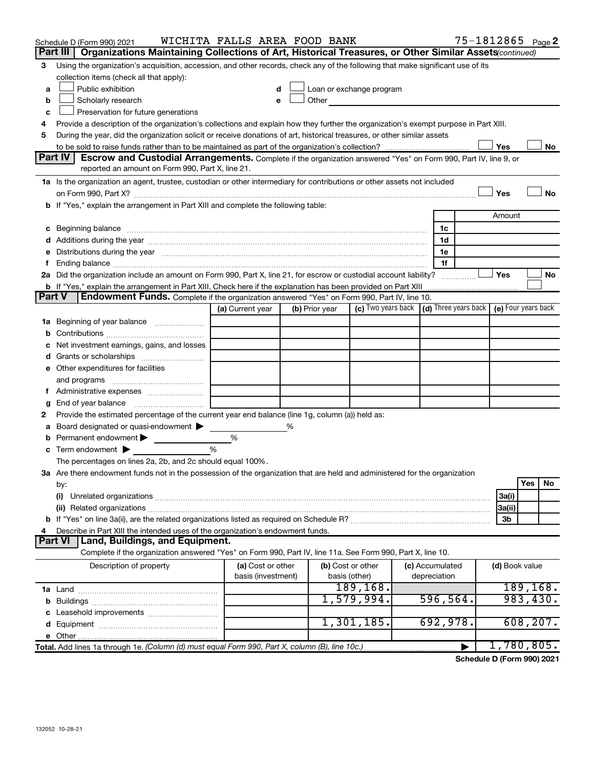Schedule D (Form 990) 2021 WICHITA FALLS AREA FOOD BANK 75-1812865 Page **2**

## Part III | Organizations Maintaining Collections of Art, Historical Treasures, or Other Similar Assets *(continued)*

**3** Using the organization's acquisition, accession, and other records, check any of the following that make significant use of its collection items (check all that apply):

- **a** ☐ Public exhibition
- **b** ☐ Scholarly research
- **c** ☐ Preservation for future generations
- **d** ☐ Loan or exchange program
- **e** ☐ Other

**4** Provide a description of the organization's collections and explain how they further the organization's exempt purpose in Part XIII.

**5** During the year, did the organization solicit or receive donations of art, historical treasures, or other similar assets to be sold to raise funds rather than to be maintained as part of the organization's collection? ☐ Yes ☐ No

## Part IV | Escrow and Custodial Arrangements.

Complete if the organization answered "Yes" on Form 990, Part IV, line 9, or reported an amount on Form 990, Part X, line 21.

**1a** Is the organization an agent, trustee, custodian or other intermediary for contributions or other assets not included on Form 990, Part X? ☐ Yes ☐ No

**b** If "Yes," explain the arrangement in Part XIII and complete the following table:

| | | Amount |
|---|---|---|
| **c** Beginning balance | 1c | |
| **d** Additions during the year | 1d | |
| **e** Distributions during the year | 1e | |
| **f** Ending balance | 1f | |

**2a** Did the organization include an amount on Form 990, Part X, line 21, for escrow or custodial account liability? ☐ Yes ☐ No

**b** If "Yes," explain the arrangement in Part XIII. Check here if the explanation has been provided on Part XIII ☐

## Part V | Endowment Funds.

Complete if the organization answered "Yes" on Form 990, Part IV, line 10.

| | (a) Current year | (b) Prior year | (c) Two years back | (d) Three years back | (e) Four years back |
|---|---|---|---|---|---|
| **1a** Beginning of year balance | | | | | |
| **b** Contributions | | | | | |
| **c** Net investment earnings, gains, and losses | | | | | |
| **d** Grants or scholarships | | | | | |
| **e** Other expenditures for facilities and programs | | | | | |
| **f** Administrative expenses | | | | | |
| **g** End of year balance | | | | | |

**2** Provide the estimated percentage of the current year end balance (line 1g, column (a)) held as:

- **a** Board designated or quasi-endowment ▶ %
- **b** Permanent endowment ▶ %
- **c** Term endowment ▶ %

The percentages on lines 2a, 2b, and 2c should equal 100%.

**3a** Are there endowment funds not in the possession of the organization that are held and administered for the organization by:

| | | Yes | No |
|---|---|---|---|
| **(i)** Unrelated organizations | 3a(i) | | |
| **(ii)** Related organizations | 3a(ii) | | |
| **b** If "Yes" on line 3a(ii), are the related organizations listed as required on Schedule R? | 3b | | |

**4** Describe in Part XIII the intended uses of the organization's endowment funds.

## Part VI | Land, Buildings, and Equipment.

Complete if the organization answered "Yes" on Form 990, Part IV, line 11a. See Form 990, Part X, line 10.

| Description of property | (a) Cost or other basis (investment) | (b) Cost or other basis (other) | (c) Accumulated depreciation | (d) Book value |
|---|---|---|---|---|
| **1a** Land | | 189,168. | | 189,168. |
| **b** Buildings | | 1,579,994. | 596,564. | 983,430. |
| **c** Leasehold improvements | | | | |
| **d** Equipment | | 1,301,185. | 692,978. | 608,207. |
| **e** Other | | | | |
| **Total.** Add lines 1a through 1e. *(Column (d) must equal Form 990, Part X, column (B), line 10c.)* | | | ▶ | 1,780,805. |

**Schedule D (Form 990) 2021**

132052 10-28-21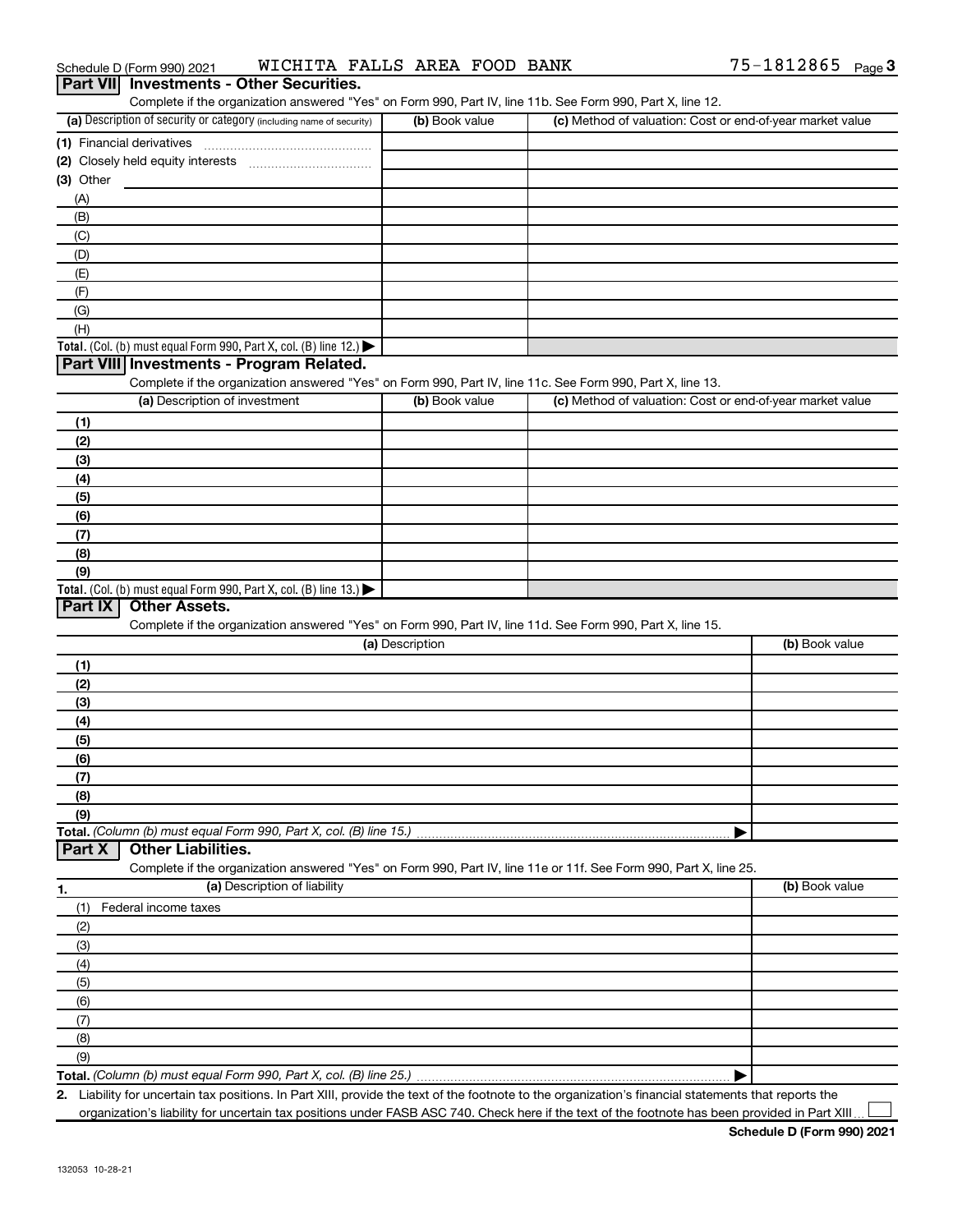Schedule D (Form 990) 2021 WICHITA FALLS AREA FOOD BANK 75-1812865 Page 3

## Part VII Investments - Other Securities.

Complete if the organization answered "Yes" on Form 990, Part IV, line 11b. See Form 990, Part X, line 12.

| (a) Description of security or category (including name of security) | (b) Book value | (c) Method of valuation: Cost or end-of-year market value |
|---|---|---|
| (1) Financial derivatives | | |
| (2) Closely held equity interests | | |
| (3) Other | | |
| (A) | | |
| (B) | | |
| (C) | | |
| (D) | | |
| (E) | | |
| (F) | | |
| (G) | | |
| (H) | | |
| **Total.** (Col. (b) must equal Form 990, Part X, col. (B) line 12.) ▶ | | |

## Part VIII Investments - Program Related.

Complete if the organization answered "Yes" on Form 990, Part IV, line 11c. See Form 990, Part X, line 13.

| (a) Description of investment | (b) Book value | (c) Method of valuation: Cost or end-of-year market value |
|---|---|---|
| (1) | | |
| (2) | | |
| (3) | | |
| (4) | | |
| (5) | | |
| (6) | | |
| (7) | | |
| (8) | | |
| (9) | | |
| **Total.** (Col. (b) must equal Form 990, Part X, col. (B) line 13.) ▶ | | |

## Part IX Other Assets.

Complete if the organization answered "Yes" on Form 990, Part IV, line 11d. See Form 990, Part X, line 15.

| (a) Description | (b) Book value |
|---|---|
| (1) | |
| (2) | |
| (3) | |
| (4) | |
| (5) | |
| (6) | |
| (7) | |
| (8) | |
| (9) | |
| **Total.** *(Column (b) must equal Form 990, Part X, col. (B) line 15.)* ▶ | |

## Part X Other Liabilities.

Complete if the organization answered "Yes" on Form 990, Part IV, line 11e or 11f. See Form 990, Part X, line 25.

| 1. (a) Description of liability | (b) Book value |
|---|---|
| (1) Federal income taxes | |
| (2) | |
| (3) | |
| (4) | |
| (5) | |
| (6) | |
| (7) | |
| (8) | |
| (9) | |
| **Total.** *(Column (b) must equal Form 990, Part X, col. (B) line 25.)* ▶ | |

**2.** Liability for uncertain tax positions. In Part XIII, provide the text of the footnote to the organization's financial statements that reports the organization's liability for uncertain tax positions under FASB ASC 740. Check here if the text of the footnote has been provided in Part XIII ☐

**Schedule D (Form 990) 2021**

132053 10-28-21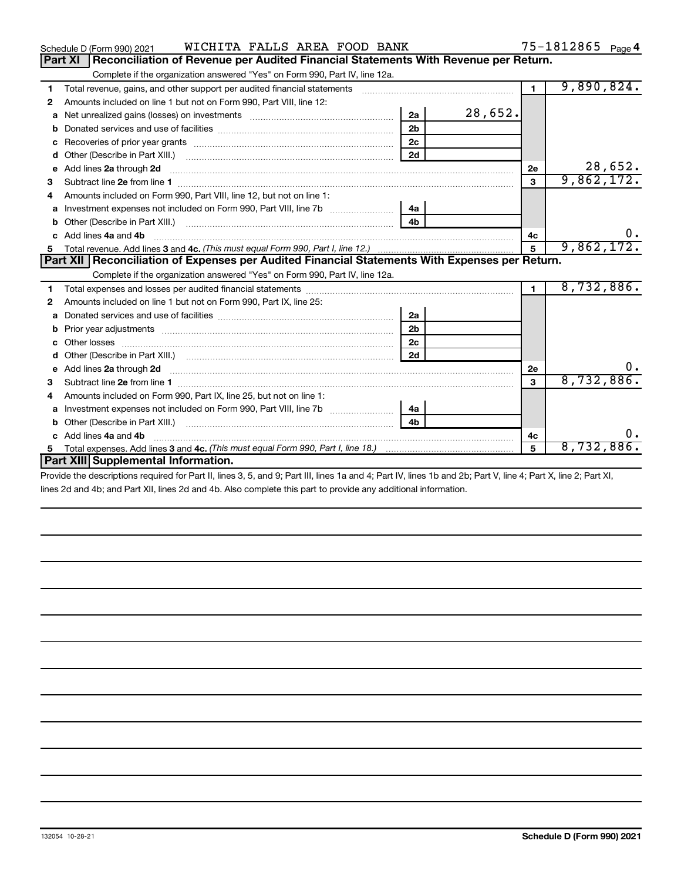Schedule D (Form 990) 2021 WICHITA FALLS AREA FOOD BANK 75-1812865 Page 4

## Part XI Reconciliation of Revenue per Audited Financial Statements With Revenue per Return.

Complete if the organization answered "Yes" on Form 990, Part IV, line 12a.

| | | | | | |
|---|---|---|---|---|---|
| 1 | Total revenue, gains, and other support per audited financial statements | | | 1 | 9,890,824. |
| 2 | Amounts included on line 1 but not on Form 990, Part VIII, line 12: | | | | |
| a | Net unrealized gains (losses) on investments | 2a | 28,652. | | |
| b | Donated services and use of facilities | 2b | | | |
| c | Recoveries of prior year grants | 2c | | | |
| d | Other (Describe in Part XIII.) | 2d | | | |
| e | Add lines 2a through 2d | | | 2e | 28,652. |
| 3 | Subtract line 2e from line 1 | | | 3 | 9,862,172. |
| 4 | Amounts included on Form 990, Part VIII, line 12, but not on line 1: | | | | |
| a | Investment expenses not included on Form 990, Part VIII, line 7b | 4a | | | |
| b | Other (Describe in Part XIII.) | 4b | | | |
| c | Add lines 4a and 4b | | | 4c | 0. |
| 5 | Total revenue. Add lines 3 and 4c. *(This must equal Form 990, Part I, line 12.)* | | | 5 | 9,862,172. |

## Part XII Reconciliation of Expenses per Audited Financial Statements With Expenses per Return.

Complete if the organization answered "Yes" on Form 990, Part IV, line 12a.

| | | | | | |
|---|---|---|---|---|---|
| 1 | Total expenses and losses per audited financial statements | | | 1 | 8,732,886. |
| 2 | Amounts included on line 1 but not on Form 990, Part IX, line 25: | | | | |
| a | Donated services and use of facilities | 2a | | | |
| b | Prior year adjustments | 2b | | | |
| c | Other losses | 2c | | | |
| d | Other (Describe in Part XIII.) | 2d | | | |
| e | Add lines 2a through 2d | | | 2e | 0. |
| 3 | Subtract line 2e from line 1 | | | 3 | 8,732,886. |
| 4 | Amounts included on Form 990, Part IX, line 25, but not on line 1: | | | | |
| a | Investment expenses not included on Form 990, Part VIII, line 7b | 4a | | | |
| b | Other (Describe in Part XIII.) | 4b | | | |
| c | Add lines 4a and 4b | | | 4c | 0. |
| 5 | Total expenses. Add lines 3 and 4c. *(This must equal Form 990, Part I, line 18.)* | | | 5 | 8,732,886. |

## Part XIII Supplemental Information.

Provide the descriptions required for Part II, lines 3, 5, and 9; Part III, lines 1a and 4; Part IV, lines 1b and 2b; Part V, line 4; Part X, line 2; Part XI, lines 2d and 4b; and Part XII, lines 2d and 4b. Also complete this part to provide any additional information.

132054 10-28-21 **Schedule D (Form 990) 2021**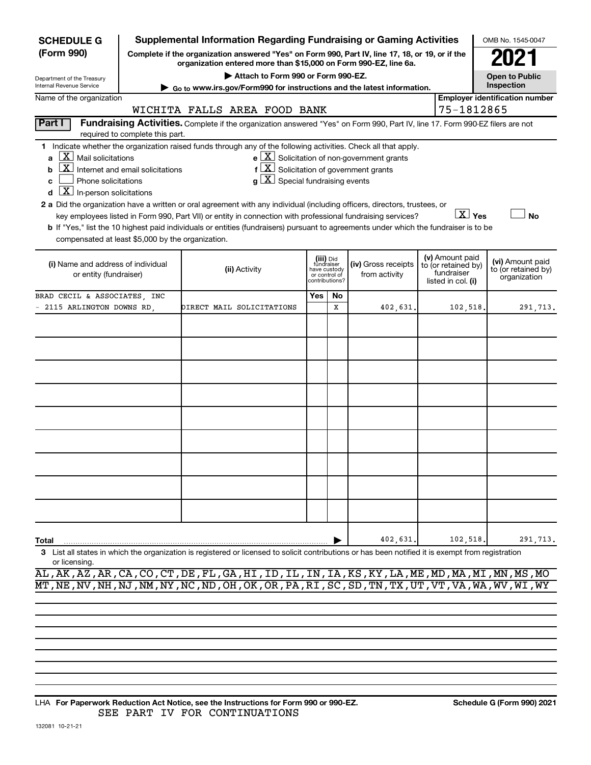**SCHEDULE G (Form 990)**

Department of the Treasury
Internal Revenue Service

# Supplemental Information Regarding Fundraising or Gaming Activities

**Complete if the organization answered "Yes" on Form 990, Part IV, line 17, 18, or 19, or if the organization entered more than $15,000 on Form 990-EZ, line 6a.**

**▶ Attach to Form 990 or Form 990-EZ.**

**▶ Go to www.irs.gov/Form990 for instructions and the latest information.**

OMB No. 1545-0047

**2021**

**Open to Public Inspection**

Name of the organization: WICHITA FALLS AREA FOOD BANK

**Employer identification number**: 75-1812865

**Part I** **Fundraising Activities.** Complete if the organization answered "Yes" on Form 990, Part IV, line 17. Form 990-EZ filers are not required to complete this part.

**1** Indicate whether the organization raised funds through any of the following activities. Check all that apply.

- **a** [X] Mail solicitations
- **b** [X] Internet and email solicitations
- **c** [ ] Phone solicitations
- **d** [X] In-person solicitations
- **e** [X] Solicitation of non-government grants
- **f** [X] Solicitation of government grants
- **g** [X] Special fundraising events

**2 a** Did the organization have a written or oral agreement with any individual (including officers, directors, trustees, or key employees listed in Form 990, Part VII) or entity in connection with professional fundraising services? [X] **Yes** [ ] **No**

**b** If "Yes," list the 10 highest paid individuals or entities (fundraisers) pursuant to agreements under which the fundraiser is to be compensated at least $5,000 by the organization.

| **(i)** Name and address of individual or entity (fundraiser) | **(ii)** Activity | **(iii)** Did fundraiser have custody or control of contributions? Yes | No | **(iv)** Gross receipts from activity | **(v)** Amount paid to (or retained by) fundraiser listed in col. **(i)** | **(vi)** Amount paid to (or retained by) organization |
|---|---|---|---|---|---|---|
| BRAD CECIL & ASSOCIATES, INC - 2115 ARLINGTON DOWNS RD, | DIRECT MAIL SOLICITATIONS | | X | 402,631. | 102,518. | 291,713. |
| | | | | | | |
| | | | | | | |
| | | | | | | |
| | | | | | | |
| | | | | | | |
| | | | | | | |
| | | | | | | |
| | | | | | | |
| | | | | | | |
| **Total** | | | | 402,631. | 102,518. | 291,713. |

**3** List all states in which the organization is registered or licensed to solicit contributions or has been notified it is exempt from registration or licensing.

AL,AK,AZ,AR,CA,CO,CT,DE,FL,GA,HI,ID,IL,IN,IA,KS,KY,LA,ME,MD,MA,MI,MN,MS,MO
MT,NE,NV,NH,NJ,NM,NY,NC,ND,OH,OK,OR,PA,RI,SC,SD,TN,TX,UT,VT,VA,WA,WV,WI,WY

LHA **For Paperwork Reduction Act Notice, see the Instructions for Form 990 or 990-EZ.** **Schedule G (Form 990) 2021**

SEE PART IV FOR CONTINUATIONS

132081 10-21-21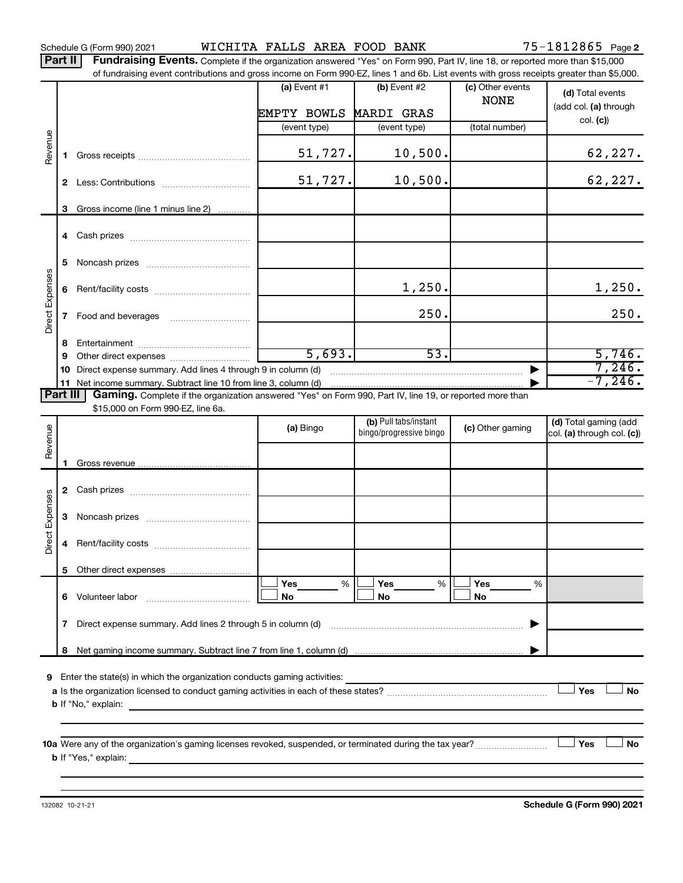Schedule G (Form 990) 2021 WICHITA FALLS AREA FOOD BANK 75-1812865 Page 2

**Part II** **Fundraising Events.** Complete if the organization answered "Yes" on Form 990, Part IV, line 18, or reported more than $15,000 of fundraising event contributions and gross income on Form 990-EZ, lines 1 and 6b. List events with gross receipts greater than $5,000.

| | | (a) Event #1 | (b) Event #2 | (c) Other events | (d) Total events (add col. (a) through col. (c)) |
|---|---|---|---|---|---|
| | | EMPTY BOWLS | MARDI GRAS | NONE | |
| | | (event type) | (event type) | (total number) | |
| Revenue | 1 Gross receipts | 51,727. | 10,500. | | 62,227. |
| | 2 Less: Contributions | 51,727. | 10,500. | | 62,227. |
| | 3 Gross income (line 1 minus line 2) | | | | |
| Direct Expenses | 4 Cash prizes | | | | |
| | 5 Noncash prizes | | | | |
| | 6 Rent/facility costs | | 1,250. | | 1,250. |
| | 7 Food and beverages | | 250. | | 250. |
| | 8 Entertainment | | | | |
| | 9 Other direct expenses | 5,693. | 53. | | 5,746. |
| | 10 Direct expense summary. Add lines 4 through 9 in column (d) | | | ▶ | 7,246. |
| | 11 Net income summary. Subtract line 10 from line 3, column (d) | | | ▶ | -7,246. |

**Part III** **Gaming.** Complete if the organization answered "Yes" on Form 990, Part IV, line 19, or reported more than $15,000 on Form 990-EZ, line 6a.

| | | (a) Bingo | (b) Pull tabs/instant bingo/progressive bingo | (c) Other gaming | (d) Total gaming (add col. (a) through col. (c)) |
|---|---|---|---|---|---|
| Revenue | 1 Gross revenue | | | | |
| Direct Expenses | 2 Cash prizes | | | | |
| | 3 Noncash prizes | | | | |
| | 4 Rent/facility costs | | | | |
| | 5 Other direct expenses | | | | |
| | 6 Volunteer labor | ☐ Yes ___ % ☐ No | ☐ Yes ___ % ☐ No | ☐ Yes ___ % ☐ No | |
| | 7 Direct expense summary. Add lines 2 through 5 in column (d) | | | ▶ | |
| | 8 Net gaming income summary. Subtract line 7 from line 1, column (d) | | | ▶ | |

**9** Enter the state(s) in which the organization conducts gaming activities:

**a** Is the organization licensed to conduct gaming activities in each of these states? ☐ Yes ☐ No

**b** If "No," explain:

**10a** Were any of the organization's gaming licenses revoked, suspended, or terminated during the tax year? ☐ Yes ☐ No

**b** If "Yes," explain:

132082 10-21-21 **Schedule G (Form 990) 2021**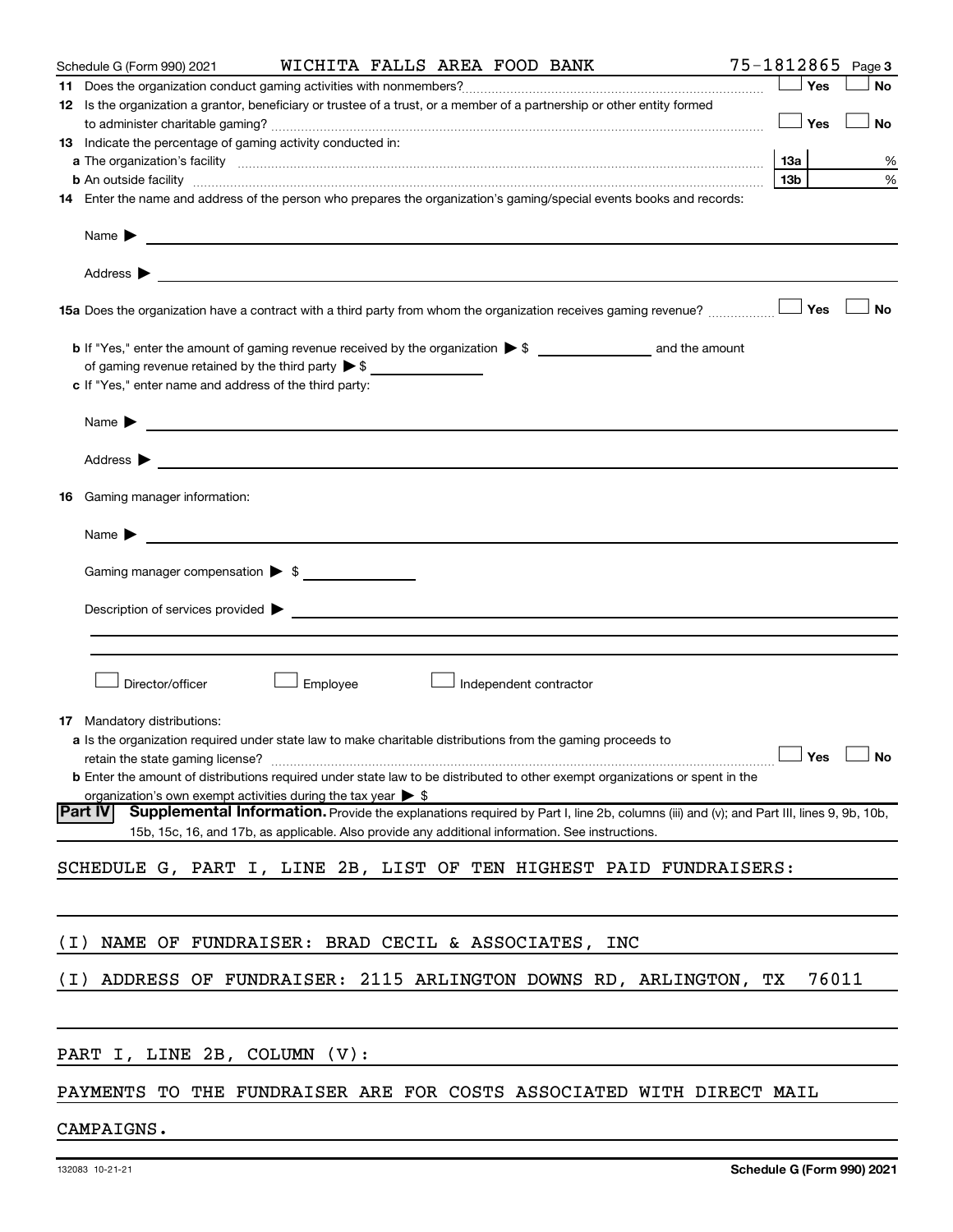Schedule G (Form 990) 2021 WICHITA FALLS AREA FOOD BANK 75-1812865 Page 3

**11** Does the organization conduct gaming activities with nonmembers? ☐ Yes ☐ No

**12** Is the organization a grantor, beneficiary or trustee of a trust, or a member of a partnership or other entity formed to administer charitable gaming? ☐ Yes ☐ No

**13** Indicate the percentage of gaming activity conducted in:

**a** The organization's facility **13a** %

**b** An outside facility **13b** %

**14** Enter the name and address of the person who prepares the organization's gaming/special events books and records:

Name ▶

Address ▶

**15a** Does the organization have a contract with a third party from whom the organization receives gaming revenue? ☐ Yes ☐ No

**b** If "Yes," enter the amount of gaming revenue received by the organization ▶ $ ______ and the amount of gaming revenue retained by the third party ▶ $ ______

**c** If "Yes," enter name and address of the third party:

Name ▶

Address ▶

**16** Gaming manager information:

Name ▶

Gaming manager compensation ▶ $

Description of services provided ▶

☐ Director/officer ☐ Employee ☐ Independent contractor

**17** Mandatory distributions:

**a** Is the organization required under state law to make charitable distributions from the gaming proceeds to retain the state gaming license? ☐ Yes ☐ No

**b** Enter the amount of distributions required under state law to be distributed to other exempt organizations or spent in the organization's own exempt activities during the tax year ▶ $

**Part IV** **Supplemental Information.** Provide the explanations required by Part I, line 2b, columns (iii) and (v); and Part III, lines 9, 9b, 10b, 15b, 15c, 16, and 17b, as applicable. Also provide any additional information. See instructions.

SCHEDULE G, PART I, LINE 2B, LIST OF TEN HIGHEST PAID FUNDRAISERS:

(I) NAME OF FUNDRAISER: BRAD CECIL & ASSOCIATES, INC

(I) ADDRESS OF FUNDRAISER: 2115 ARLINGTON DOWNS RD, ARLINGTON, TX 76011

PART I, LINE 2B, COLUMN (V):

PAYMENTS TO THE FUNDRAISER ARE FOR COSTS ASSOCIATED WITH DIRECT MAIL CAMPAIGNS.

132083 10-21-21 **Schedule G (Form 990) 2021**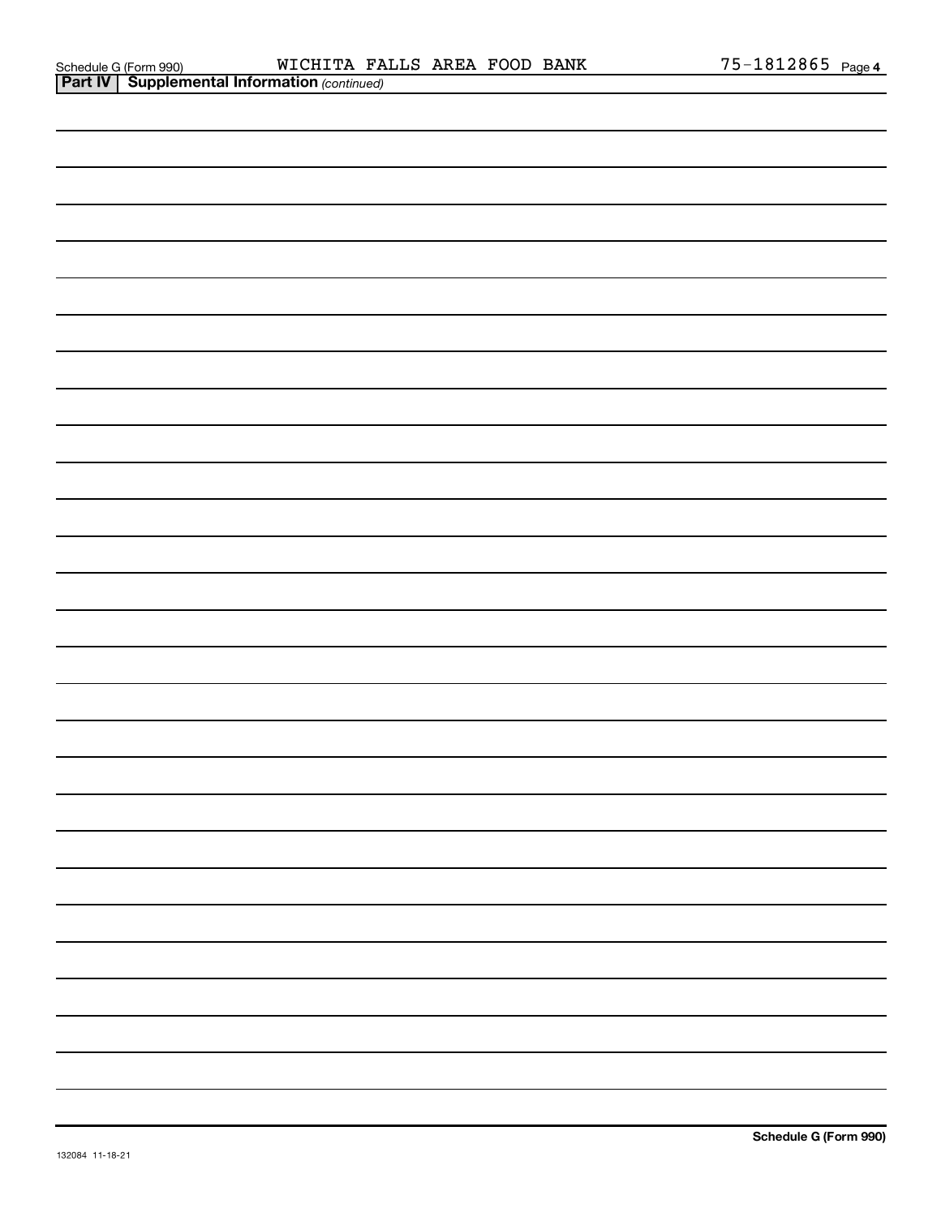Schedule G (Form 990) WICHITA FALLS AREA FOOD BANK 75-1812865 Page 4

**Part IV** | **Supplemental Information** *(continued)*

**Schedule G (Form 990)**

132084 11-18-21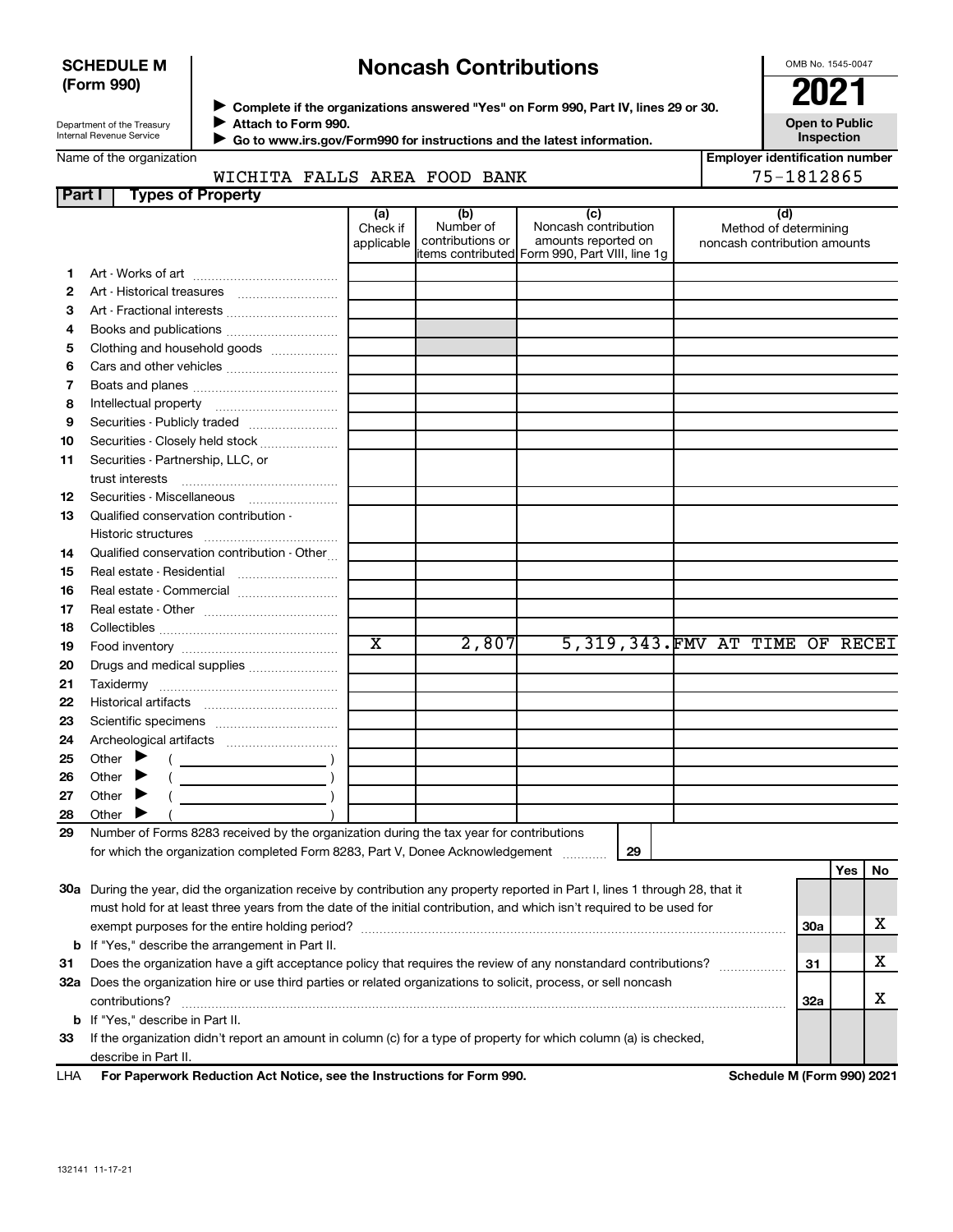**SCHEDULE M (Form 990)**

Department of the Treasury
Internal Revenue Service

# Noncash Contributions

▶ Complete if the organizations answered "Yes" on Form 990, Part IV, lines 29 or 30.
▶ Attach to Form 990.
▶ Go to www.irs.gov/Form990 for instructions and the latest information.

OMB No. 1545-0047

**2021**

**Open to Public Inspection**

Name of the organization: WICHITA FALLS AREA FOOD BANK

Employer identification number: 75-1812865

## Part I Types of Property

| | | (a) Check if applicable | (b) Number of contributions or items contributed | (c) Noncash contribution amounts reported on Form 990, Part VIII, line 1g | (d) Method of determining noncash contribution amounts |
|---|---|---|---|---|---|
| 1 | Art - Works of art | | | | |
| 2 | Art - Historical treasures | | | | |
| 3 | Art - Fractional interests | | | | |
| 4 | Books and publications | | | | |
| 5 | Clothing and household goods | | | | |
| 6 | Cars and other vehicles | | | | |
| 7 | Boats and planes | | | | |
| 8 | Intellectual property | | | | |
| 9 | Securities - Publicly traded | | | | |
| 10 | Securities - Closely held stock | | | | |
| 11 | Securities - Partnership, LLC, or trust interests | | | | |
| 12 | Securities - Miscellaneous | | | | |
| 13 | Qualified conservation contribution - Historic structures | | | | |
| 14 | Qualified conservation contribution - Other | | | | |
| 15 | Real estate - Residential | | | | |
| 16 | Real estate - Commercial | | | | |
| 17 | Real estate - Other | | | | |
| 18 | Collectibles | | | | |
| 19 | Food inventory | X | 2,807 | 5,319,343. | FMV AT TIME OF RECEI |
| 20 | Drugs and medical supplies | | | | |
| 21 | Taxidermy | | | | |
| 22 | Historical artifacts | | | | |
| 23 | Scientific specimens | | | | |
| 24 | Archeological artifacts | | | | |
| 25 | Other ▶ ( ) | | | | |
| 26 | Other ▶ ( ) | | | | |
| 27 | Other ▶ ( ) | | | | |
| 28 | Other ▶ ( ) | | | | |

29 Number of Forms 8283 received by the organization during the tax year for contributions for which the organization completed Form 8283, Part V, Donee Acknowledgement ..... **29**

| | | | Yes | No |
|---|---|---|---|---|
| 30a | During the year, did the organization receive by contribution any property reported in Part I, lines 1 through 28, that it must hold for at least three years from the date of the initial contribution, and which isn't required to be used for exempt purposes for the entire holding period? | 30a | | X |
| b | If "Yes," describe the arrangement in Part II. | | | |
| 31 | Does the organization have a gift acceptance policy that requires the review of any nonstandard contributions? | 31 | | X |
| 32a | Does the organization hire or use third parties or related organizations to solicit, process, or sell noncash contributions? | 32a | | X |
| b | If "Yes," describe in Part II. | | | |
| 33 | If the organization didn't report an amount in column (c) for a type of property for which column (a) is checked, describe in Part II. | | | |

LHA **For Paperwork Reduction Act Notice, see the Instructions for Form 990.** **Schedule M (Form 990) 2021**

132141 11-17-21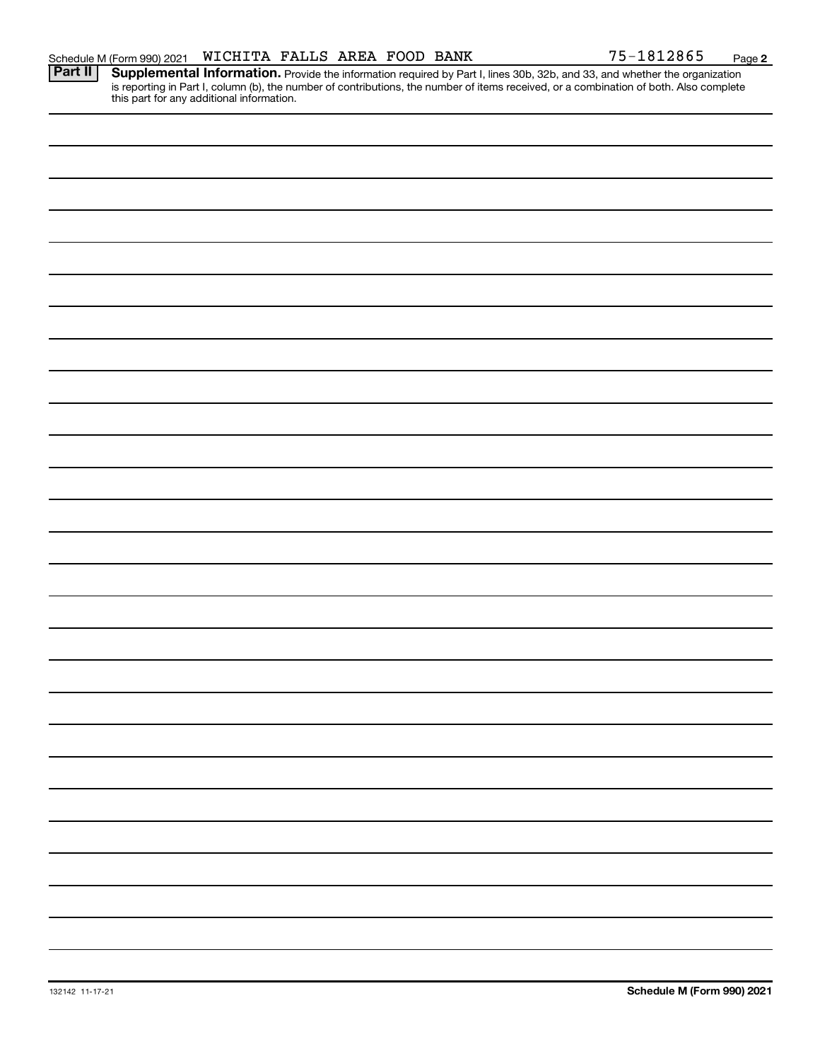Schedule M (Form 990) 2021 WICHITA FALLS AREA FOOD BANK 75-1812865 Page **2**

**Part II** **Supplemental Information.** Provide the information required by Part I, lines 30b, 32b, and 33, and whether the organization is reporting in Part I, column (b), the number of contributions, the number of items received, or a combination of both. Also complete this part for any additional information.

132142 11-17-21 **Schedule M (Form 990) 2021**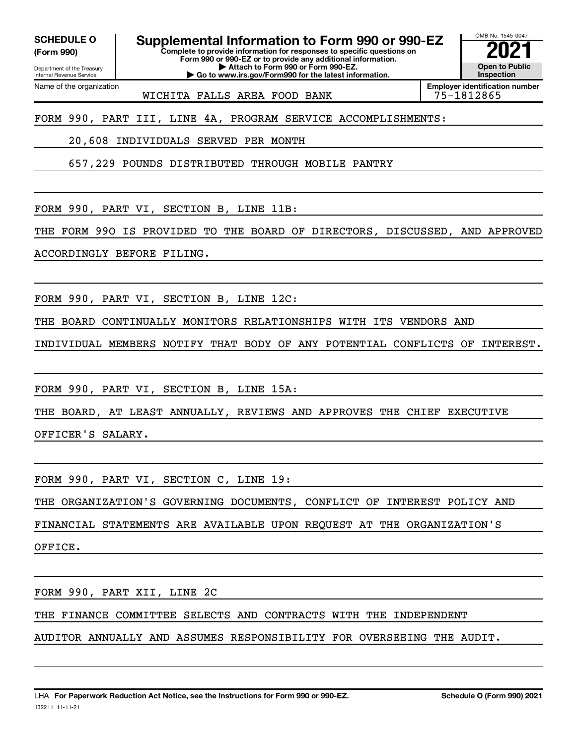**SCHEDULE O**
**(Form 990)**

Department of the Treasury
Internal Revenue Service

# Supplemental Information to Form 990 or 990-EZ

**Complete to provide information for responses to specific questions on Form 990 or 990-EZ or to provide any additional information.**
**▶ Attach to Form 990 or Form 990-EZ.**
**▶ Go to www.irs.gov/Form990 for the latest information.**

OMB No. 1545-0047

**2021**

**Open to Public Inspection**

Name of the organization: WICHITA FALLS AREA FOOD BANK

**Employer identification number:** 75-1812865

FORM 990, PART III, LINE 4A, PROGRAM SERVICE ACCOMPLISHMENTS:

20,608 INDIVIDUALS SERVED PER MONTH

657,229 POUNDS DISTRIBUTED THROUGH MOBILE PANTRY

FORM 990, PART VI, SECTION B, LINE 11B:

THE FORM 990 IS PROVIDED TO THE BOARD OF DIRECTORS, DISCUSSED, AND APPROVED ACCORDINGLY BEFORE FILING.

FORM 990, PART VI, SECTION B, LINE 12C:

THE BOARD CONTINUALLY MONITORS RELATIONSHIPS WITH ITS VENDORS AND INDIVIDUAL MEMBERS NOTIFY THAT BODY OF ANY POTENTIAL CONFLICTS OF INTEREST.

FORM 990, PART VI, SECTION B, LINE 15A:

THE BOARD, AT LEAST ANNUALLY, REVIEWS AND APPROVES THE CHIEF EXECUTIVE OFFICER'S SALARY.

FORM 990, PART VI, SECTION C, LINE 19:

THE ORGANIZATION'S GOVERNING DOCUMENTS, CONFLICT OF INTEREST POLICY AND FINANCIAL STATEMENTS ARE AVAILABLE UPON REQUEST AT THE ORGANIZATION'S OFFICE.

FORM 990, PART XII, LINE 2C

THE FINANCE COMMITTEE SELECTS AND CONTRACTS WITH THE INDEPENDENT AUDITOR ANNUALLY AND ASSUMES RESPONSIBILITY FOR OVERSEEING THE AUDIT.

LHA **For Paperwork Reduction Act Notice, see the Instructions for Form 990 or 990-EZ.** **Schedule O (Form 990) 2021**

132211 11-11-21